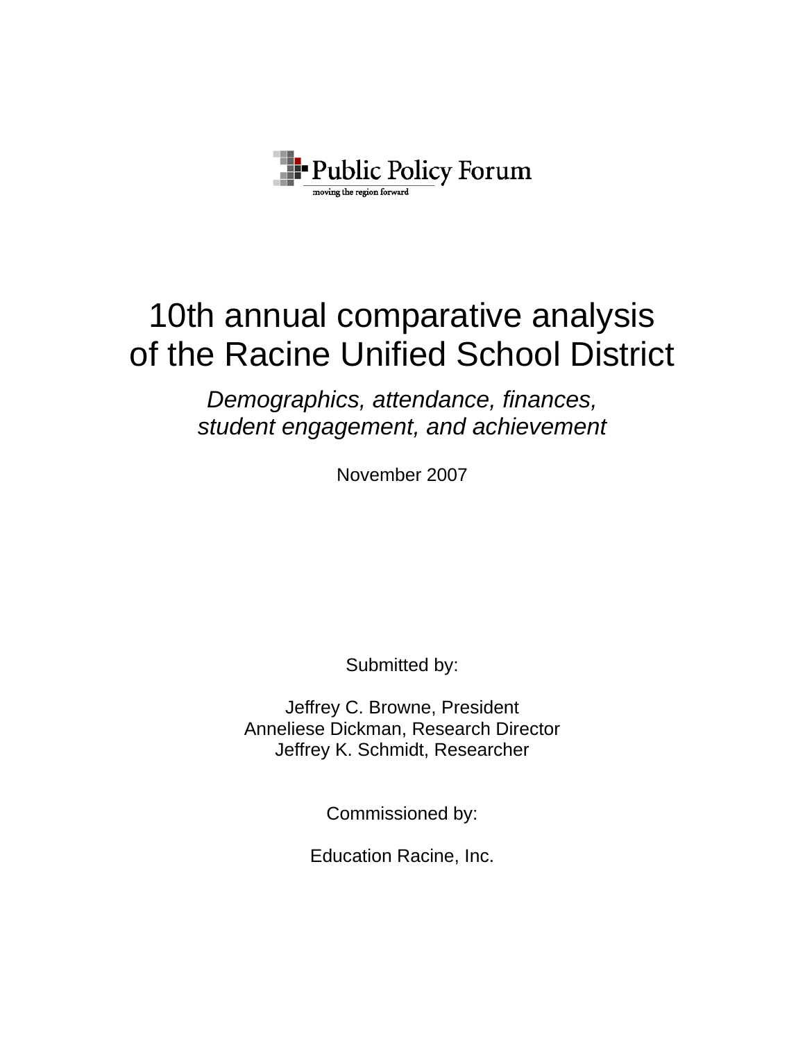Public Policy Forum

moving the region forward

# 10th annual comparative analysis of the Racine Unified School District

*Demographics, attendance, finances, student engagement, and achievement*

November 2007

Submitted by:

Jeffrey C. Browne, President
Anneliese Dickman, Research Director
Jeffrey K. Schmidt, Researcher

Commissioned by:

Education Racine, Inc.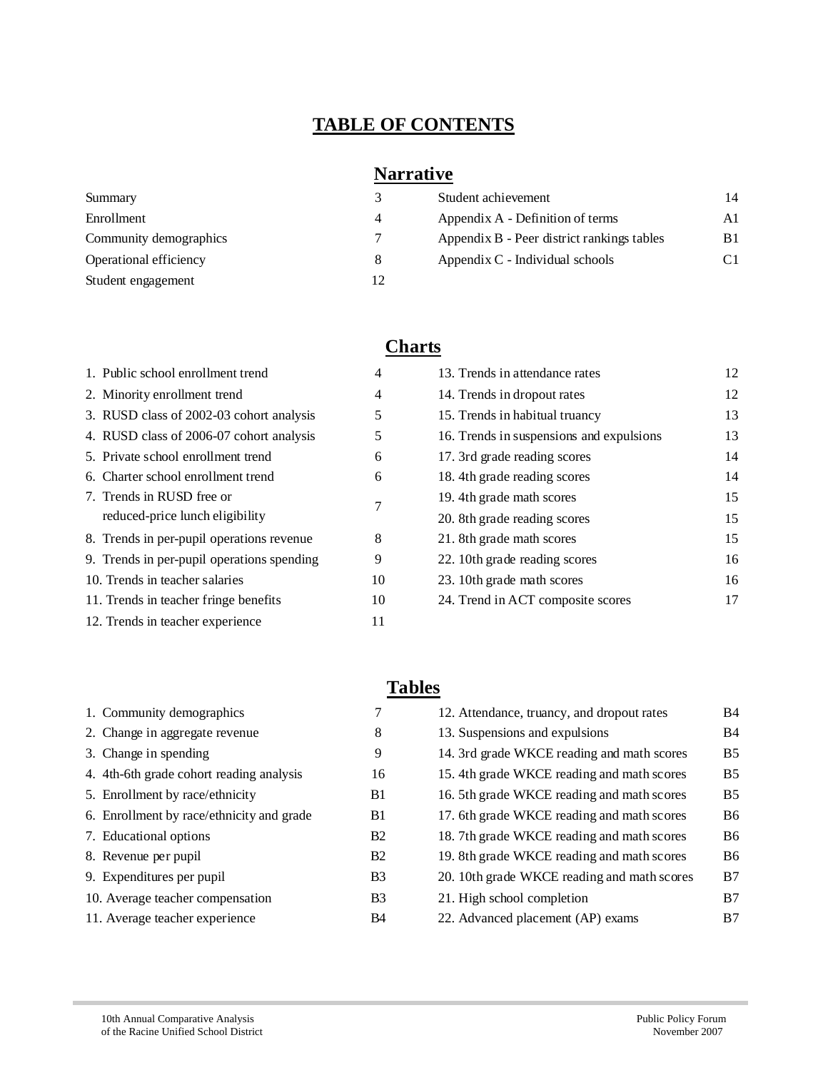# TABLE OF CONTENTS

## Narrative

| | | | |
|---|---|---|---|
| Summary | 3 | Student achievement | 14 |
| Enrollment | 4 | Appendix A - Definition of terms | A1 |
| Community demographics | 7 | Appendix B - Peer district rankings tables | B1 |
| Operational efficiency | 8 | Appendix C - Individual schools | C1 |
| Student engagement | 12 | | |

## Charts

| | | | |
|---|---|---|---|
| 1. Public school enrollment trend | 4 | 13. Trends in attendance rates | 12 |
| 2. Minority enrollment trend | 4 | 14. Trends in dropout rates | 12 |
| 3. RUSD class of 2002-03 cohort analysis | 5 | 15. Trends in habitual truancy | 13 |
| 4. RUSD class of 2006-07 cohort analysis | 5 | 16. Trends in suspensions and expulsions | 13 |
| 5. Private school enrollment trend | 6 | 17. 3rd grade reading scores | 14 |
| 6. Charter school enrollment trend | 6 | 18. 4th grade reading scores | 14 |
| 7. Trends in RUSD free or reduced-price lunch eligibility | 7 | 19. 4th grade math scores | 15 |
| | | 20. 8th grade reading scores | 15 |
| 8. Trends in per-pupil operations revenue | 8 | 21. 8th grade math scores | 15 |
| 9. Trends in per-pupil operations spending | 9 | 22. 10th grade reading scores | 16 |
| 10. Trends in teacher salaries | 10 | 23. 10th grade math scores | 16 |
| 11. Trends in teacher fringe benefits | 10 | 24. Trend in ACT composite scores | 17 |
| 12. Trends in teacher experience | 11 | | |

## Tables

| | | | |
|---|---|---|---|
| 1. Community demographics | 7 | 12. Attendance, truancy, and dropout rates | B4 |
| 2. Change in aggregate revenue | 8 | 13. Suspensions and expulsions | B4 |
| 3. Change in spending | 9 | 14. 3rd grade WKCE reading and math scores | B5 |
| 4. 4th-6th grade cohort reading analysis | 16 | 15. 4th grade WKCE reading and math scores | B5 |
| 5. Enrollment by race/ethnicity | B1 | 16. 5th grade WKCE reading and math scores | B5 |
| 6. Enrollment by race/ethnicity and grade | B1 | 17. 6th grade WKCE reading and math scores | B6 |
| 7. Educational options | B2 | 18. 7th grade WKCE reading and math scores | B6 |
| 8. Revenue per pupil | B2 | 19. 8th grade WKCE reading and math scores | B6 |
| 9. Expenditures per pupil | B3 | 20. 10th grade WKCE reading and math scores | B7 |
| 10. Average teacher compensation | B3 | 21. High school completion | B7 |
| 11. Average teacher experience | B4 | 22. Advanced placement (AP) exams | B7 |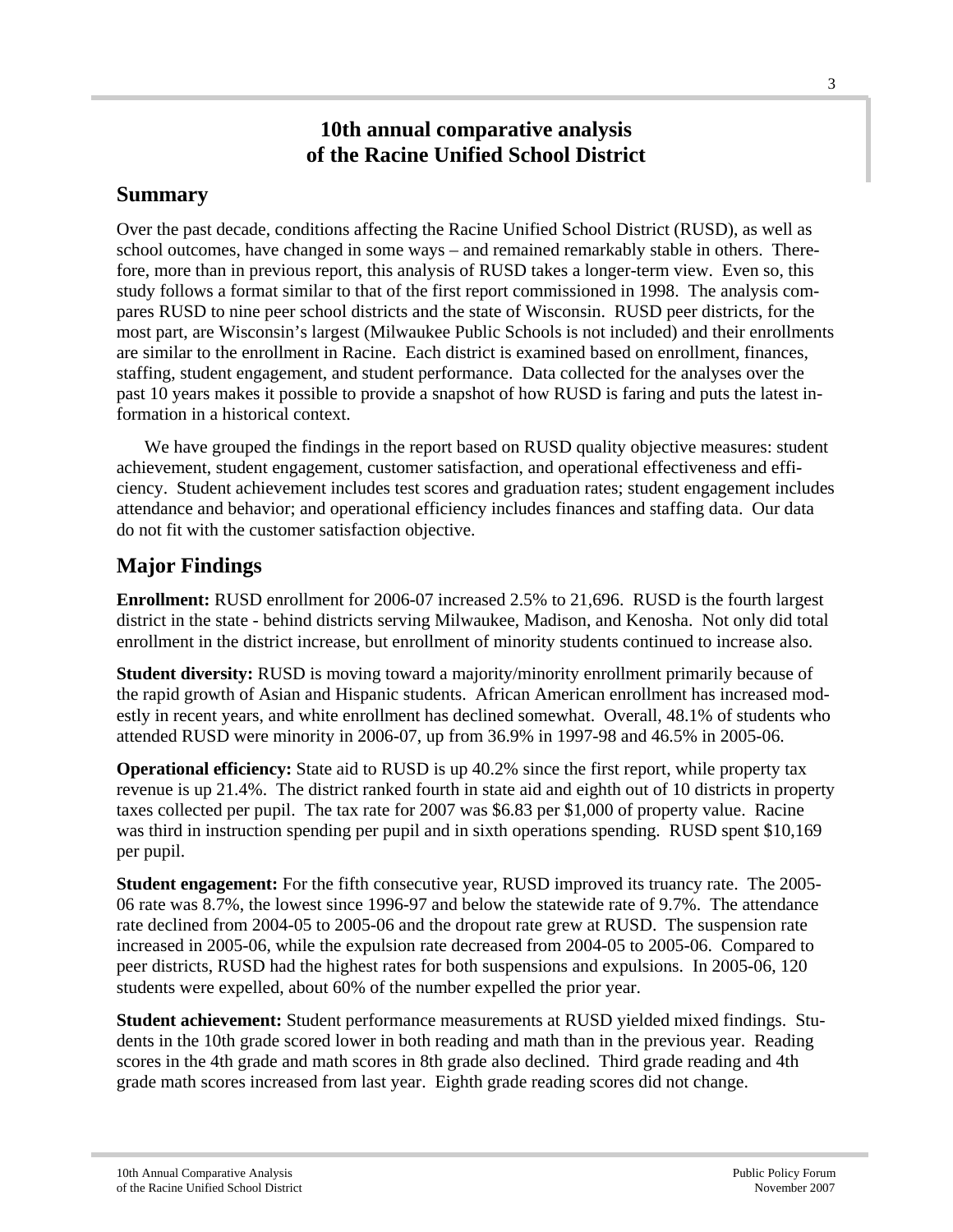# 10th annual comparative analysis of the Racine Unified School District

## Summary

Over the past decade, conditions affecting the Racine Unified School District (RUSD), as well as school outcomes, have changed in some ways – and remained remarkably stable in others. Therefore, more than in previous report, this analysis of RUSD takes a longer-term view. Even so, this study follows a format similar to that of the first report commissioned in 1998. The analysis compares RUSD to nine peer school districts and the state of Wisconsin. RUSD peer districts, for the most part, are Wisconsin's largest (Milwaukee Public Schools is not included) and their enrollments are similar to the enrollment in Racine. Each district is examined based on enrollment, finances, staffing, student engagement, and student performance. Data collected for the analyses over the past 10 years makes it possible to provide a snapshot of how RUSD is faring and puts the latest information in a historical context.

We have grouped the findings in the report based on RUSD quality objective measures: student achievement, student engagement, customer satisfaction, and operational effectiveness and efficiency. Student achievement includes test scores and graduation rates; student engagement includes attendance and behavior; and operational efficiency includes finances and staffing data. Our data do not fit with the customer satisfaction objective.

## Major Findings

**Enrollment:** RUSD enrollment for 2006-07 increased 2.5% to 21,696. RUSD is the fourth largest district in the state - behind districts serving Milwaukee, Madison, and Kenosha. Not only did total enrollment in the district increase, but enrollment of minority students continued to increase also.

**Student diversity:** RUSD is moving toward a majority/minority enrollment primarily because of the rapid growth of Asian and Hispanic students. African American enrollment has increased modestly in recent years, and white enrollment has declined somewhat. Overall, 48.1% of students who attended RUSD were minority in 2006-07, up from 36.9% in 1997-98 and 46.5% in 2005-06.

**Operational efficiency:** State aid to RUSD is up 40.2% since the first report, while property tax revenue is up 21.4%. The district ranked fourth in state aid and eighth out of 10 districts in property taxes collected per pupil. The tax rate for 2007 was $6.83 per $1,000 of property value. Racine was third in instruction spending per pupil and in sixth operations spending. RUSD spent $10,169 per pupil.

**Student engagement:** For the fifth consecutive year, RUSD improved its truancy rate. The 2005-06 rate was 8.7%, the lowest since 1996-97 and below the statewide rate of 9.7%. The attendance rate declined from 2004-05 to 2005-06 and the dropout rate grew at RUSD. The suspension rate increased in 2005-06, while the expulsion rate decreased from 2004-05 to 2005-06. Compared to peer districts, RUSD had the highest rates for both suspensions and expulsions. In 2005-06, 120 students were expelled, about 60% of the number expelled the prior year.

**Student achievement:** Student performance measurements at RUSD yielded mixed findings. Students in the 10th grade scored lower in both reading and math than in the previous year. Reading scores in the 4th grade and math scores in 8th grade also declined. Third grade reading and 4th grade math scores increased from last year. Eighth grade reading scores did not change.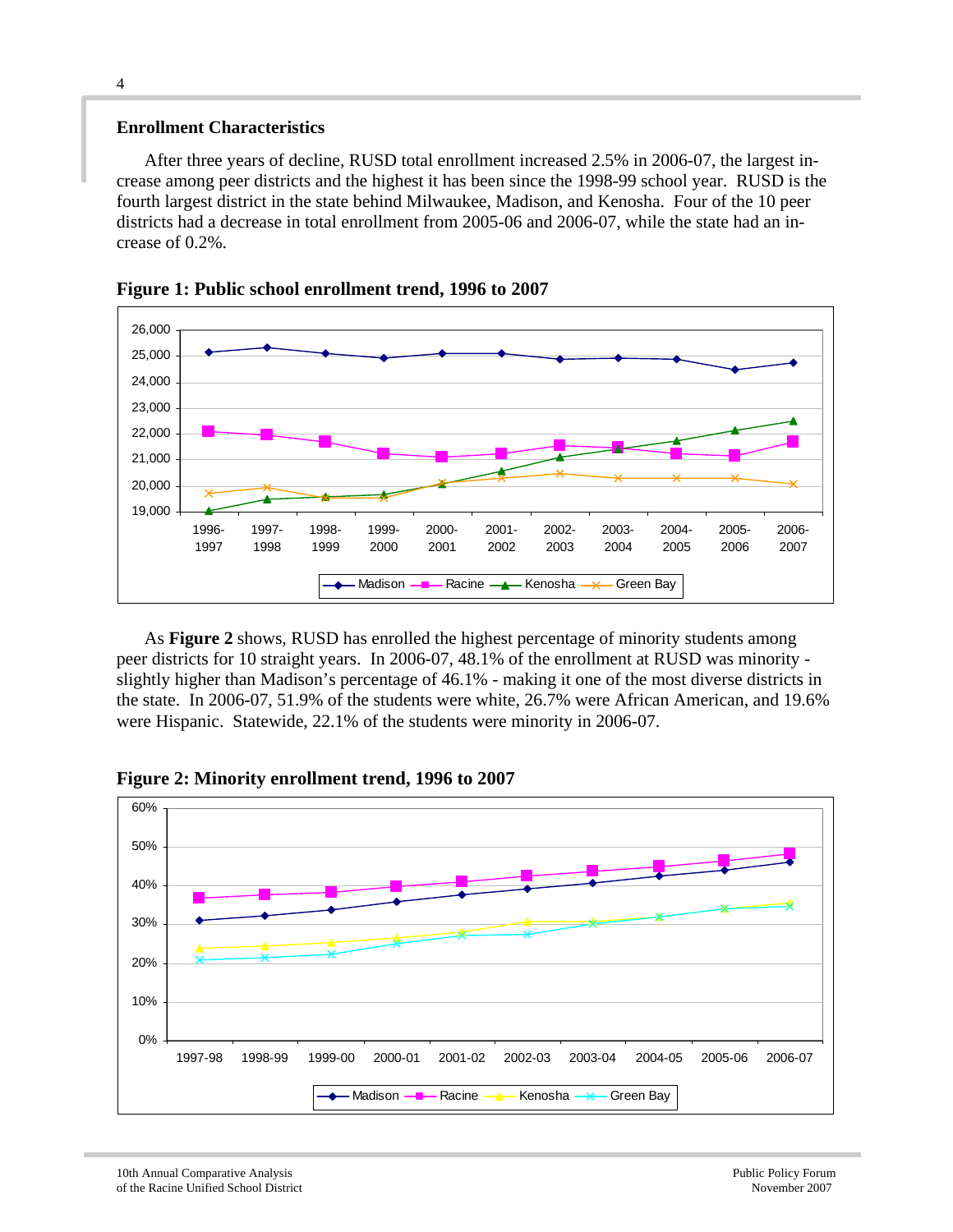## Enrollment Characteristics

After three years of decline, RUSD total enrollment increased 2.5% in 2006-07, the largest increase among peer districts and the highest it has been since the 1998-99 school year. RUSD is the fourth largest district in the state behind Milwaukee, Madison, and Kenosha. Four of the 10 peer districts had a decrease in total enrollment from 2005-06 and 2006-07, while the state had an increase of 0.2%.

**Figure 1: Public school enrollment trend, 1996 to 2007**

As **Figure 2** shows, RUSD has enrolled the highest percentage of minority students among peer districts for 10 straight years. In 2006-07, 48.1% of the enrollment at RUSD was minority - slightly higher than Madison's percentage of 46.1% - making it one of the most diverse districts in the state. In 2006-07, 51.9% of the students were white, 26.7% were African American, and 19.6% were Hispanic. Statewide, 22.1% of the students were minority in 2006-07.

**Figure 2: Minority enrollment trend, 1996 to 2007**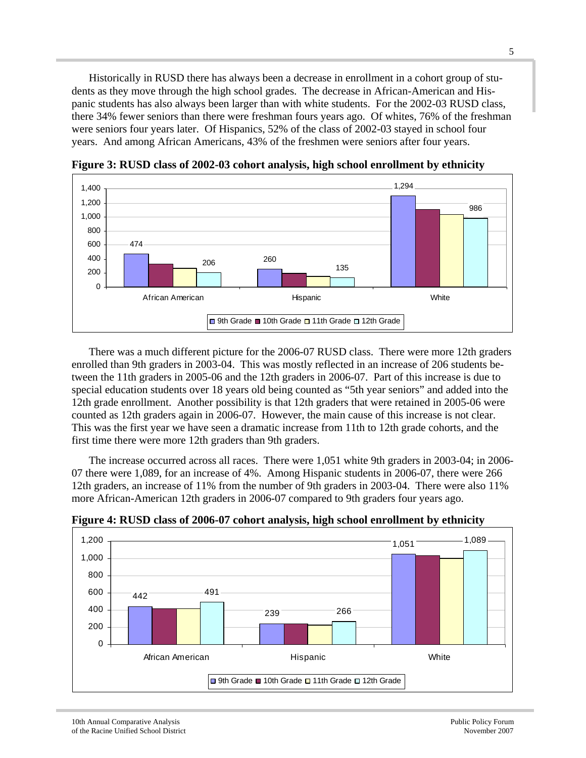Historically in RUSD there has always been a decrease in enrollment in a cohort group of students as they move through the high school grades. The decrease in African-American and Hispanic students has also always been larger than with white students. For the 2002-03 RUSD class, there 34% fewer seniors than there were freshman fours years ago. Of whites, 76% of the freshman were seniors four years later. Of Hispanics, 52% of the class of 2002-03 stayed in school four years. And among African Americans, 43% of the freshmen were seniors after four years.

**Figure 3: RUSD class of 2002-03 cohort analysis, high school enrollment by ethnicity**

| | 9th Grade | 10th Grade | 11th Grade | 12th Grade |
|---|---|---|---|---|
| African American | 474 | | | 206 |
| Hispanic | 260 | | | 135 |
| White | 1,294 | | | 986 |

There was a much different picture for the 2006-07 RUSD class. There were more 12th graders enrolled than 9th graders in 2003-04. This was mostly reflected in an increase of 206 students between the 11th graders in 2005-06 and the 12th graders in 2006-07. Part of this increase is due to special education students over 18 years old being counted as "5th year seniors" and added into the 12th grade enrollment. Another possibility is that 12th graders that were retained in 2005-06 were counted as 12th graders again in 2006-07. However, the main cause of this increase is not clear. This was the first year we have seen a dramatic increase from 11th to 12th grade cohorts, and the first time there were more 12th graders than 9th graders.

The increase occurred across all races. There were 1,051 white 9th graders in 2003-04; in 2006-07 there were 1,089, for an increase of 4%. Among Hispanic students in 2006-07, there were 266 12th graders, an increase of 11% from the number of 9th graders in 2003-04. There were also 11% more African-American 12th graders in 2006-07 compared to 9th graders four years ago.

**Figure 4: RUSD class of 2006-07 cohort analysis, high school enrollment by ethnicity**

| | 9th Grade | 10th Grade | 11th Grade | 12th Grade |
|---|---|---|---|---|
| African American | 442 | | | 491 |
| Hispanic | 239 | | | 266 |
| White | 1,051 | | | 1,089 |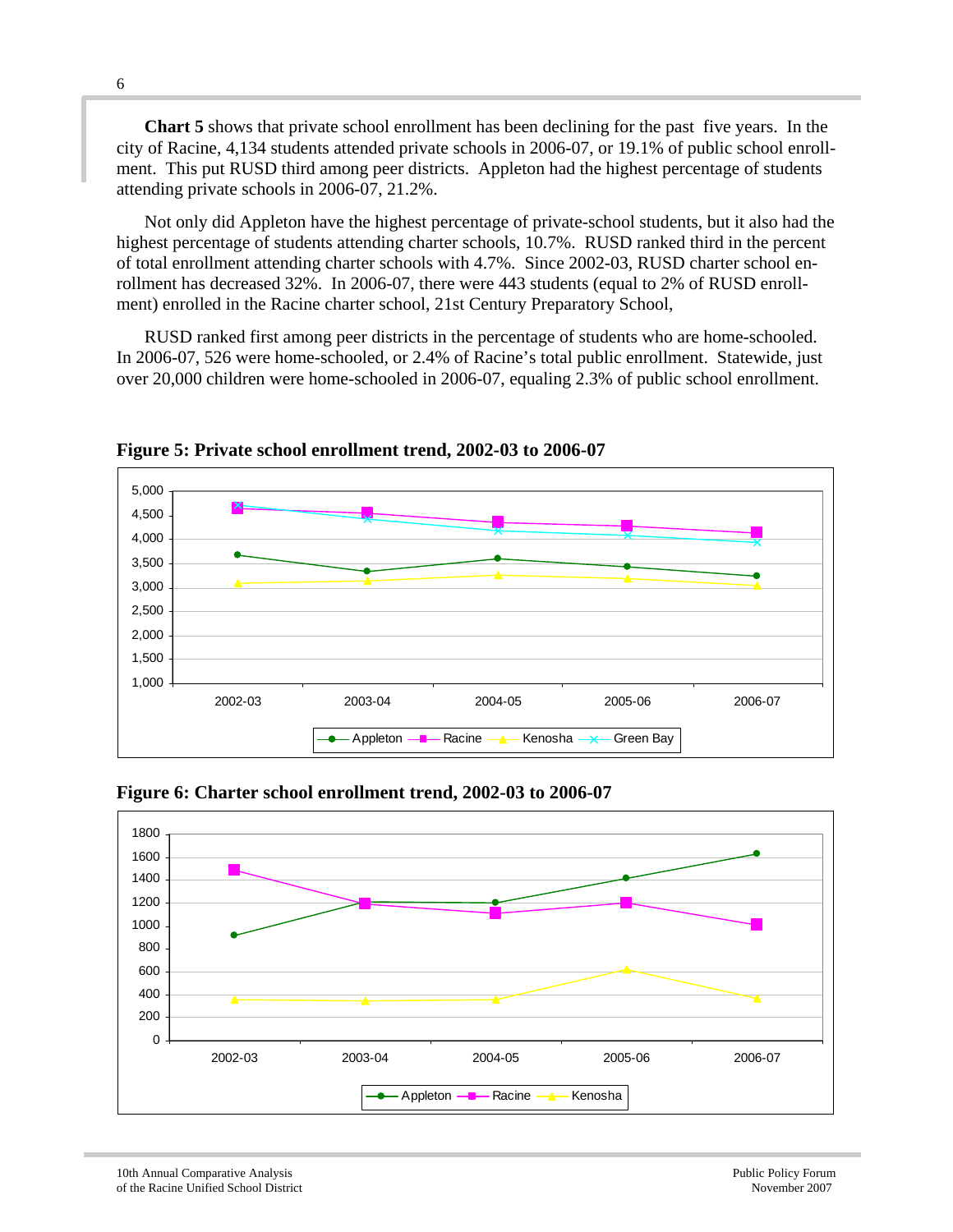**Chart 5** shows that private school enrollment has been declining for the past five years. In the city of Racine, 4,134 students attended private schools in 2006-07, or 19.1% of public school enrollment. This put RUSD third among peer districts. Appleton had the highest percentage of students attending private schools in 2006-07, 21.2%.

Not only did Appleton have the highest percentage of private-school students, but it also had the highest percentage of students attending charter schools, 10.7%. RUSD ranked third in the percent of total enrollment attending charter schools with 4.7%. Since 2002-03, RUSD charter school enrollment has decreased 32%. In 2006-07, there were 443 students (equal to 2% of RUSD enrollment) enrolled in the Racine charter school, 21st Century Preparatory School,

RUSD ranked first among peer districts in the percentage of students who are home-schooled. In 2006-07, 526 were home-schooled, or 2.4% of Racine's total public enrollment. Statewide, just over 20,000 children were home-schooled in 2006-07, equaling 2.3% of public school enrollment.

**Figure 5: Private school enrollment trend, 2002-03 to 2006-07**

**Figure 6: Charter school enrollment trend, 2002-03 to 2006-07**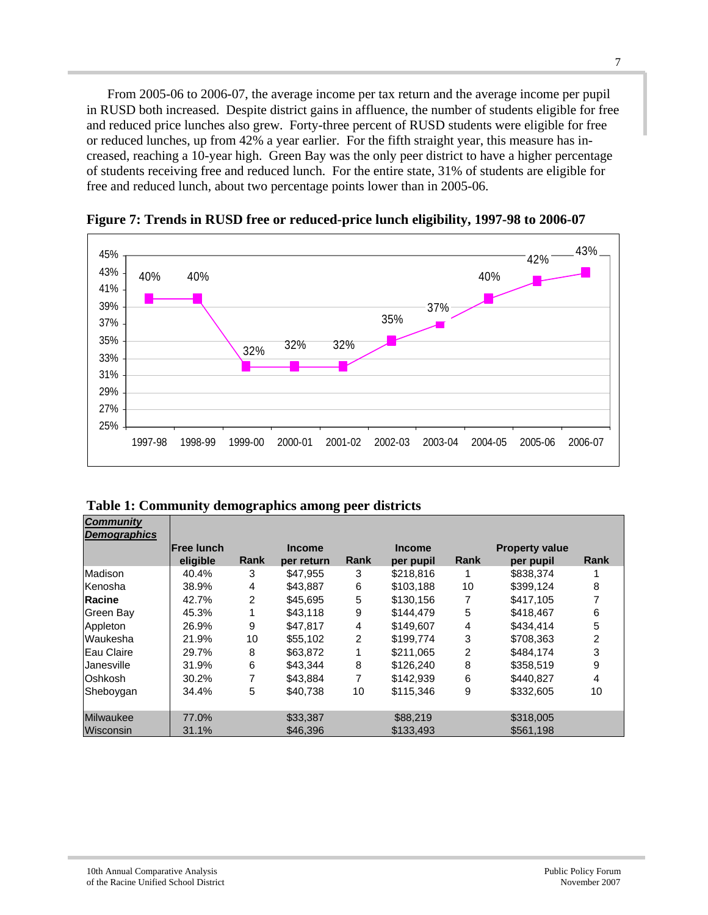From 2005-06 to 2006-07, the average income per tax return and the average income per pupil in RUSD both increased. Despite district gains in affluence, the number of students eligible for free and reduced price lunches also grew. Forty-three percent of RUSD students were eligible for free or reduced lunches, up from 42% a year earlier. For the fifth straight year, this measure has increased, reaching a 10-year high. Green Bay was the only peer district to have a higher percentage of students receiving free and reduced lunch. For the entire state, 31% of students are eligible for free and reduced lunch, about two percentage points lower than in 2005-06.

**Figure 7: Trends in RUSD free or reduced-price lunch eligibility, 1997-98 to 2006-07**

| Year | 1997-98 | 1998-99 | 1999-00 | 2000-01 | 2001-02 | 2002-03 | 2003-04 | 2004-05 | 2005-06 | 2006-07 |
|---|---|---|---|---|---|---|---|---|---|---|
| Eligibility | 40% | 40% | 32% | 32% | 32% | 35% | 37% | 40% | 42% | 43% |

**Table 1: Community demographics among peer districts**

| ***Community Demographics*** | **Free lunch eligible** | **Rank** | **Income per return** | **Rank** | **Income per pupil** | **Rank** | **Property value per pupil** | **Rank** |
|---|---|---|---|---|---|---|---|---|
| Madison | 40.4% | 3 | $47,955 | 3 | $218,816 | 1 | $838,374 | 1 |
| Kenosha | 38.9% | 4 | $43,887 | 6 | $103,188 | 10 | $399,124 | 8 |
| **Racine** | 42.7% | 2 | $45,695 | 5 | $130,156 | 7 | $417,105 | 7 |
| Green Bay | 45.3% | 1 | $43,118 | 9 | $144,479 | 5 | $418,467 | 6 |
| Appleton | 26.9% | 9 | $47,817 | 4 | $149,607 | 4 | $434,414 | 5 |
| Waukesha | 21.9% | 10 | $55,102 | 2 | $199,774 | 3 | $708,363 | 2 |
| Eau Claire | 29.7% | 8 | $63,872 | 1 | $211,065 | 2 | $484,174 | 3 |
| Janesville | 31.9% | 6 | $43,344 | 8 | $126,240 | 8 | $358,519 | 9 |
| Oshkosh | 30.2% | 7 | $43,884 | 7 | $142,939 | 6 | $440,827 | 4 |
| Sheboygan | 34.4% | 5 | $40,738 | 10 | $115,346 | 9 | $332,605 | 10 |
| Milwaukee | 77.0% | | $33,387 | | $88,219 | | $318,005 | |
| Wisconsin | 31.1% | | $46,396 | | $133,493 | | $561,198 | |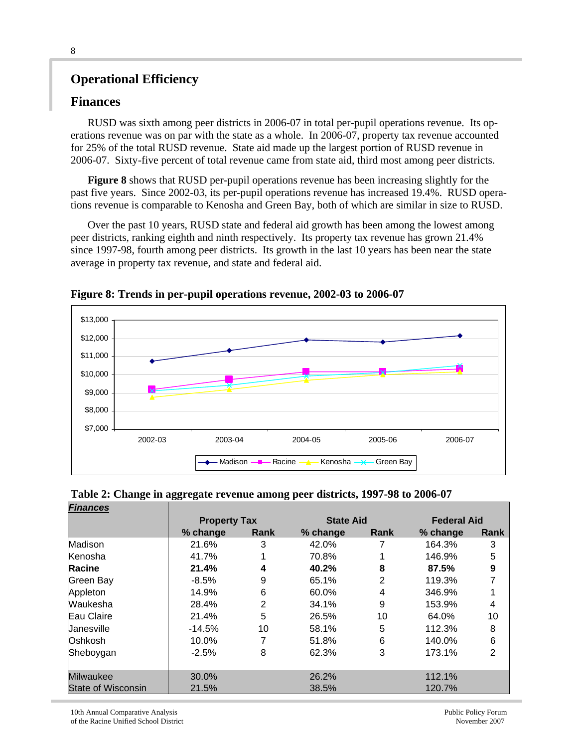# Operational Efficiency

## Finances

RUSD was sixth among peer districts in 2006-07 in total per-pupil operations revenue. Its operations revenue was on par with the state as a whole. In 2006-07, property tax revenue accounted for 25% of the total RUSD revenue. State aid made up the largest portion of RUSD revenue in 2006-07. Sixty-five percent of total revenue came from state aid, third most among peer districts.

**Figure 8** shows that RUSD per-pupil operations revenue has been increasing slightly for the past five years. Since 2002-03, its per-pupil operations revenue has increased 19.4%. RUSD operations revenue is comparable to Kenosha and Green Bay, both of which are similar in size to RUSD.

Over the past 10 years, RUSD state and federal aid growth has been among the lowest among peer districts, ranking eighth and ninth respectively. Its property tax revenue has grown 21.4% since 1997-98, fourth among peer districts. Its growth in the last 10 years has been near the state average in property tax revenue, and state and federal aid.

**Figure 8: Trends in per-pupil operations revenue, 2002-03 to 2006-07**

**Table 2: Change in aggregate revenue among peer districts, 1997-98 to 2006-07**

| ***Finances*** | **Property Tax** | | **State Aid** | | **Federal Aid** | |
|---|---|---|---|---|---|---|
| | **% change** | **Rank** | **% change** | **Rank** | **% change** | **Rank** |
| Madison | 21.6% | 3 | 42.0% | 7 | 164.3% | 3 |
| Kenosha | 41.7% | 1 | 70.8% | 1 | 146.9% | 5 |
| **Racine** | **21.4%** | **4** | **40.2%** | **8** | **87.5%** | **9** |
| Green Bay | -8.5% | 9 | 65.1% | 2 | 119.3% | 7 |
| Appleton | 14.9% | 6 | 60.0% | 4 | 346.9% | 1 |
| Waukesha | 28.4% | 2 | 34.1% | 9 | 153.9% | 4 |
| Eau Claire | 21.4% | 5 | 26.5% | 10 | 64.0% | 10 |
| Janesville | -14.5% | 10 | 58.1% | 5 | 112.3% | 8 |
| Oshkosh | 10.0% | 7 | 51.8% | 6 | 140.0% | 6 |
| Sheboygan | -2.5% | 8 | 62.3% | 3 | 173.1% | 2 |
| Milwaukee | 30.0% | | 26.2% | | 112.1% | |
| State of Wisconsin | 21.5% | | 38.5% | | 120.7% | |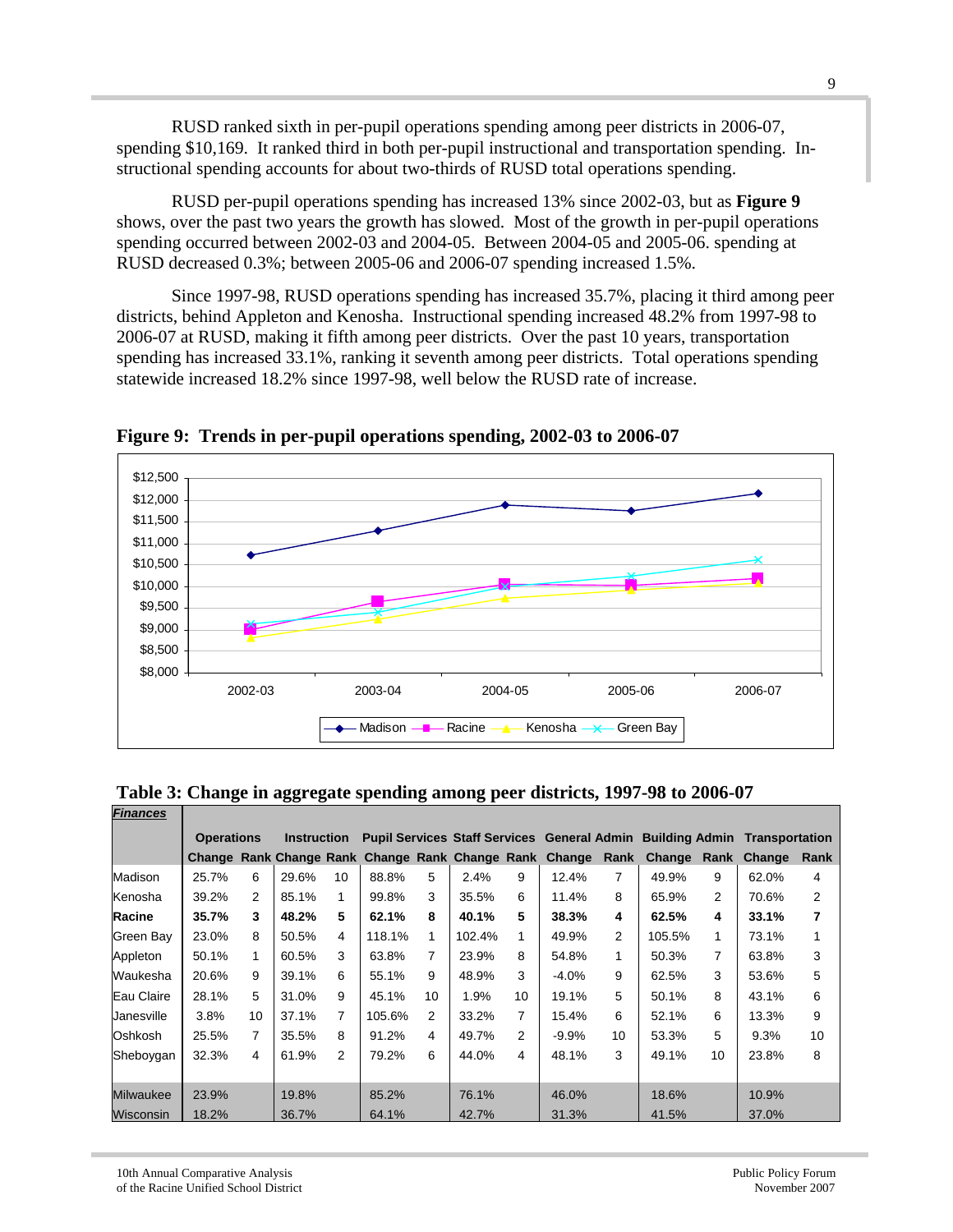RUSD ranked sixth in per-pupil operations spending among peer districts in 2006-07, spending $10,169. It ranked third in both per-pupil instructional and transportation spending. Instructional spending accounts for about two-thirds of RUSD total operations spending.

RUSD per-pupil operations spending has increased 13% since 2002-03, but as **Figure 9** shows, over the past two years the growth has slowed. Most of the growth in per-pupil operations spending occurred between 2002-03 and 2004-05. Between 2004-05 and 2005-06. spending at RUSD decreased 0.3%; between 2005-06 and 2006-07 spending increased 1.5%.

Since 1997-98, RUSD operations spending has increased 35.7%, placing it third among peer districts, behind Appleton and Kenosha. Instructional spending increased 48.2% from 1997-98 to 2006-07 at RUSD, making it fifth among peer districts. Over the past 10 years, transportation spending has increased 33.1%, ranking it seventh among peer districts. Total operations spending statewide increased 18.2% since 1997-98, well below the RUSD rate of increase.

**Figure 9: Trends in per-pupil operations spending, 2002-03 to 2006-07**

**Table 3: Change in aggregate spending among peer districts, 1997-98 to 2006-07**

| ***Finances*** | Operations | | Instruction | | Pupil Services | | Staff Services | | General Admin | | Building Admin | | Transportation | |
|---|---|---|---|---|---|---|---|---|---|---|---|---|---|---|
| | Change | Rank | Change | Rank | Change | Rank | Change | Rank | Change | Rank | Change | Rank | Change | Rank |
| Madison | 25.7% | 6 | 29.6% | 10 | 88.8% | 5 | 2.4% | 9 | 12.4% | 7 | 49.9% | 9 | 62.0% | 4 |
| Kenosha | 39.2% | 2 | 85.1% | 1 | 99.8% | 3 | 35.5% | 6 | 11.4% | 8 | 65.9% | 2 | 70.6% | 2 |
| **Racine** | **35.7%** | **3** | **48.2%** | **5** | **62.1%** | **8** | **40.1%** | **5** | **38.3%** | **4** | **62.5%** | **4** | **33.1%** | **7** |
| Green Bay | 23.0% | 8 | 50.5% | 4 | 118.1% | 1 | 102.4% | 1 | 49.9% | 2 | 105.5% | 1 | 73.1% | 1 |
| Appleton | 50.1% | 1 | 60.5% | 3 | 63.8% | 7 | 23.9% | 8 | 54.8% | 1 | 50.3% | 7 | 63.8% | 3 |
| Waukesha | 20.6% | 9 | 39.1% | 6 | 55.1% | 9 | 48.9% | 3 | -4.0% | 9 | 62.5% | 3 | 53.6% | 5 |
| Eau Claire | 28.1% | 5 | 31.0% | 9 | 45.1% | 10 | 1.9% | 10 | 19.1% | 5 | 50.1% | 8 | 43.1% | 6 |
| Janesville | 3.8% | 10 | 37.1% | 7 | 105.6% | 2 | 33.2% | 7 | 15.4% | 6 | 52.1% | 6 | 13.3% | 9 |
| Oshkosh | 25.5% | 7 | 35.5% | 8 | 91.2% | 4 | 49.7% | 2 | -9.9% | 10 | 53.3% | 5 | 9.3% | 10 |
| Sheboygan | 32.3% | 4 | 61.9% | 2 | 79.2% | 6 | 44.0% | 4 | 48.1% | 3 | 49.1% | 10 | 23.8% | 8 |
| Milwaukee | 23.9% | | 19.8% | | 85.2% | | 76.1% | | 46.0% | | 18.6% | | 10.9% | |
| Wisconsin | 18.2% | | 36.7% | | 64.1% | | 42.7% | | 31.3% | | 41.5% | | 37.0% | |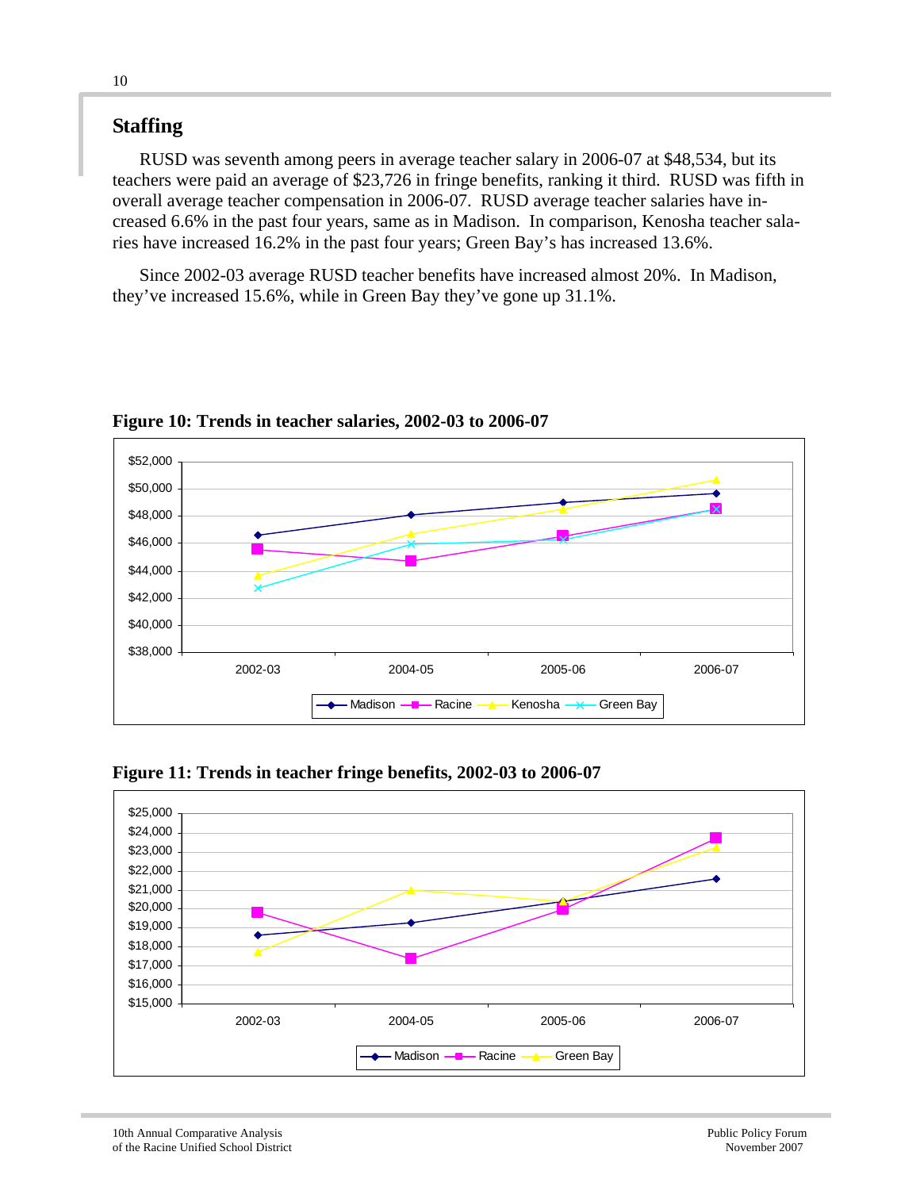## Staffing

RUSD was seventh among peers in average teacher salary in 2006-07 at $48,534, but its teachers were paid an average of $23,726 in fringe benefits, ranking it third. RUSD was fifth in overall average teacher compensation in 2006-07. RUSD average teacher salaries have increased 6.6% in the past four years, same as in Madison. In comparison, Kenosha teacher salaries have increased 16.2% in the past four years; Green Bay's has increased 13.6%.

Since 2002-03 average RUSD teacher benefits have increased almost 20%. In Madison, they've increased 15.6%, while in Green Bay they've gone up 31.1%.

**Figure 10: Trends in teacher salaries, 2002-03 to 2006-07**

**Figure 11: Trends in teacher fringe benefits, 2002-03 to 2006-07**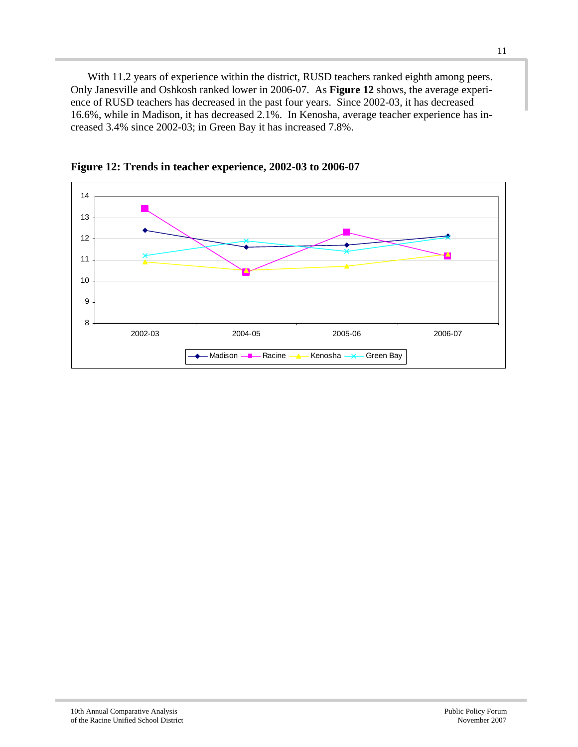With 11.2 years of experience within the district, RUSD teachers ranked eighth among peers. Only Janesville and Oshkosh ranked lower in 2006-07. As **Figure 12** shows, the average experience of RUSD teachers has decreased in the past four years. Since 2002-03, it has decreased 16.6%, while in Madison, it has decreased 2.1%. In Kenosha, average teacher experience has increased 3.4% since 2002-03; in Green Bay it has increased 7.8%.

**Figure 12: Trends in teacher experience, 2002-03 to 2006-07**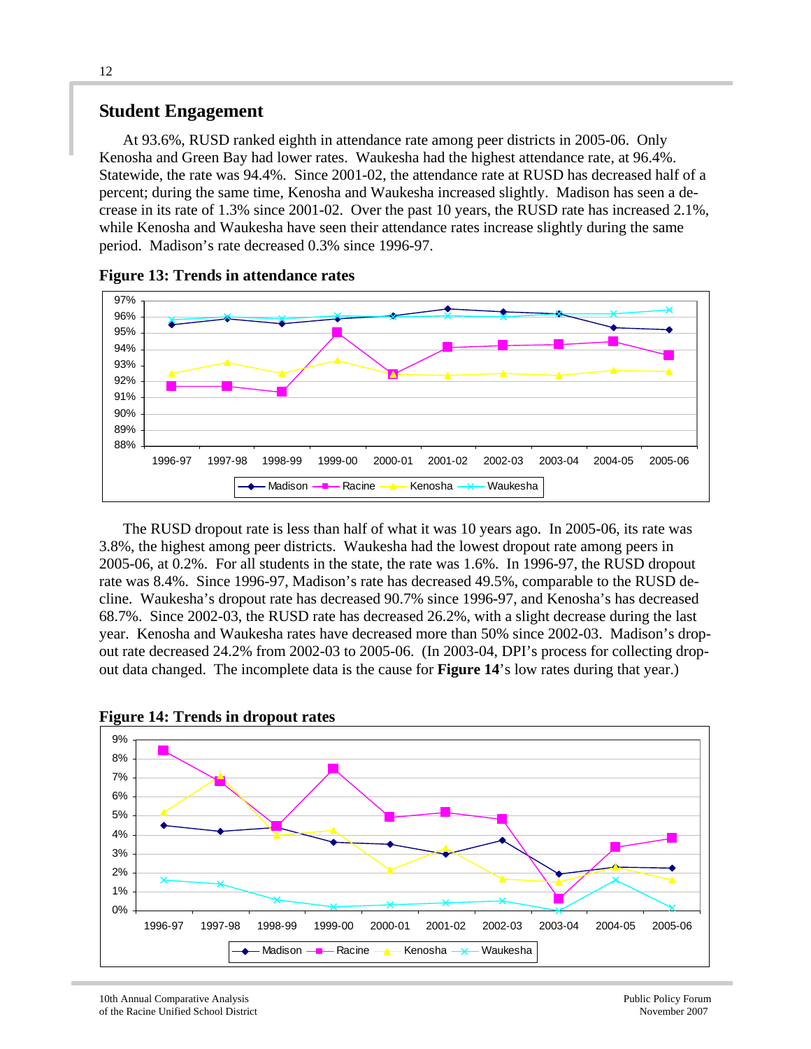## Student Engagement

At 93.6%, RUSD ranked eighth in attendance rate among peer districts in 2005-06. Only Kenosha and Green Bay had lower rates. Waukesha had the highest attendance rate, at 96.4%. Statewide, the rate was 94.4%. Since 2001-02, the attendance rate at RUSD has decreased half of a percent; during the same time, Kenosha and Waukesha increased slightly. Madison has seen a decrease in its rate of 1.3% since 2001-02. Over the past 10 years, the RUSD rate has increased 2.1%, while Kenosha and Waukesha have seen their attendance rates increase slightly during the same period. Madison's rate decreased 0.3% since 1996-97.

**Figure 13: Trends in attendance rates**

The RUSD dropout rate is less than half of what it was 10 years ago. In 2005-06, its rate was 3.8%, the highest among peer districts. Waukesha had the lowest dropout rate among peers in 2005-06, at 0.2%. For all students in the state, the rate was 1.6%. In 1996-97, the RUSD dropout rate was 8.4%. Since 1996-97, Madison's rate has decreased 49.5%, comparable to the RUSD decline. Waukesha's dropout rate has decreased 90.7% since 1996-97, and Kenosha's has decreased 68.7%. Since 2002-03, the RUSD rate has decreased 26.2%, with a slight decrease during the last year. Kenosha and Waukesha rates have decreased more than 50% since 2002-03. Madison's dropout rate decreased 24.2% from 2002-03 to 2005-06. (In 2003-04, DPI's process for collecting dropout data changed. The incomplete data is the cause for **Figure 14**'s low rates during that year.)

**Figure 14: Trends in dropout rates**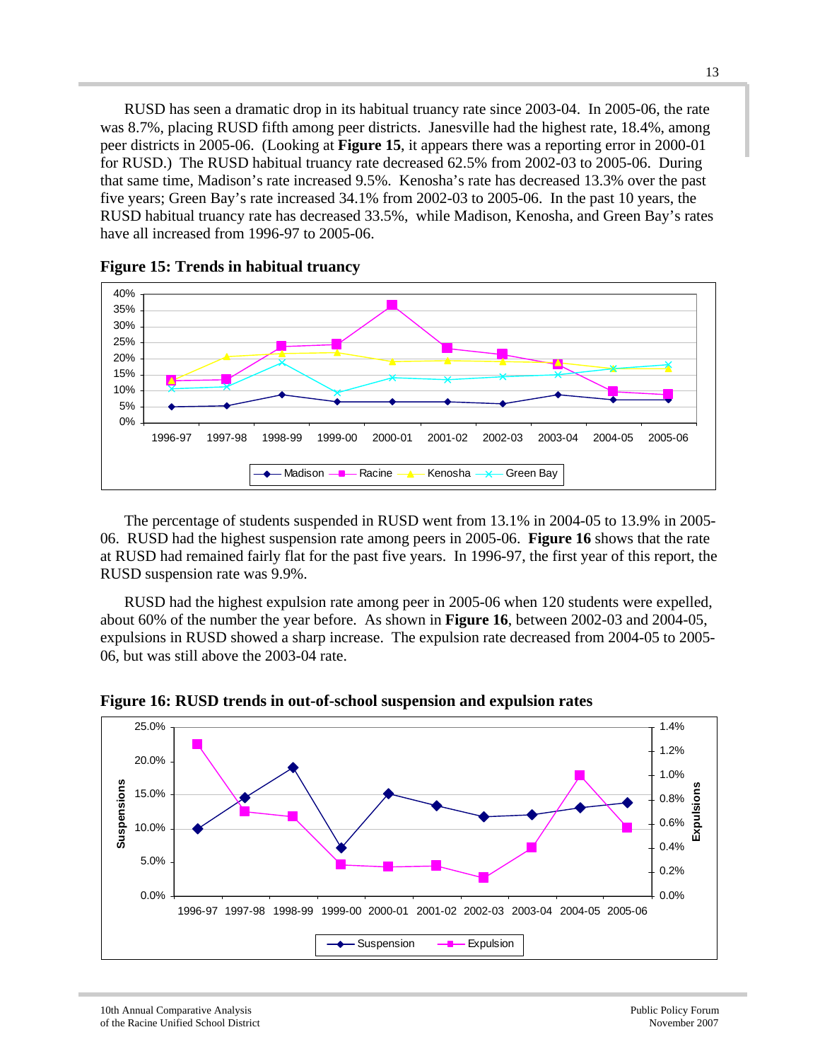RUSD has seen a dramatic drop in its habitual truancy rate since 2003-04. In 2005-06, the rate was 8.7%, placing RUSD fifth among peer districts. Janesville had the highest rate, 18.4%, among peer districts in 2005-06. (Looking at **Figure 15**, it appears there was a reporting error in 2000-01 for RUSD.) The RUSD habitual truancy rate decreased 62.5% from 2002-03 to 2005-06. During that same time, Madison's rate increased 9.5%. Kenosha's rate has decreased 13.3% over the past five years; Green Bay's rate increased 34.1% from 2002-03 to 2005-06. In the past 10 years, the RUSD habitual truancy rate has decreased 33.5%, while Madison, Kenosha, and Green Bay's rates have all increased from 1996-97 to 2005-06.

**Figure 15: Trends in habitual truancy**

The percentage of students suspended in RUSD went from 13.1% in 2004-05 to 13.9% in 2005-06. RUSD had the highest suspension rate among peers in 2005-06. **Figure 16** shows that the rate at RUSD had remained fairly flat for the past five years. In 1996-97, the first year of this report, the RUSD suspension rate was 9.9%.

RUSD had the highest expulsion rate among peer in 2005-06 when 120 students were expelled, about 60% of the number the year before. As shown in **Figure 16**, between 2002-03 and 2004-05, expulsions in RUSD showed a sharp increase. The expulsion rate decreased from 2004-05 to 2005-06, but was still above the 2003-04 rate.

**Figure 16: RUSD trends in out-of-school suspension and expulsion rates**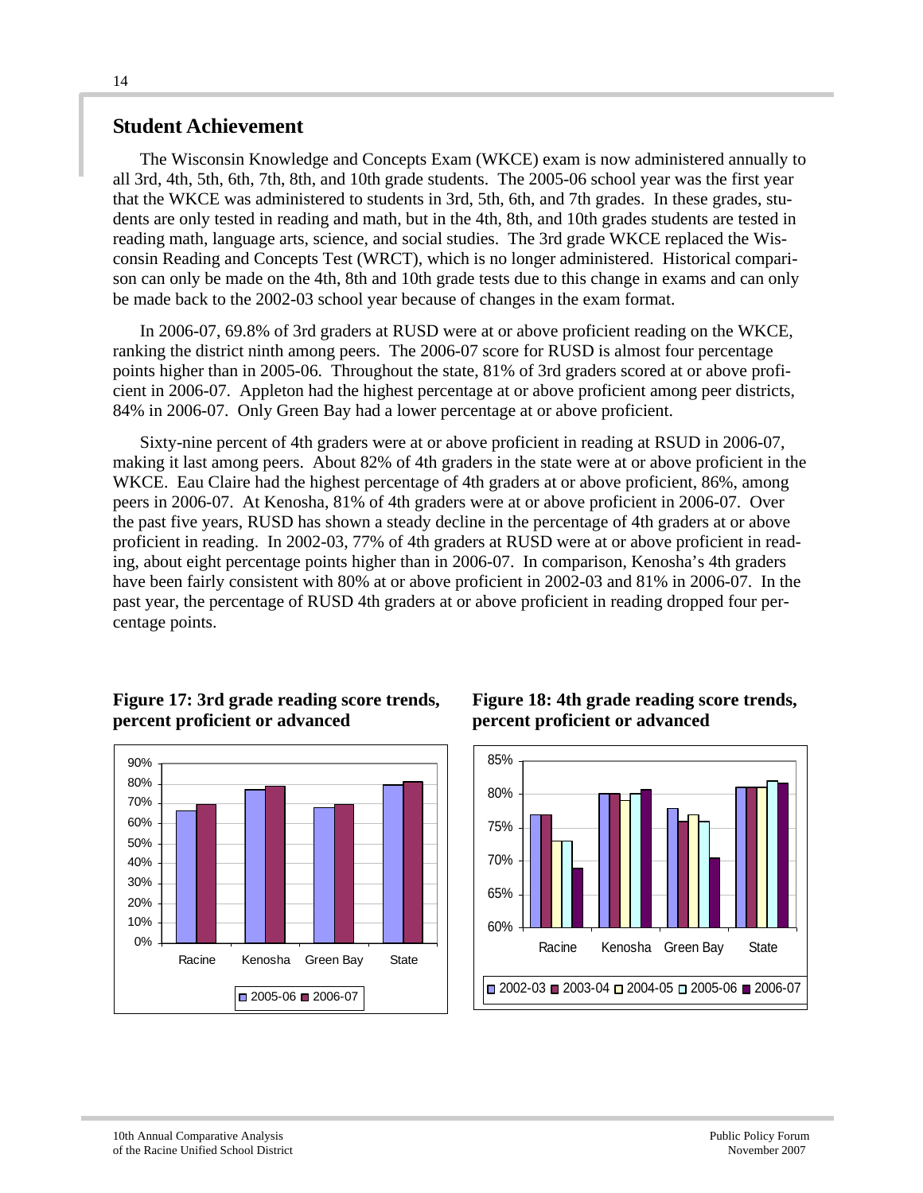## Student Achievement

The Wisconsin Knowledge and Concepts Exam (WKCE) exam is now administered annually to all 3rd, 4th, 5th, 6th, 7th, 8th, and 10th grade students. The 2005-06 school year was the first year that the WKCE was administered to students in 3rd, 5th, 6th, and 7th grades. In these grades, students are only tested in reading and math, but in the 4th, 8th, and 10th grades students are tested in reading math, language arts, science, and social studies. The 3rd grade WKCE replaced the Wisconsin Reading and Concepts Test (WRCT), which is no longer administered. Historical comparison can only be made on the 4th, 8th and 10th grade tests due to this change in exams and can only be made back to the 2002-03 school year because of changes in the exam format.

In 2006-07, 69.8% of 3rd graders at RUSD were at or above proficient reading on the WKCE, ranking the district ninth among peers. The 2006-07 score for RUSD is almost four percentage points higher than in 2005-06. Throughout the state, 81% of 3rd graders scored at or above proficient in 2006-07. Appleton had the highest percentage at or above proficient among peer districts, 84% in 2006-07. Only Green Bay had a lower percentage at or above proficient.

Sixty-nine percent of 4th graders were at or above proficient in reading at RSUD in 2006-07, making it last among peers. About 82% of 4th graders in the state were at or above proficient in the WKCE. Eau Claire had the highest percentage of 4th graders at or above proficient, 86%, among peers in 2006-07. At Kenosha, 81% of 4th graders were at or above proficient in 2006-07. Over the past five years, RUSD has shown a steady decline in the percentage of 4th graders at or above proficient in reading. In 2002-03, 77% of 4th graders at RUSD were at or above proficient in reading, about eight percentage points higher than in 2006-07. In comparison, Kenosha's 4th graders have been fairly consistent with 80% at or above proficient in 2002-03 and 81% in 2006-07. In the past year, the percentage of RUSD 4th graders at or above proficient in reading dropped four percentage points.

**Figure 17: 3rd grade reading score trends, percent proficient or advanced**

**Figure 18: 4th grade reading score trends, percent proficient or advanced**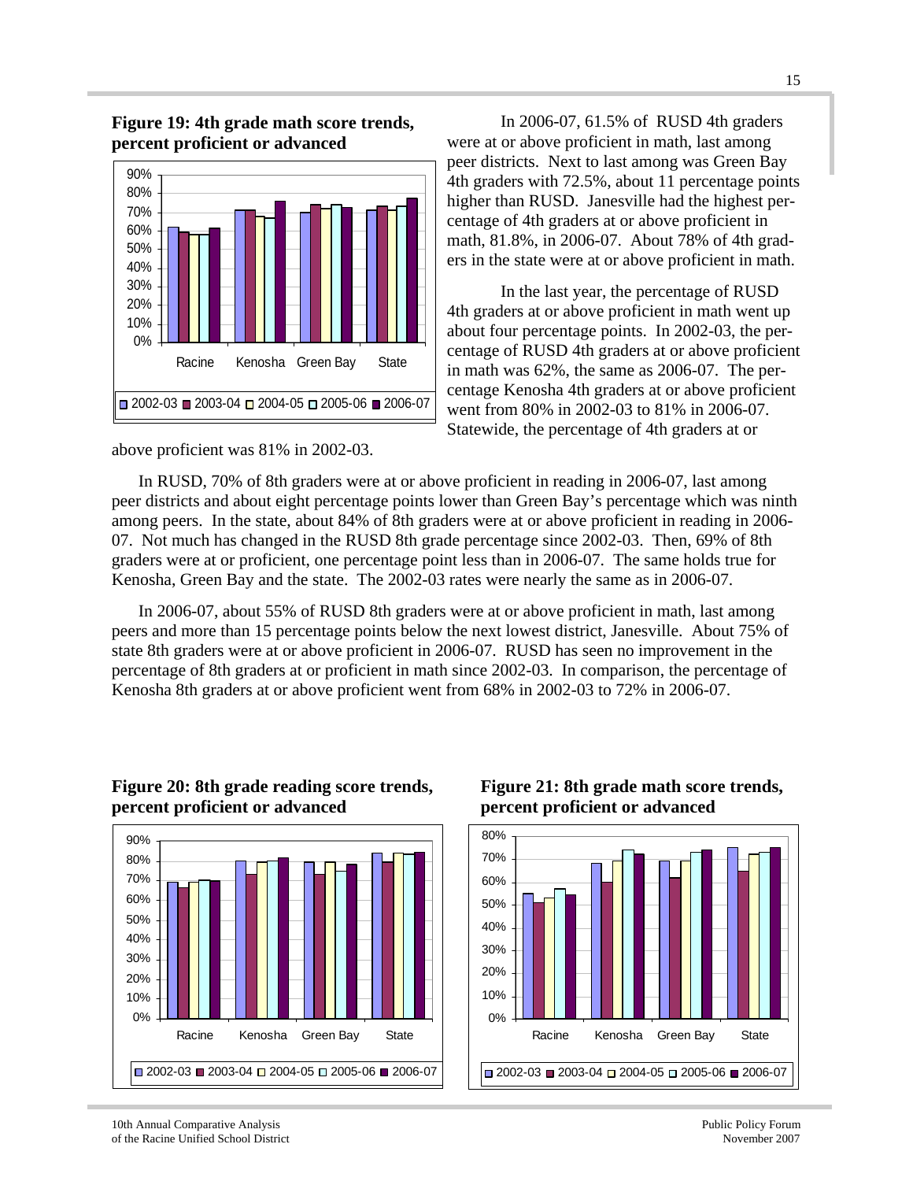**Figure 19: 4th grade math score trends, percent proficient or advanced**

In 2006-07, 61.5% of RUSD 4th graders were at or above proficient in math, last among peer districts. Next to last among was Green Bay 4th graders with 72.5%, about 11 percentage points higher than RUSD. Janesville had the highest percentage of 4th graders at or above proficient in math, 81.8%, in 2006-07. About 78% of 4th graders in the state were at or above proficient in math.

In the last year, the percentage of RUSD 4th graders at or above proficient in math went up about four percentage points. In 2002-03, the percentage of RUSD 4th graders at or above proficient in math was 62%, the same as 2006-07. The percentage Kenosha 4th graders at or above proficient went from 80% in 2002-03 to 81% in 2006-07. Statewide, the percentage of 4th graders at or above proficient was 81% in 2002-03.

In RUSD, 70% of 8th graders were at or above proficient in reading in 2006-07, last among peer districts and about eight percentage points lower than Green Bay's percentage which was ninth among peers. In the state, about 84% of 8th graders were at or above proficient in reading in 2006-07. Not much has changed in the RUSD 8th grade percentage since 2002-03. Then, 69% of 8th graders were at or proficient, one percentage point less than in 2006-07. The same holds true for Kenosha, Green Bay and the state. The 2002-03 rates were nearly the same as in 2006-07.

In 2006-07, about 55% of RUSD 8th graders were at or above proficient in math, last among peers and more than 15 percentage points below the next lowest district, Janesville. About 75% of state 8th graders were at or above proficient in 2006-07. RUSD has seen no improvement in the percentage of 8th graders at or proficient in math since 2002-03. In comparison, the percentage of Kenosha 8th graders at or above proficient went from 68% in 2002-03 to 72% in 2006-07.

**Figure 20: 8th grade reading score trends, percent proficient or advanced**

**Figure 21: 8th grade math score trends, percent proficient or advanced**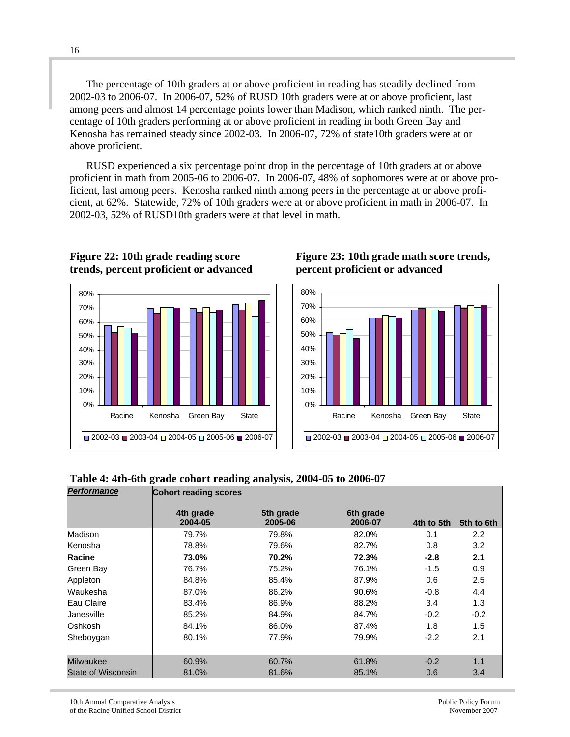The percentage of 10th graders at or above proficient in reading has steadily declined from 2002-03 to 2006-07. In 2006-07, 52% of RUSD 10th graders were at or above proficient, last among peers and almost 14 percentage points lower than Madison, which ranked ninth. The percentage of 10th graders performing at or above proficient in reading in both Green Bay and Kenosha has remained steady since 2002-03. In 2006-07, 72% of state10th graders were at or above proficient.

RUSD experienced a six percentage point drop in the percentage of 10th graders at or above proficient in math from 2005-06 to 2006-07. In 2006-07, 48% of sophomores were at or above proficient, last among peers. Kenosha ranked ninth among peers in the percentage at or above proficient, at 62%. Statewide, 72% of 10th graders were at or above proficient in math in 2006-07. In 2002-03, 52% of RUSD10th graders were at that level in math.

**Figure 22: 10th grade reading score trends, percent proficient or advanced**

**Figure 23: 10th grade math score trends, percent proficient or advanced**

**Table 4: 4th-6th grade cohort reading analysis, 2004-05 to 2006-07**

| *Performance* | Cohort reading scores | | | | |
|---|---|---|---|---|---|
| | 4th grade 2004-05 | 5th grade 2005-06 | 6th grade 2006-07 | 4th to 5th | 5th to 6th |
| Madison | 79.7% | 79.8% | 82.0% | 0.1 | 2.2 |
| Kenosha | 78.8% | 79.6% | 82.7% | 0.8 | 3.2 |
| **Racine** | **73.0%** | **70.2%** | **72.3%** | **-2.8** | **2.1** |
| Green Bay | 76.7% | 75.2% | 76.1% | -1.5 | 0.9 |
| Appleton | 84.8% | 85.4% | 87.9% | 0.6 | 2.5 |
| Waukesha | 87.0% | 86.2% | 90.6% | -0.8 | 4.4 |
| Eau Claire | 83.4% | 86.9% | 88.2% | 3.4 | 1.3 |
| Janesville | 85.2% | 84.9% | 84.7% | -0.2 | -0.2 |
| Oshkosh | 84.1% | 86.0% | 87.4% | 1.8 | 1.5 |
| Sheboygan | 80.1% | 77.9% | 79.9% | -2.2 | 2.1 |
| Milwaukee | 60.9% | 60.7% | 61.8% | -0.2 | 1.1 |
| State of Wisconsin | 81.0% | 81.6% | 85.1% | 0.6 | 3.4 |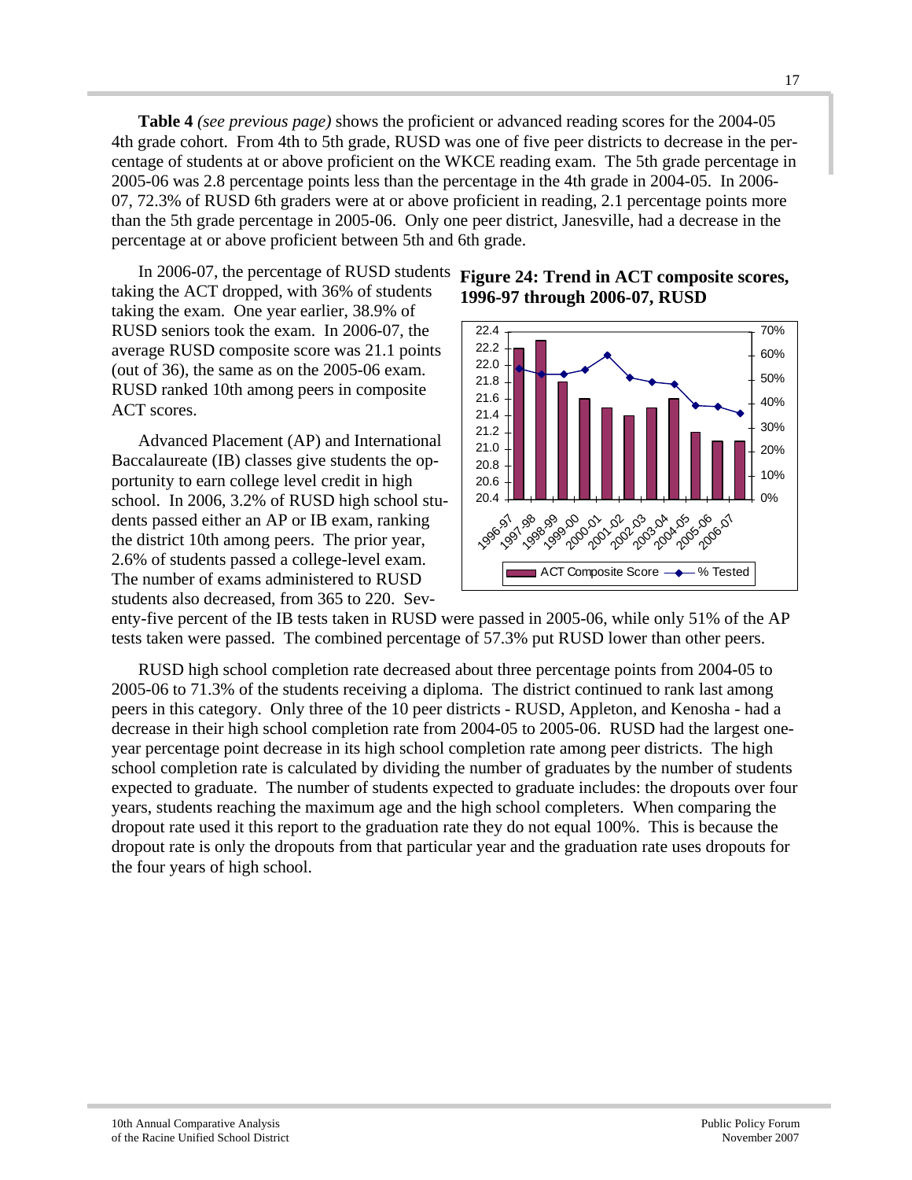**Table 4** *(see previous page)* shows the proficient or advanced reading scores for the 2004-05 4th grade cohort. From 4th to 5th grade, RUSD was one of five peer districts to decrease in the percentage of students at or above proficient on the WKCE reading exam. The 5th grade percentage in 2005-06 was 2.8 percentage points less than the percentage in the 4th grade in 2004-05. In 2006-07, 72.3% of RUSD 6th graders were at or above proficient in reading, 2.1 percentage points more than the 5th grade percentage in 2005-06. Only one peer district, Janesville, had a decrease in the percentage at or above proficient between 5th and 6th grade.

In 2006-07, the percentage of RUSD students taking the ACT dropped, with 36% of students taking the exam. One year earlier, 38.9% of RUSD seniors took the exam. In 2006-07, the average RUSD composite score was 21.1 points (out of 36), the same as on the 2005-06 exam. RUSD ranked 10th among peers in composite ACT scores.

**Figure 24: Trend in ACT composite scores, 1996-97 through 2006-07, RUSD**

Advanced Placement (AP) and International Baccalaureate (IB) classes give students the opportunity to earn college level credit in high school. In 2006, 3.2% of RUSD high school students passed either an AP or IB exam, ranking the district 10th among peers. The prior year, 2.6% of students passed a college-level exam. The number of exams administered to RUSD students also decreased, from 365 to 220. Seventy-five percent of the IB tests taken in RUSD were passed in 2005-06, while only 51% of the AP tests taken were passed. The combined percentage of 57.3% put RUSD lower than other peers.

RUSD high school completion rate decreased about three percentage points from 2004-05 to 2005-06 to 71.3% of the students receiving a diploma. The district continued to rank last among peers in this category. Only three of the 10 peer districts - RUSD, Appleton, and Kenosha - had a decrease in their high school completion rate from 2004-05 to 2005-06. RUSD had the largest one-year percentage point decrease in its high school completion rate among peer districts. The high school completion rate is calculated by dividing the number of graduates by the number of students expected to graduate. The number of students expected to graduate includes: the dropouts over four years, students reaching the maximum age and the high school completers. When comparing the dropout rate used it this report to the graduation rate they do not equal 100%. This is because the dropout rate is only the dropouts from that particular year and the graduation rate uses dropouts for the four years of high school.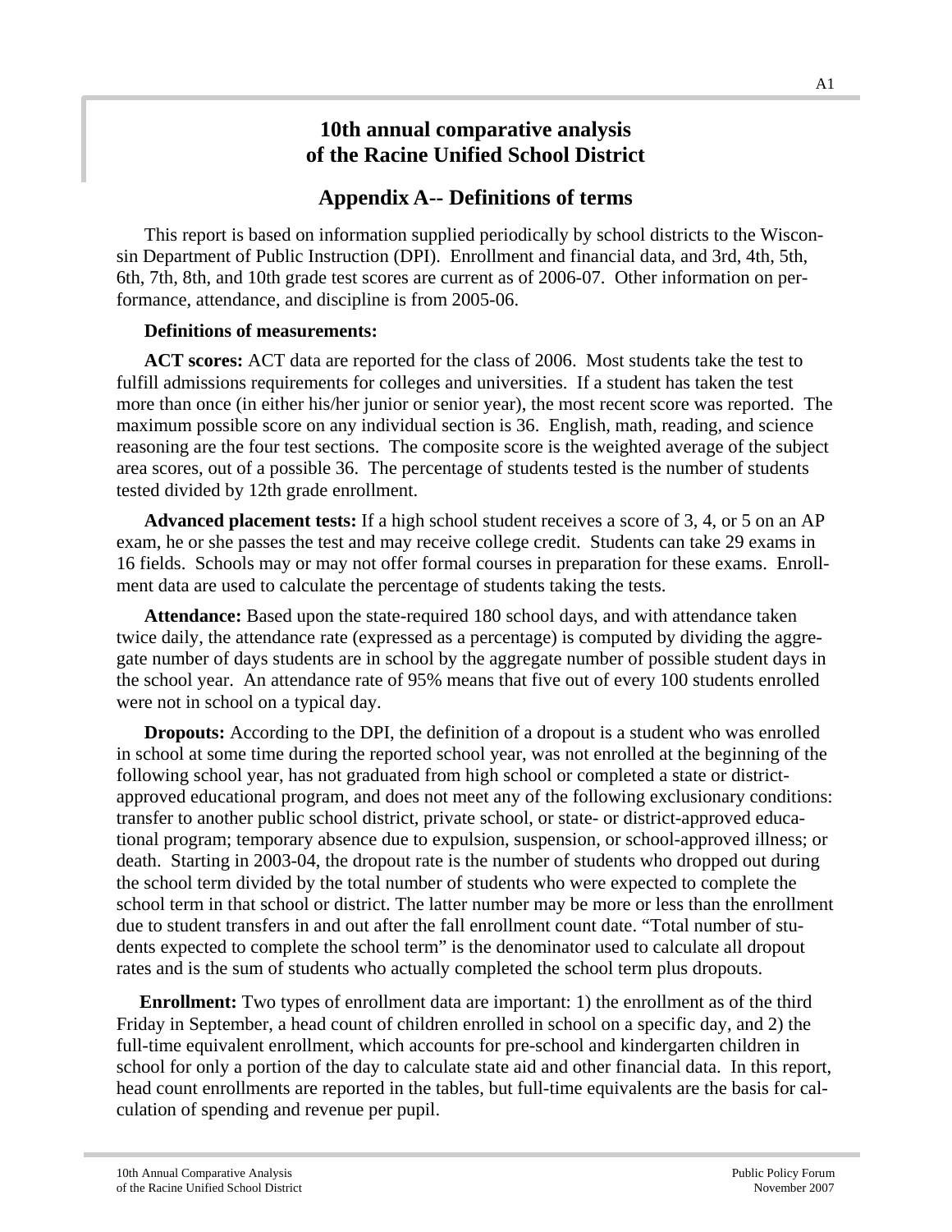# 10th annual comparative analysis of the Racine Unified School District

## Appendix A-- Definitions of terms

This report is based on information supplied periodically by school districts to the Wisconsin Department of Public Instruction (DPI). Enrollment and financial data, and 3rd, 4th, 5th, 6th, 7th, 8th, and 10th grade test scores are current as of 2006-07. Other information on performance, attendance, and discipline is from 2005-06.

**Definitions of measurements:**

**ACT scores:** ACT data are reported for the class of 2006. Most students take the test to fulfill admissions requirements for colleges and universities. If a student has taken the test more than once (in either his/her junior or senior year), the most recent score was reported. The maximum possible score on any individual section is 36. English, math, reading, and science reasoning are the four test sections. The composite score is the weighted average of the subject area scores, out of a possible 36. The percentage of students tested is the number of students tested divided by 12th grade enrollment.

**Advanced placement tests:** If a high school student receives a score of 3, 4, or 5 on an AP exam, he or she passes the test and may receive college credit. Students can take 29 exams in 16 fields. Schools may or may not offer formal courses in preparation for these exams. Enrollment data are used to calculate the percentage of students taking the tests.

**Attendance:** Based upon the state-required 180 school days, and with attendance taken twice daily, the attendance rate (expressed as a percentage) is computed by dividing the aggregate number of days students are in school by the aggregate number of possible student days in the school year. An attendance rate of 95% means that five out of every 100 students enrolled were not in school on a typical day.

**Dropouts:** According to the DPI, the definition of a dropout is a student who was enrolled in school at some time during the reported school year, was not enrolled at the beginning of the following school year, has not graduated from high school or completed a state or district-approved educational program, and does not meet any of the following exclusionary conditions: transfer to another public school district, private school, or state- or district-approved educational program; temporary absence due to expulsion, suspension, or school-approved illness; or death. Starting in 2003-04, the dropout rate is the number of students who dropped out during the school term divided by the total number of students who were expected to complete the school term in that school or district. The latter number may be more or less than the enrollment due to student transfers in and out after the fall enrollment count date. "Total number of students expected to complete the school term" is the denominator used to calculate all dropout rates and is the sum of students who actually completed the school term plus dropouts.

**Enrollment:** Two types of enrollment data are important: 1) the enrollment as of the third Friday in September, a head count of children enrolled in school on a specific day, and 2) the full-time equivalent enrollment, which accounts for pre-school and kindergarten children in school for only a portion of the day to calculate state aid and other financial data. In this report, head count enrollments are reported in the tables, but full-time equivalents are the basis for calculation of spending and revenue per pupil.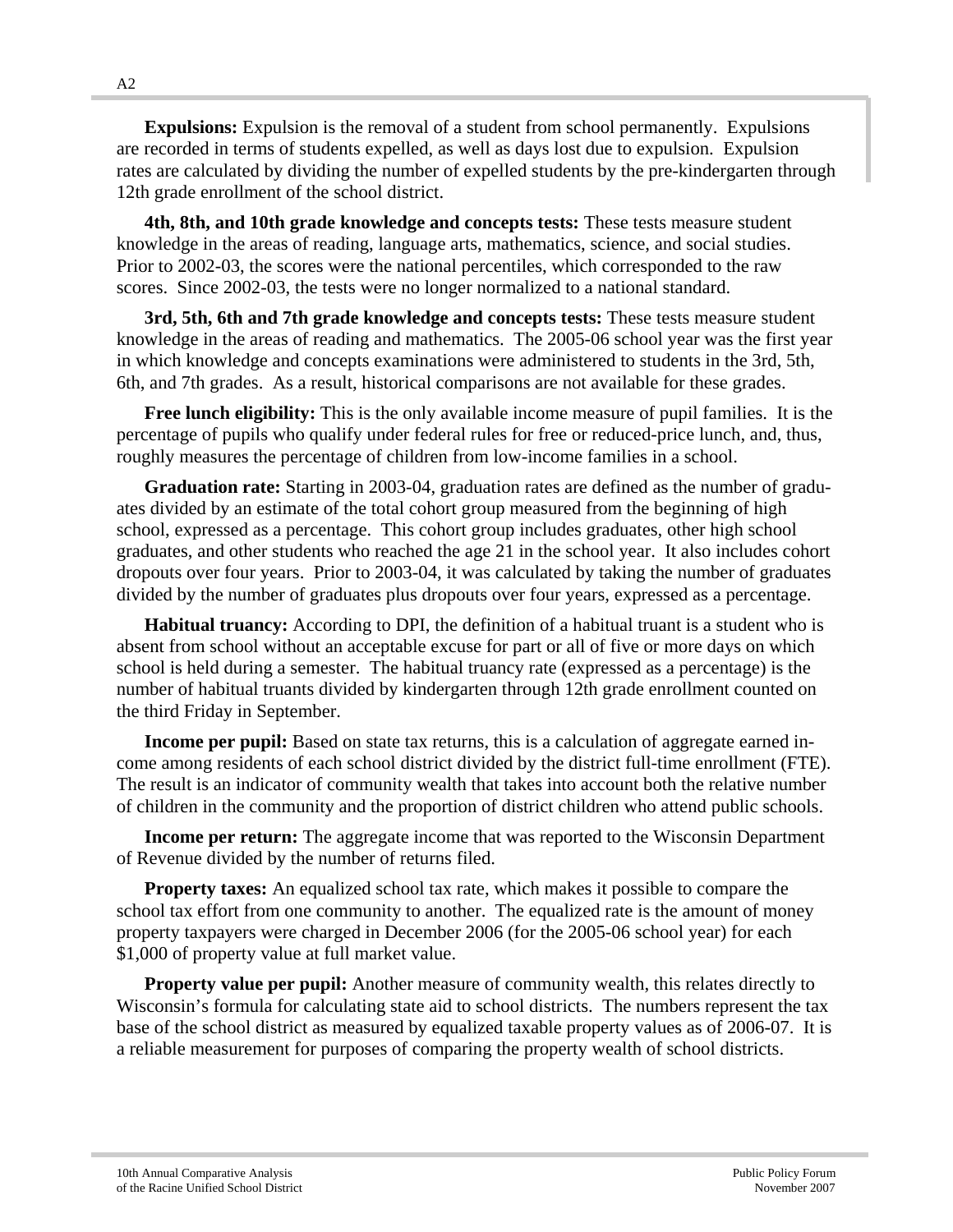**Expulsions:** Expulsion is the removal of a student from school permanently. Expulsions are recorded in terms of students expelled, as well as days lost due to expulsion. Expulsion rates are calculated by dividing the number of expelled students by the pre-kindergarten through 12th grade enrollment of the school district.

**4th, 8th, and 10th grade knowledge and concepts tests:** These tests measure student knowledge in the areas of reading, language arts, mathematics, science, and social studies. Prior to 2002-03, the scores were the national percentiles, which corresponded to the raw scores. Since 2002-03, the tests were no longer normalized to a national standard.

**3rd, 5th, 6th and 7th grade knowledge and concepts tests:** These tests measure student knowledge in the areas of reading and mathematics. The 2005-06 school year was the first year in which knowledge and concepts examinations were administered to students in the 3rd, 5th, 6th, and 7th grades. As a result, historical comparisons are not available for these grades.

**Free lunch eligibility:** This is the only available income measure of pupil families. It is the percentage of pupils who qualify under federal rules for free or reduced-price lunch, and, thus, roughly measures the percentage of children from low-income families in a school.

**Graduation rate:** Starting in 2003-04, graduation rates are defined as the number of graduates divided by an estimate of the total cohort group measured from the beginning of high school, expressed as a percentage. This cohort group includes graduates, other high school graduates, and other students who reached the age 21 in the school year. It also includes cohort dropouts over four years. Prior to 2003-04, it was calculated by taking the number of graduates divided by the number of graduates plus dropouts over four years, expressed as a percentage.

**Habitual truancy:** According to DPI, the definition of a habitual truant is a student who is absent from school without an acceptable excuse for part or all of five or more days on which school is held during a semester. The habitual truancy rate (expressed as a percentage) is the number of habitual truants divided by kindergarten through 12th grade enrollment counted on the third Friday in September.

**Income per pupil:** Based on state tax returns, this is a calculation of aggregate earned income among residents of each school district divided by the district full-time enrollment (FTE). The result is an indicator of community wealth that takes into account both the relative number of children in the community and the proportion of district children who attend public schools.

**Income per return:** The aggregate income that was reported to the Wisconsin Department of Revenue divided by the number of returns filed.

**Property taxes:** An equalized school tax rate, which makes it possible to compare the school tax effort from one community to another. The equalized rate is the amount of money property taxpayers were charged in December 2006 (for the 2005-06 school year) for each $1,000 of property value at full market value.

**Property value per pupil:** Another measure of community wealth, this relates directly to Wisconsin's formula for calculating state aid to school districts. The numbers represent the tax base of the school district as measured by equalized taxable property values as of 2006-07. It is a reliable measurement for purposes of comparing the property wealth of school districts.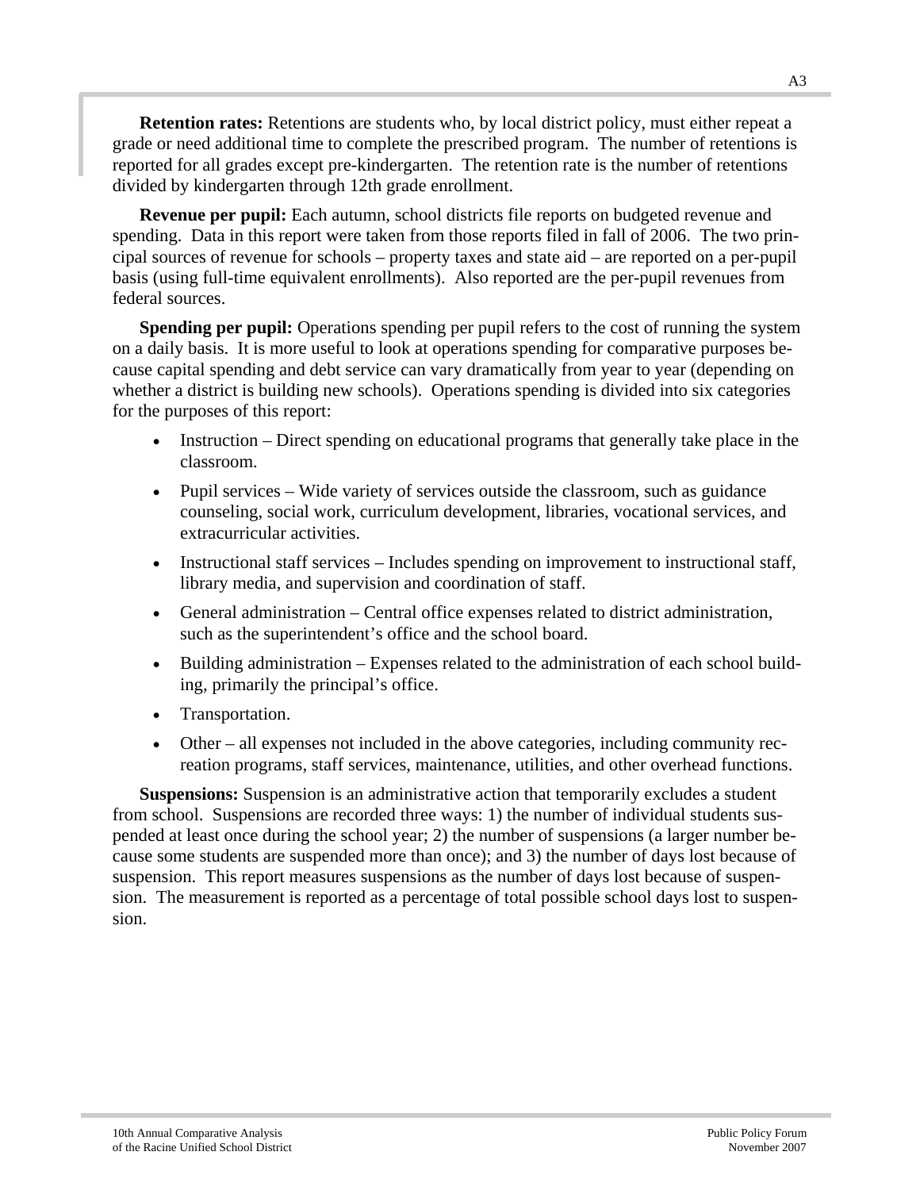**Retention rates:** Retentions are students who, by local district policy, must either repeat a grade or need additional time to complete the prescribed program. The number of retentions is reported for all grades except pre-kindergarten. The retention rate is the number of retentions divided by kindergarten through 12th grade enrollment.

**Revenue per pupil:** Each autumn, school districts file reports on budgeted revenue and spending. Data in this report were taken from those reports filed in fall of 2006. The two principal sources of revenue for schools – property taxes and state aid – are reported on a per-pupil basis (using full-time equivalent enrollments). Also reported are the per-pupil revenues from federal sources.

**Spending per pupil:** Operations spending per pupil refers to the cost of running the system on a daily basis. It is more useful to look at operations spending for comparative purposes because capital spending and debt service can vary dramatically from year to year (depending on whether a district is building new schools). Operations spending is divided into six categories for the purposes of this report:

- Instruction – Direct spending on educational programs that generally take place in the classroom.
- Pupil services – Wide variety of services outside the classroom, such as guidance counseling, social work, curriculum development, libraries, vocational services, and extracurricular activities.
- Instructional staff services – Includes spending on improvement to instructional staff, library media, and supervision and coordination of staff.
- General administration – Central office expenses related to district administration, such as the superintendent's office and the school board.
- Building administration – Expenses related to the administration of each school building, primarily the principal's office.
- Transportation.
- Other – all expenses not included in the above categories, including community recreation programs, staff services, maintenance, utilities, and other overhead functions.

**Suspensions:** Suspension is an administrative action that temporarily excludes a student from school. Suspensions are recorded three ways: 1) the number of individual students suspended at least once during the school year; 2) the number of suspensions (a larger number because some students are suspended more than once); and 3) the number of days lost because of suspension. This report measures suspensions as the number of days lost because of suspension. The measurement is reported as a percentage of total possible school days lost to suspension.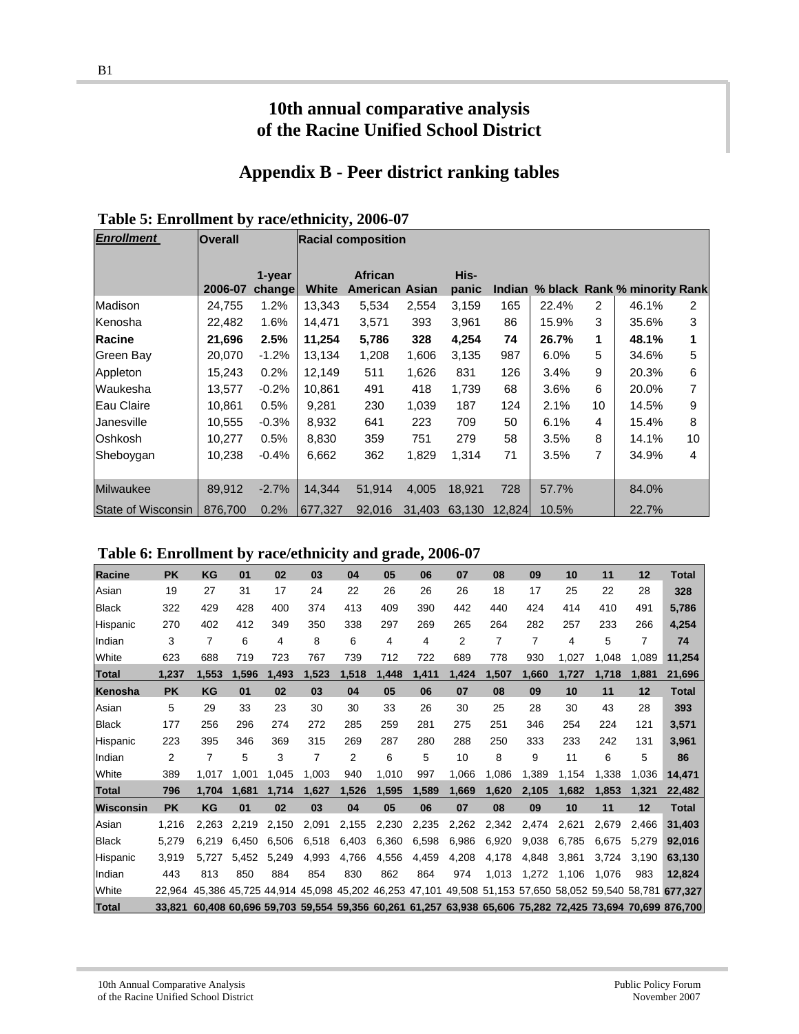# 10th annual comparative analysis of the Racine Unified School District

## Appendix B - Peer district ranking tables

### Table 5: Enrollment by race/ethnicity, 2006-07

| ***Enrollment*** | **Overall** | | **Racial composition** | | | | | | | | |
|---|---|---|---|---|---|---|---|---|---|---|---|
| | **2006-07** | **1-year change** | **White** | **African American** | **Asian** | **His-panic** | **Indian** | **% black** | **Rank** | **% minority** | **Rank** |
| Madison | 24,755 | 1.2% | 13,343 | 5,534 | 2,554 | 3,159 | 165 | 22.4% | 2 | 46.1% | 2 |
| Kenosha | 22,482 | 1.6% | 14,471 | 3,571 | 393 | 3,961 | 86 | 15.9% | 3 | 35.6% | 3 |
| **Racine** | **21,696** | **2.5%** | **11,254** | **5,786** | **328** | **4,254** | **74** | **26.7%** | **1** | **48.1%** | **1** |
| Green Bay | 20,070 | -1.2% | 13,134 | 1,208 | 1,606 | 3,135 | 987 | 6.0% | 5 | 34.6% | 5 |
| Appleton | 15,243 | 0.2% | 12,149 | 511 | 1,626 | 831 | 126 | 3.4% | 9 | 20.3% | 6 |
| Waukesha | 13,577 | -0.2% | 10,861 | 491 | 418 | 1,739 | 68 | 3.6% | 6 | 20.0% | 7 |
| Eau Claire | 10,861 | 0.5% | 9,281 | 230 | 1,039 | 187 | 124 | 2.1% | 10 | 14.5% | 9 |
| Janesville | 10,555 | -0.3% | 8,932 | 641 | 223 | 709 | 50 | 6.1% | 4 | 15.4% | 8 |
| Oshkosh | 10,277 | 0.5% | 8,830 | 359 | 751 | 279 | 58 | 3.5% | 8 | 14.1% | 10 |
| Sheboygan | 10,238 | -0.4% | 6,662 | 362 | 1,829 | 1,314 | 71 | 3.5% | 7 | 34.9% | 4 |
| Milwaukee | 89,912 | -2.7% | 14,344 | 51,914 | 4,005 | 18,921 | 728 | 57.7% | | 84.0% | |
| State of Wisconsin | 876,700 | 0.2% | 677,327 | 92,016 | 31,403 | 63,130 | 12,824 | 10.5% | | 22.7% | |

### Table 6: Enrollment by race/ethnicity and grade, 2006-07

| **Racine** | **PK** | **KG** | **01** | **02** | **03** | **04** | **05** | **06** | **07** | **08** | **09** | **10** | **11** | **12** | **Total** |
|---|---|---|---|---|---|---|---|---|---|---|---|---|---|---|---|
| Asian | 19 | 27 | 31 | 17 | 24 | 22 | 26 | 26 | 26 | 18 | 17 | 25 | 22 | 28 | **328** |
| Black | 322 | 429 | 428 | 400 | 374 | 413 | 409 | 390 | 442 | 440 | 424 | 414 | 410 | 491 | **5,786** |
| Hispanic | 270 | 402 | 412 | 349 | 350 | 338 | 297 | 269 | 265 | 264 | 282 | 257 | 233 | 266 | **4,254** |
| Indian | 3 | 7 | 6 | 4 | 8 | 6 | 4 | 4 | 2 | 7 | 7 | 4 | 5 | 7 | **74** |
| White | 623 | 688 | 719 | 723 | 767 | 739 | 712 | 722 | 689 | 778 | 930 | 1,027 | 1,048 | 1,089 | **11,254** |
| **Total** | **1,237** | **1,553** | **1,596** | **1,493** | **1,523** | **1,518** | **1,448** | **1,411** | **1,424** | **1,507** | **1,660** | **1,727** | **1,718** | **1,881** | **21,696** |
| **Kenosha** | **PK** | **KG** | **01** | **02** | **03** | **04** | **05** | **06** | **07** | **08** | **09** | **10** | **11** | **12** | **Total** |
| Asian | 5 | 29 | 33 | 23 | 30 | 30 | 33 | 26 | 30 | 25 | 28 | 30 | 43 | 28 | **393** |
| Black | 177 | 256 | 296 | 274 | 272 | 285 | 259 | 281 | 275 | 251 | 346 | 254 | 224 | 121 | **3,571** |
| Hispanic | 223 | 395 | 346 | 369 | 315 | 269 | 287 | 280 | 288 | 250 | 333 | 233 | 242 | 131 | **3,961** |
| Indian | 2 | 7 | 5 | 3 | 7 | 2 | 6 | 5 | 10 | 8 | 9 | 11 | 6 | 5 | **86** |
| White | 389 | 1,017 | 1,001 | 1,045 | 1,003 | 940 | 1,010 | 997 | 1,066 | 1,086 | 1,389 | 1,154 | 1,338 | 1,036 | **14,471** |
| **Total** | **796** | **1,704** | **1,681** | **1,714** | **1,627** | **1,526** | **1,595** | **1,589** | **1,669** | **1,620** | **2,105** | **1,682** | **1,853** | **1,321** | **22,482** |
| **Wisconsin** | **PK** | **KG** | **01** | **02** | **03** | **04** | **05** | **06** | **07** | **08** | **09** | **10** | **11** | **12** | **Total** |
| Asian | 1,216 | 2,263 | 2,219 | 2,150 | 2,091 | 2,155 | 2,230 | 2,235 | 2,262 | 2,342 | 2,474 | 2,621 | 2,679 | 2,466 | **31,403** |
| Black | 5,279 | 6,219 | 6,450 | 6,506 | 6,518 | 6,403 | 6,360 | 6,598 | 6,986 | 6,920 | 9,038 | 6,785 | 6,675 | 5,279 | **92,016** |
| Hispanic | 3,919 | 5,727 | 5,452 | 5,249 | 4,993 | 4,766 | 4,556 | 4,459 | 4,208 | 4,178 | 4,848 | 3,861 | 3,724 | 3,190 | **63,130** |
| Indian | 443 | 813 | 850 | 884 | 854 | 830 | 862 | 864 | 974 | 1,013 | 1,272 | 1,106 | 1,076 | 983 | **12,824** |
| White | 22,964 | 45,386 | 45,725 | 44,914 | 45,098 | 45,202 | 46,253 | 47,101 | 49,508 | 51,153 | 57,650 | 58,052 | 59,540 | 58,781 | **677,327** |
| **Total** | **33,821** | **60,408** | **60,696** | **59,703** | **59,554** | **59,356** | **60,261** | **61,257** | **63,938** | **65,606** | **75,282** | **72,425** | **73,694** | **70,699** | **876,700** |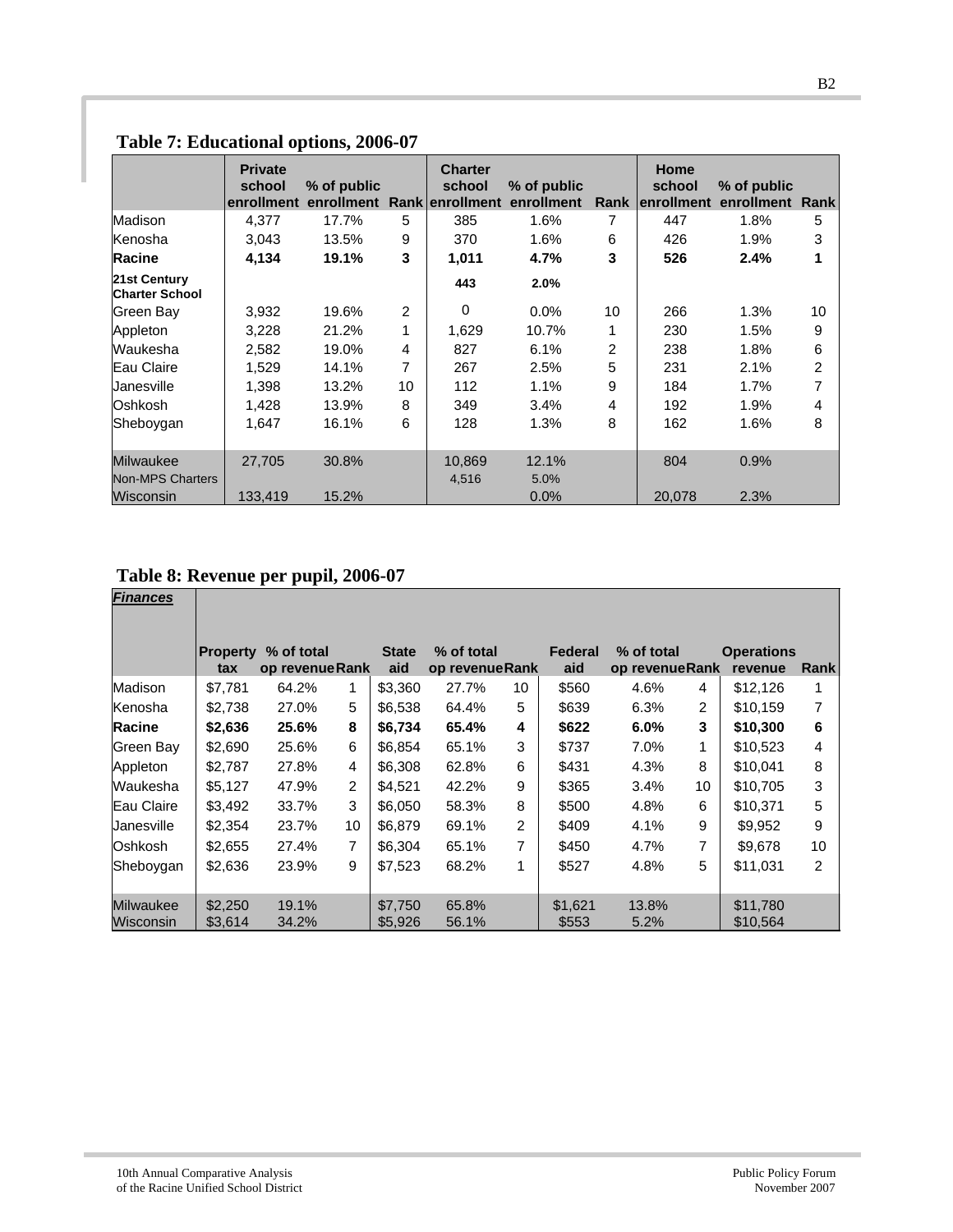## Table 7: Educational options, 2006-07

| | Private school enrollment | % of public enrollment | Rank | Charter school enrollment | % of public enrollment | Rank | Home school enrollment | % of public enrollment | Rank |
|---|---|---|---|---|---|---|---|---|---|
| Madison | 4,377 | 17.7% | 5 | 385 | 1.6% | 7 | 447 | 1.8% | 5 |
| Kenosha | 3,043 | 13.5% | 9 | 370 | 1.6% | 6 | 426 | 1.9% | 3 |
| **Racine** | **4,134** | **19.1%** | **3** | **1,011** | **4.7%** | **3** | **526** | **2.4%** | **1** |
| **21st Century Charter School** | | | | **443** | **2.0%** | | | | |
| Green Bay | 3,932 | 19.6% | 2 | 0 | 0.0% | 10 | 266 | 1.3% | 10 |
| Appleton | 3,228 | 21.2% | 1 | 1,629 | 10.7% | 1 | 230 | 1.5% | 9 |
| Waukesha | 2,582 | 19.0% | 4 | 827 | 6.1% | 2 | 238 | 1.8% | 6 |
| Eau Claire | 1,529 | 14.1% | 7 | 267 | 2.5% | 5 | 231 | 2.1% | 2 |
| Janesville | 1,398 | 13.2% | 10 | 112 | 1.1% | 9 | 184 | 1.7% | 7 |
| Oshkosh | 1,428 | 13.9% | 8 | 349 | 3.4% | 4 | 192 | 1.9% | 4 |
| Sheboygan | 1,647 | 16.1% | 6 | 128 | 1.3% | 8 | 162 | 1.6% | 8 |
| Milwaukee | 27,705 | 30.8% | | 10,869 | 12.1% | | 804 | 0.9% | |
| Non-MPS Charters | | | | 4,516 | 5.0% | | | | |
| Wisconsin | 133,419 | 15.2% | | | 0.0% | | 20,078 | 2.3% | |

## Table 8: Revenue per pupil, 2006-07

| ***Finances*** | Property tax | % of total op revenue | Rank | State aid | % of total op revenue | Rank | Federal aid | % of total op revenue | Rank | Operations revenue | Rank |
|---|---|---|---|---|---|---|---|---|---|---|---|
| Madison | $7,781 | 64.2% | 1 | $3,360 | 27.7% | 10 | $560 | 4.6% | 4 | $12,126 | 1 |
| Kenosha | $2,738 | 27.0% | 5 | $6,538 | 64.4% | 5 | $639 | 6.3% | 2 | $10,159 | 7 |
| **Racine** | **$2,636** | **25.6%** | **8** | **$6,734** | **65.4%** | **4** | **$622** | **6.0%** | **3** | **$10,300** | **6** |
| Green Bay | $2,690 | 25.6% | 6 | $6,854 | 65.1% | 3 | $737 | 7.0% | 1 | $10,523 | 4 |
| Appleton | $2,787 | 27.8% | 4 | $6,308 | 62.8% | 6 | $431 | 4.3% | 8 | $10,041 | 8 |
| Waukesha | $5,127 | 47.9% | 2 | $4,521 | 42.2% | 9 | $365 | 3.4% | 10 | $10,705 | 3 |
| Eau Claire | $3,492 | 33.7% | 3 | $6,050 | 58.3% | 8 | $500 | 4.8% | 6 | $10,371 | 5 |
| Janesville | $2,354 | 23.7% | 10 | $6,879 | 69.1% | 2 | $409 | 4.1% | 9 | $9,952 | 9 |
| Oshkosh | $2,655 | 27.4% | 7 | $6,304 | 65.1% | 7 | $450 | 4.7% | 7 | $9,678 | 10 |
| Sheboygan | $2,636 | 23.9% | 9 | $7,523 | 68.2% | 1 | $527 | 4.8% | 5 | $11,031 | 2 |
| Milwaukee | $2,250 | 19.1% | | $7,750 | 65.8% | | $1,621 | 13.8% | | $11,780 | |
| Wisconsin | $3,614 | 34.2% | | $5,926 | 56.1% | | $553 | 5.2% | | $10,564 | |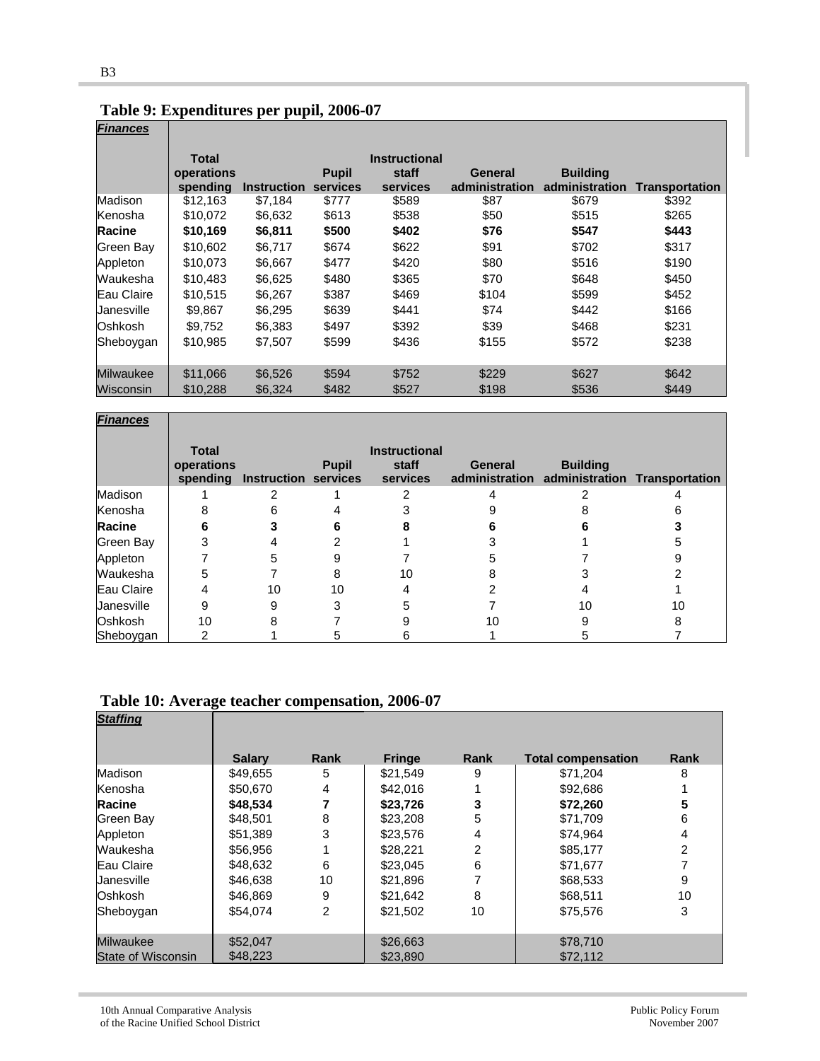## Table 9: Expenditures per pupil, 2006-07

| *Finances* | Total operations spending | Instruction | Pupil services | Instructional staff services | General administration | Building administration | Transportation |
|---|---|---|---|---|---|---|---|
| Madison | $12,163 | $7,184 | $777 | $589 | $87 | $679 | $392 |
| Kenosha | $10,072 | $6,632 | $613 | $538 | $50 | $515 | $265 |
| **Racine** | **$10,169** | **$6,811** | **$500** | **$402** | **$76** | **$547** | **$443** |
| Green Bay | $10,602 | $6,717 | $674 | $622 | $91 | $702 | $317 |
| Appleton | $10,073 | $6,667 | $477 | $420 | $80 | $516 | $190 |
| Waukesha | $10,483 | $6,625 | $480 | $365 | $70 | $648 | $450 |
| Eau Claire | $10,515 | $6,267 | $387 | $469 | $104 | $599 | $452 |
| Janesville | $9,867 | $6,295 | $639 | $441 | $74 | $442 | $166 |
| Oshkosh | $9,752 | $6,383 | $497 | $392 | $39 | $468 | $231 |
| Sheboygan | $10,985 | $7,507 | $599 | $436 | $155 | $572 | $238 |
| Milwaukee | $11,066 | $6,526 | $594 | $752 | $229 | $627 | $642 |
| Wisconsin | $10,288 | $6,324 | $482 | $527 | $198 | $536 | $449 |

| *Finances* | Total operations spending | Instruction | Pupil services | Instructional staff services | General administration | Building administration | Transportation |
|---|---|---|---|---|---|---|---|
| Madison | 1 | 2 | 1 | 2 | 4 | 2 | 4 |
| Kenosha | 8 | 6 | 4 | 3 | 9 | 8 | 6 |
| **Racine** | **6** | **3** | **6** | **8** | **6** | **6** | **3** |
| Green Bay | 3 | 4 | 2 | 1 | 3 | 1 | 5 |
| Appleton | 7 | 5 | 9 | 7 | 5 | 7 | 9 |
| Waukesha | 5 | 7 | 8 | 10 | 8 | 3 | 2 |
| Eau Claire | 4 | 10 | 10 | 4 | 2 | 4 | 1 |
| Janesville | 9 | 9 | 3 | 5 | 7 | 10 | 10 |
| Oshkosh | 10 | 8 | 7 | 9 | 10 | 9 | 8 |
| Sheboygan | 2 | 1 | 5 | 6 | 1 | 5 | 7 |

## Table 10: Average teacher compensation, 2006-07

| *Staffing* | Salary | Rank | Fringe | Rank | Total compensation | Rank |
|---|---|---|---|---|---|---|
| Madison | $49,655 | 5 | $21,549 | 9 | $71,204 | 8 |
| Kenosha | $50,670 | 4 | $42,016 | 1 | $92,686 | 1 |
| **Racine** | **$48,534** | **7** | **$23,726** | **3** | **$72,260** | **5** |
| Green Bay | $48,501 | 8 | $23,208 | 5 | $71,709 | 6 |
| Appleton | $51,389 | 3 | $23,576 | 4 | $74,964 | 4 |
| Waukesha | $56,956 | 1 | $28,221 | 2 | $85,177 | 2 |
| Eau Claire | $48,632 | 6 | $23,045 | 6 | $71,677 | 7 |
| Janesville | $46,638 | 10 | $21,896 | 7 | $68,533 | 9 |
| Oshkosh | $46,869 | 9 | $21,642 | 8 | $68,511 | 10 |
| Sheboygan | $54,074 | 2 | $21,502 | 10 | $75,576 | 3 |
| Milwaukee | $52,047 | | $26,663 | | $78,710 | |
| State of Wisconsin | $48,223 | | $23,890 | | $72,112 | |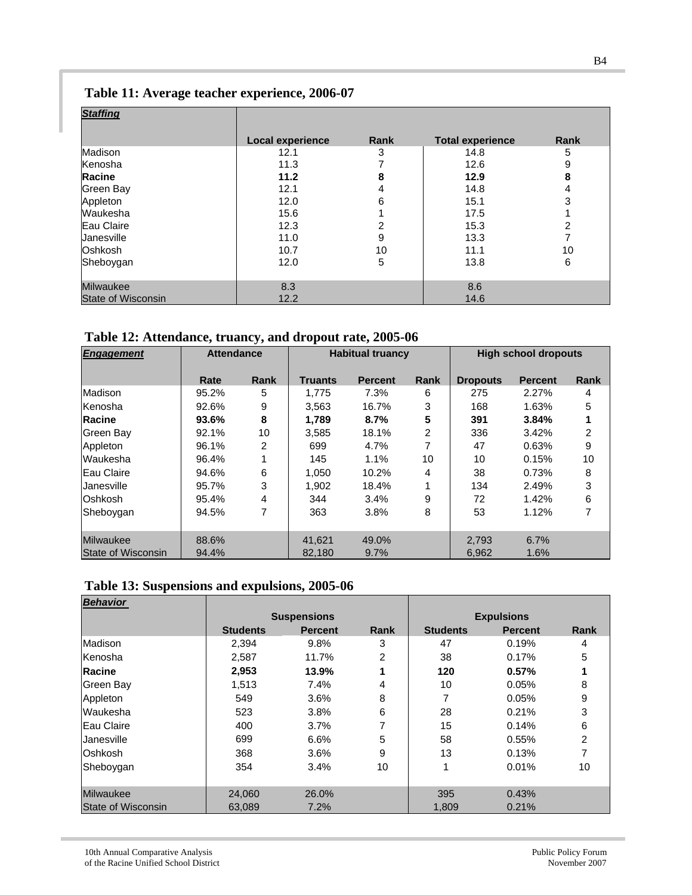## Table 11: Average teacher experience, 2006-07

| ***Staffing*** | Local experience | Rank | Total experience | Rank |
|---|---|---|---|---|
| Madison | 12.1 | 3 | 14.8 | 5 |
| Kenosha | 11.3 | 7 | 12.6 | 9 |
| **Racine** | **11.2** | **8** | **12.9** | **8** |
| Green Bay | 12.1 | 4 | 14.8 | 4 |
| Appleton | 12.0 | 6 | 15.1 | 3 |
| Waukesha | 15.6 | 1 | 17.5 | 1 |
| Eau Claire | 12.3 | 2 | 15.3 | 2 |
| Janesville | 11.0 | 9 | 13.3 | 7 |
| Oshkosh | 10.7 | 10 | 11.1 | 10 |
| Sheboygan | 12.0 | 5 | 13.8 | 6 |
| Milwaukee | 8.3 | | 8.6 | |
| State of Wisconsin | 12.2 | | 14.6 | |

## Table 12: Attendance, truancy, and dropout rate, 2005-06

| ***Engagement*** | Attendance | | Habitual truancy | | | High school dropouts | | |
|---|---|---|---|---|---|---|---|---|
| | Rate | Rank | Truants | Percent | Rank | Dropouts | Percent | Rank |
| Madison | 95.2% | 5 | 1,775 | 7.3% | 6 | 275 | 2.27% | 4 |
| Kenosha | 92.6% | 9 | 3,563 | 16.7% | 3 | 168 | 1.63% | 5 |
| **Racine** | **93.6%** | **8** | **1,789** | **8.7%** | **5** | **391** | **3.84%** | **1** |
| Green Bay | 92.1% | 10 | 3,585 | 18.1% | 2 | 336 | 3.42% | 2 |
| Appleton | 96.1% | 2 | 699 | 4.7% | 7 | 47 | 0.63% | 9 |
| Waukesha | 96.4% | 1 | 145 | 1.1% | 10 | 10 | 0.15% | 10 |
| Eau Claire | 94.6% | 6 | 1,050 | 10.2% | 4 | 38 | 0.73% | 8 |
| Janesville | 95.7% | 3 | 1,902 | 18.4% | 1 | 134 | 2.49% | 3 |
| Oshkosh | 95.4% | 4 | 344 | 3.4% | 9 | 72 | 1.42% | 6 |
| Sheboygan | 94.5% | 7 | 363 | 3.8% | 8 | 53 | 1.12% | 7 |
| Milwaukee | 88.6% | | 41,621 | 49.0% | | 2,793 | 6.7% | |
| State of Wisconsin | 94.4% | | 82,180 | 9.7% | | 6,962 | 1.6% | |

## Table 13: Suspensions and expulsions, 2005-06

| ***Behavior*** | Suspensions | | | Expulsions | | |
|---|---|---|---|---|---|---|
| | Students | Percent | Rank | Students | Percent | Rank |
| Madison | 2,394 | 9.8% | 3 | 47 | 0.19% | 4 |
| Kenosha | 2,587 | 11.7% | 2 | 38 | 0.17% | 5 |
| **Racine** | **2,953** | **13.9%** | **1** | **120** | **0.57%** | **1** |
| Green Bay | 1,513 | 7.4% | 4 | 10 | 0.05% | 8 |
| Appleton | 549 | 3.6% | 8 | 7 | 0.05% | 9 |
| Waukesha | 523 | 3.8% | 6 | 28 | 0.21% | 3 |
| Eau Claire | 400 | 3.7% | 7 | 15 | 0.14% | 6 |
| Janesville | 699 | 6.6% | 5 | 58 | 0.55% | 2 |
| Oshkosh | 368 | 3.6% | 9 | 13 | 0.13% | 7 |
| Sheboygan | 354 | 3.4% | 10 | 1 | 0.01% | 10 |
| Milwaukee | 24,060 | 26.0% | | 395 | 0.43% | |
| State of Wisconsin | 63,089 | 7.2% | | 1,809 | 0.21% | |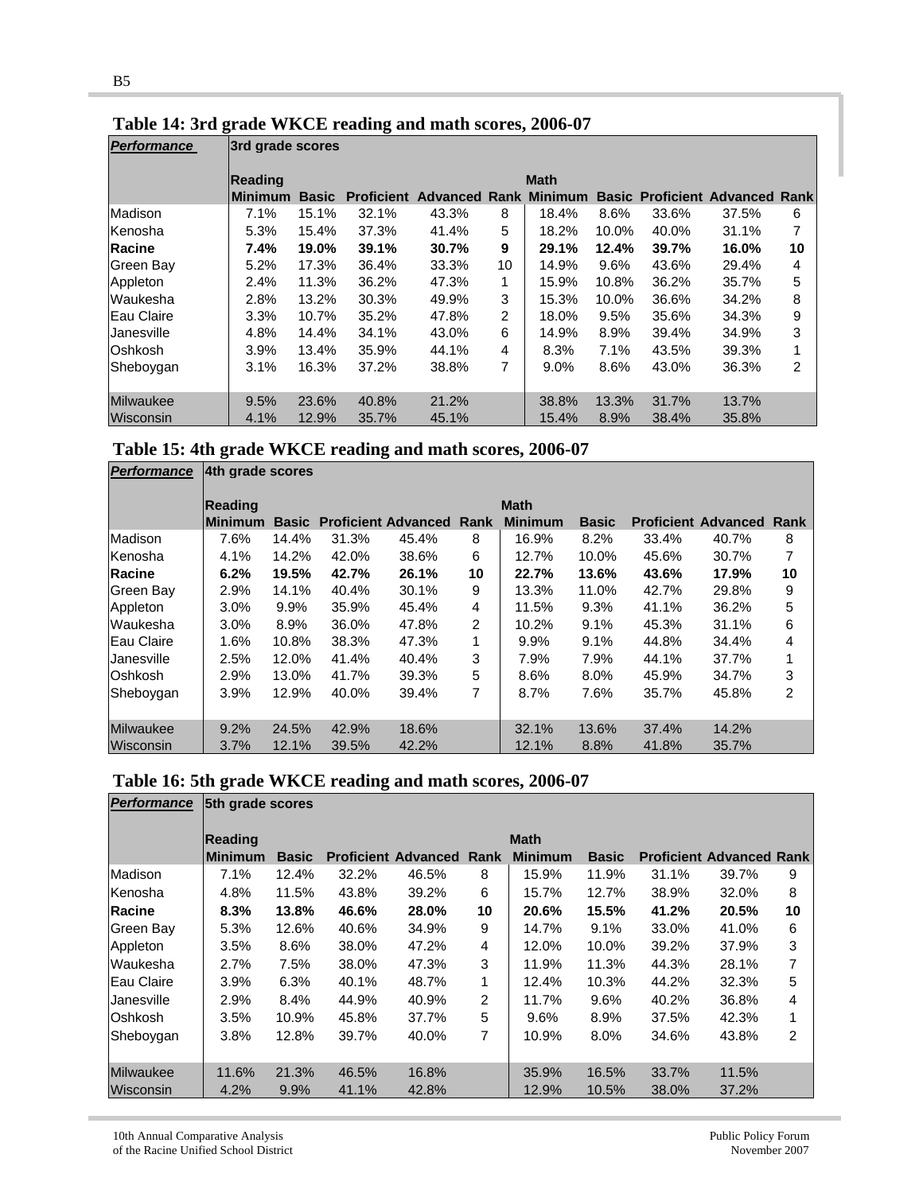## Table 14: 3rd grade WKCE reading and math scores, 2006-07

| *Performance* | 3rd grade scores | | | | | | | | | |
|---|---|---|---|---|---|---|---|---|---|---|
| | Reading | | | | | Math | | | | |
| | Minimum | Basic | Proficient | Advanced | Rank | Minimum | Basic | Proficient | Advanced | Rank |
| Madison | 7.1% | 15.1% | 32.1% | 43.3% | 8 | 18.4% | 8.6% | 33.6% | 37.5% | 6 |
| Kenosha | 5.3% | 15.4% | 37.3% | 41.4% | 5 | 18.2% | 10.0% | 40.0% | 31.1% | 7 |
| **Racine** | **7.4%** | **19.0%** | **39.1%** | **30.7%** | **9** | **29.1%** | **12.4%** | **39.7%** | **16.0%** | **10** |
| Green Bay | 5.2% | 17.3% | 36.4% | 33.3% | 10 | 14.9% | 9.6% | 43.6% | 29.4% | 4 |
| Appleton | 2.4% | 11.3% | 36.2% | 47.3% | 1 | 15.9% | 10.8% | 36.2% | 35.7% | 5 |
| Waukesha | 2.8% | 13.2% | 30.3% | 49.9% | 3 | 15.3% | 10.0% | 36.6% | 34.2% | 8 |
| Eau Claire | 3.3% | 10.7% | 35.2% | 47.8% | 2 | 18.0% | 9.5% | 35.6% | 34.3% | 9 |
| Janesville | 4.8% | 14.4% | 34.1% | 43.0% | 6 | 14.9% | 8.9% | 39.4% | 34.9% | 3 |
| Oshkosh | 3.9% | 13.4% | 35.9% | 44.1% | 4 | 8.3% | 7.1% | 43.5% | 39.3% | 1 |
| Sheboygan | 3.1% | 16.3% | 37.2% | 38.8% | 7 | 9.0% | 8.6% | 43.0% | 36.3% | 2 |
| Milwaukee | 9.5% | 23.6% | 40.8% | 21.2% | | 38.8% | 13.3% | 31.7% | 13.7% | |
| Wisconsin | 4.1% | 12.9% | 35.7% | 45.1% | | 15.4% | 8.9% | 38.4% | 35.8% | |

## Table 15: 4th grade WKCE reading and math scores, 2006-07

| *Performance* | 4th grade scores | | | | | | | | | |
|---|---|---|---|---|---|---|---|---|---|---|
| | Reading | | | | | Math | | | | |
| | Minimum | Basic | Proficient | Advanced | Rank | Minimum | Basic | Proficient | Advanced | Rank |
| Madison | 7.6% | 14.4% | 31.3% | 45.4% | 8 | 16.9% | 8.2% | 33.4% | 40.7% | 8 |
| Kenosha | 4.1% | 14.2% | 42.0% | 38.6% | 6 | 12.7% | 10.0% | 45.6% | 30.7% | 7 |
| **Racine** | **6.2%** | **19.5%** | **42.7%** | **26.1%** | **10** | **22.7%** | **13.6%** | **43.6%** | **17.9%** | **10** |
| Green Bay | 2.9% | 14.1% | 40.4% | 30.1% | 9 | 13.3% | 11.0% | 42.7% | 29.8% | 9 |
| Appleton | 3.0% | 9.9% | 35.9% | 45.4% | 4 | 11.5% | 9.3% | 41.1% | 36.2% | 5 |
| Waukesha | 3.0% | 8.9% | 36.0% | 47.8% | 2 | 10.2% | 9.1% | 45.3% | 31.1% | 6 |
| Eau Claire | 1.6% | 10.8% | 38.3% | 47.3% | 1 | 9.9% | 9.1% | 44.8% | 34.4% | 4 |
| Janesville | 2.5% | 12.0% | 41.4% | 40.4% | 3 | 7.9% | 7.9% | 44.1% | 37.7% | 1 |
| Oshkosh | 2.9% | 13.0% | 41.7% | 39.3% | 5 | 8.6% | 8.0% | 45.9% | 34.7% | 3 |
| Sheboygan | 3.9% | 12.9% | 40.0% | 39.4% | 7 | 8.7% | 7.6% | 35.7% | 45.8% | 2 |
| Milwaukee | 9.2% | 24.5% | 42.9% | 18.6% | | 32.1% | 13.6% | 37.4% | 14.2% | |
| Wisconsin | 3.7% | 12.1% | 39.5% | 42.2% | | 12.1% | 8.8% | 41.8% | 35.7% | |

## Table 16: 5th grade WKCE reading and math scores, 2006-07

| *Performance* | 5th grade scores | | | | | | | | | |
|---|---|---|---|---|---|---|---|---|---|---|
| | Reading | | | | | Math | | | | |
| | Minimum | Basic | Proficient | Advanced | Rank | Minimum | Basic | Proficient | Advanced | Rank |
| Madison | 7.1% | 12.4% | 32.2% | 46.5% | 8 | 15.9% | 11.9% | 31.1% | 39.7% | 9 |
| Kenosha | 4.8% | 11.5% | 43.8% | 39.2% | 6 | 15.7% | 12.7% | 38.9% | 32.0% | 8 |
| **Racine** | **8.3%** | **13.8%** | **46.6%** | **28.0%** | **10** | **20.6%** | **15.5%** | **41.2%** | **20.5%** | **10** |
| Green Bay | 5.3% | 12.6% | 40.6% | 34.9% | 9 | 14.7% | 9.1% | 33.0% | 41.0% | 6 |
| Appleton | 3.5% | 8.6% | 38.0% | 47.2% | 4 | 12.0% | 10.0% | 39.2% | 37.9% | 3 |
| Waukesha | 2.7% | 7.5% | 38.0% | 47.3% | 3 | 11.9% | 11.3% | 44.3% | 28.1% | 7 |
| Eau Claire | 3.9% | 6.3% | 40.1% | 48.7% | 1 | 12.4% | 10.3% | 44.2% | 32.3% | 5 |
| Janesville | 2.9% | 8.4% | 44.9% | 40.9% | 2 | 11.7% | 9.6% | 40.2% | 36.8% | 4 |
| Oshkosh | 3.5% | 10.9% | 45.8% | 37.7% | 5 | 9.6% | 8.9% | 37.5% | 42.3% | 1 |
| Sheboygan | 3.8% | 12.8% | 39.7% | 40.0% | 7 | 10.9% | 8.0% | 34.6% | 43.8% | 2 |
| Milwaukee | 11.6% | 21.3% | 46.5% | 16.8% | | 35.9% | 16.5% | 33.7% | 11.5% | |
| Wisconsin | 4.2% | 9.9% | 41.1% | 42.8% | | 12.9% | 10.5% | 38.0% | 37.2% | |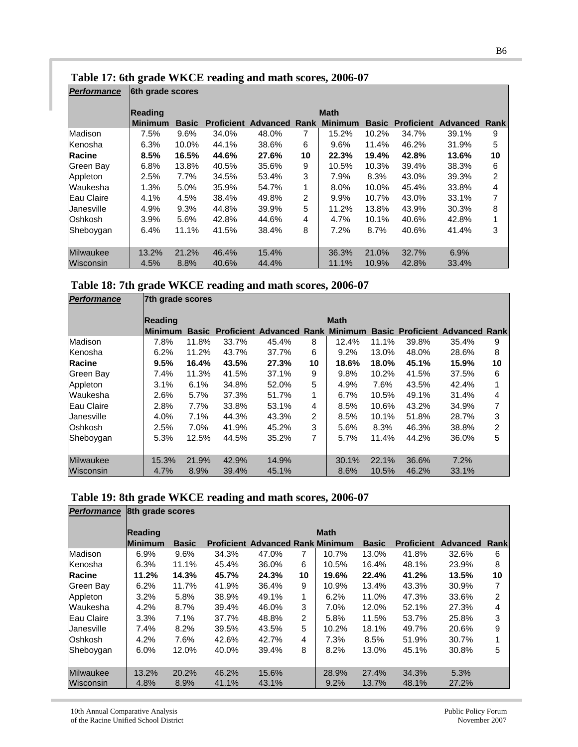## Table 17: 6th grade WKCE reading and math scores, 2006-07

| *Performance* | 6th grade scores | | | | | | | | | |
|---|---|---|---|---|---|---|---|---|---|---|
| | Reading | | | | | Math | | | | |
| | Minimum | Basic | Proficient | Advanced | Rank | Minimum | Basic | Proficient | Advanced | Rank |
| Madison | 7.5% | 9.6% | 34.0% | 48.0% | 7 | 15.2% | 10.2% | 34.7% | 39.1% | 9 |
| Kenosha | 6.3% | 10.0% | 44.1% | 38.6% | 6 | 9.6% | 11.4% | 46.2% | 31.9% | 5 |
| **Racine** | **8.5%** | **16.5%** | **44.6%** | **27.6%** | **10** | **22.3%** | **19.4%** | **42.8%** | **13.6%** | **10** |
| Green Bay | 6.8% | 13.8% | 40.5% | 35.6% | 9 | 10.5% | 10.3% | 39.4% | 38.3% | 6 |
| Appleton | 2.5% | 7.7% | 34.5% | 53.4% | 3 | 7.9% | 8.3% | 43.0% | 39.3% | 2 |
| Waukesha | 1.3% | 5.0% | 35.9% | 54.7% | 1 | 8.0% | 10.0% | 45.4% | 33.8% | 4 |
| Eau Claire | 4.1% | 4.5% | 38.4% | 49.8% | 2 | 9.9% | 10.7% | 43.0% | 33.1% | 7 |
| Janesville | 4.9% | 9.3% | 44.8% | 39.9% | 5 | 11.2% | 13.8% | 43.9% | 30.3% | 8 |
| Oshkosh | 3.9% | 5.6% | 42.8% | 44.6% | 4 | 4.7% | 10.1% | 40.6% | 42.8% | 1 |
| Sheboygan | 6.4% | 11.1% | 41.5% | 38.4% | 8 | 7.2% | 8.7% | 40.6% | 41.4% | 3 |
| Milwaukee | 13.2% | 21.2% | 46.4% | 15.4% | | 36.3% | 21.0% | 32.7% | 6.9% | |
| Wisconsin | 4.5% | 8.8% | 40.6% | 44.4% | | 11.1% | 10.9% | 42.8% | 33.4% | |

## Table 18: 7th grade WKCE reading and math scores, 2006-07

| *Performance* | 7th grade scores | | | | | | | | | |
|---|---|---|---|---|---|---|---|---|---|---|
| | Reading | | | | | Math | | | | |
| | Minimum | Basic | Proficient | Advanced | Rank | Minimum | Basic | Proficient | Advanced | Rank |
| Madison | 7.8% | 11.8% | 33.7% | 45.4% | 8 | 12.4% | 11.1% | 39.8% | 35.4% | 9 |
| Kenosha | 6.2% | 11.2% | 43.7% | 37.7% | 6 | 9.2% | 13.0% | 48.0% | 28.6% | 8 |
| **Racine** | **9.5%** | **16.4%** | **43.5%** | **27.3%** | **10** | **18.6%** | **18.0%** | **45.1%** | **15.9%** | **10** |
| Green Bay | 7.4% | 11.3% | 41.5% | 37.1% | 9 | 9.8% | 10.2% | 41.5% | 37.5% | 6 |
| Appleton | 3.1% | 6.1% | 34.8% | 52.0% | 5 | 4.9% | 7.6% | 43.5% | 42.4% | 1 |
| Waukesha | 2.6% | 5.7% | 37.3% | 51.7% | 1 | 6.7% | 10.5% | 49.1% | 31.4% | 4 |
| Eau Claire | 2.8% | 7.7% | 33.8% | 53.1% | 4 | 8.5% | 10.6% | 43.2% | 34.9% | 7 |
| Janesville | 4.0% | 7.1% | 44.3% | 43.3% | 2 | 8.5% | 10.1% | 51.8% | 28.7% | 3 |
| Oshkosh | 2.5% | 7.0% | 41.9% | 45.2% | 3 | 5.6% | 8.3% | 46.3% | 38.8% | 2 |
| Sheboygan | 5.3% | 12.5% | 44.5% | 35.2% | 7 | 5.7% | 11.4% | 44.2% | 36.0% | 5 |
| Milwaukee | 15.3% | 21.9% | 42.9% | 14.9% | | 30.1% | 22.1% | 36.6% | 7.2% | |
| Wisconsin | 4.7% | 8.9% | 39.4% | 45.1% | | 8.6% | 10.5% | 46.2% | 33.1% | |

## Table 19: 8th grade WKCE reading and math scores, 2006-07

| *Performance* | 8th grade scores | | | | | | | | | |
|---|---|---|---|---|---|---|---|---|---|---|
| | Reading | | | | | Math | | | | |
| | Minimum | Basic | Proficient | Advanced | Rank | Minimum | Basic | Proficient | Advanced | Rank |
| Madison | 6.9% | 9.6% | 34.3% | 47.0% | 7 | 10.7% | 13.0% | 41.8% | 32.6% | 6 |
| Kenosha | 6.3% | 11.1% | 45.4% | 36.0% | 6 | 10.5% | 16.4% | 48.1% | 23.9% | 8 |
| **Racine** | **11.2%** | **14.3%** | **45.7%** | **24.3%** | **10** | **19.6%** | **22.4%** | **41.2%** | **13.5%** | **10** |
| Green Bay | 6.2% | 11.7% | 41.9% | 36.4% | 9 | 10.9% | 13.4% | 43.3% | 30.9% | 7 |
| Appleton | 3.2% | 5.8% | 38.9% | 49.1% | 1 | 6.2% | 11.0% | 47.3% | 33.6% | 2 |
| Waukesha | 4.2% | 8.7% | 39.4% | 46.0% | 3 | 7.0% | 12.0% | 52.1% | 27.3% | 4 |
| Eau Claire | 3.3% | 7.1% | 37.7% | 48.8% | 2 | 5.8% | 11.5% | 53.7% | 25.8% | 3 |
| Janesville | 7.4% | 8.2% | 39.5% | 43.5% | 5 | 10.2% | 18.1% | 49.7% | 20.6% | 9 |
| Oshkosh | 4.2% | 7.6% | 42.6% | 42.7% | 4 | 7.3% | 8.5% | 51.9% | 30.7% | 1 |
| Sheboygan | 6.0% | 12.0% | 40.0% | 39.4% | 8 | 8.2% | 13.0% | 45.1% | 30.8% | 5 |
| Milwaukee | 13.2% | 20.2% | 46.2% | 15.6% | | 28.9% | 27.4% | 34.3% | 5.3% | |
| Wisconsin | 4.8% | 8.9% | 41.1% | 43.1% | | 9.2% | 13.7% | 48.1% | 27.2% | |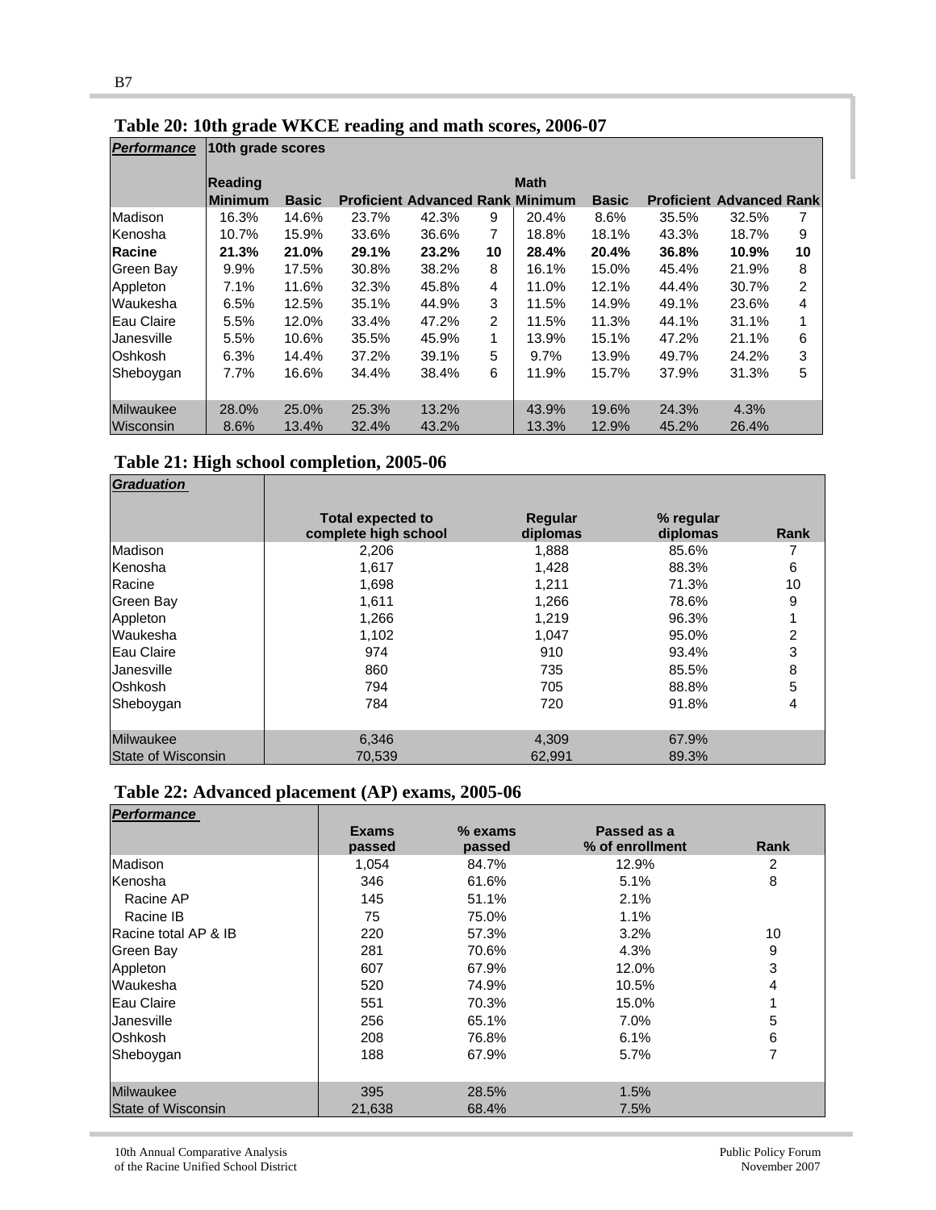## Table 20: 10th grade WKCE reading and math scores, 2006-07

| *Performance* | 10th grade scores | | | | | | | | | |
|---|---|---|---|---|---|---|---|---|---|---|
| | Reading | | | | | Math | | | | |
| | Minimum | Basic | Proficient | Advanced | Rank | Minimum | Basic | Proficient | Advanced | Rank |
| Madison | 16.3% | 14.6% | 23.7% | 42.3% | 9 | 20.4% | 8.6% | 35.5% | 32.5% | 7 |
| Kenosha | 10.7% | 15.9% | 33.6% | 36.6% | 7 | 18.8% | 18.1% | 43.3% | 18.7% | 9 |
| **Racine** | **21.3%** | **21.0%** | **29.1%** | **23.2%** | **10** | **28.4%** | **20.4%** | **36.8%** | **10.9%** | **10** |
| Green Bay | 9.9% | 17.5% | 30.8% | 38.2% | 8 | 16.1% | 15.0% | 45.4% | 21.9% | 8 |
| Appleton | 7.1% | 11.6% | 32.3% | 45.8% | 4 | 11.0% | 12.1% | 44.4% | 30.7% | 2 |
| Waukesha | 6.5% | 12.5% | 35.1% | 44.9% | 3 | 11.5% | 14.9% | 49.1% | 23.6% | 4 |
| Eau Claire | 5.5% | 12.0% | 33.4% | 47.2% | 2 | 11.5% | 11.3% | 44.1% | 31.1% | 1 |
| Janesville | 5.5% | 10.6% | 35.5% | 45.9% | 1 | 13.9% | 15.1% | 47.2% | 21.1% | 6 |
| Oshkosh | 6.3% | 14.4% | 37.2% | 39.1% | 5 | 9.7% | 13.9% | 49.7% | 24.2% | 3 |
| Sheboygan | 7.7% | 16.6% | 34.4% | 38.4% | 6 | 11.9% | 15.7% | 37.9% | 31.3% | 5 |
| Milwaukee | 28.0% | 25.0% | 25.3% | 13.2% | | 43.9% | 19.6% | 24.3% | 4.3% | |
| Wisconsin | 8.6% | 13.4% | 32.4% | 43.2% | | 13.3% | 12.9% | 45.2% | 26.4% | |

## Table 21: High school completion, 2005-06

| *Graduation* | Total expected to complete high school | Regular diplomas | % regular diplomas | Rank |
|---|---|---|---|---|
| Madison | 2,206 | 1,888 | 85.6% | 7 |
| Kenosha | 1,617 | 1,428 | 88.3% | 6 |
| Racine | 1,698 | 1,211 | 71.3% | 10 |
| Green Bay | 1,611 | 1,266 | 78.6% | 9 |
| Appleton | 1,266 | 1,219 | 96.3% | 1 |
| Waukesha | 1,102 | 1,047 | 95.0% | 2 |
| Eau Claire | 974 | 910 | 93.4% | 3 |
| Janesville | 860 | 735 | 85.5% | 8 |
| Oshkosh | 794 | 705 | 88.8% | 5 |
| Sheboygan | 784 | 720 | 91.8% | 4 |
| Milwaukee | 6,346 | 4,309 | 67.9% | |
| State of Wisconsin | 70,539 | 62,991 | 89.3% | |

## Table 22: Advanced placement (AP) exams, 2005-06

| *Performance* | Exams passed | % exams passed | Passed as a % of enrollment | Rank |
|---|---|---|---|---|
| Madison | 1,054 | 84.7% | 12.9% | 2 |
| Kenosha | 346 | 61.6% | 5.1% | 8 |
| Racine AP | 145 | 51.1% | 2.1% | |
| Racine IB | 75 | 75.0% | 1.1% | |
| Racine total AP & IB | 220 | 57.3% | 3.2% | 10 |
| Green Bay | 281 | 70.6% | 4.3% | 9 |
| Appleton | 607 | 67.9% | 12.0% | 3 |
| Waukesha | 520 | 74.9% | 10.5% | 4 |
| Eau Claire | 551 | 70.3% | 15.0% | 1 |
| Janesville | 256 | 65.1% | 7.0% | 5 |
| Oshkosh | 208 | 76.8% | 6.1% | 6 |
| Sheboygan | 188 | 67.9% | 5.7% | 7 |
| Milwaukee | 395 | 28.5% | 1.5% | |
| State of Wisconsin | 21,638 | 68.4% | 7.5% | |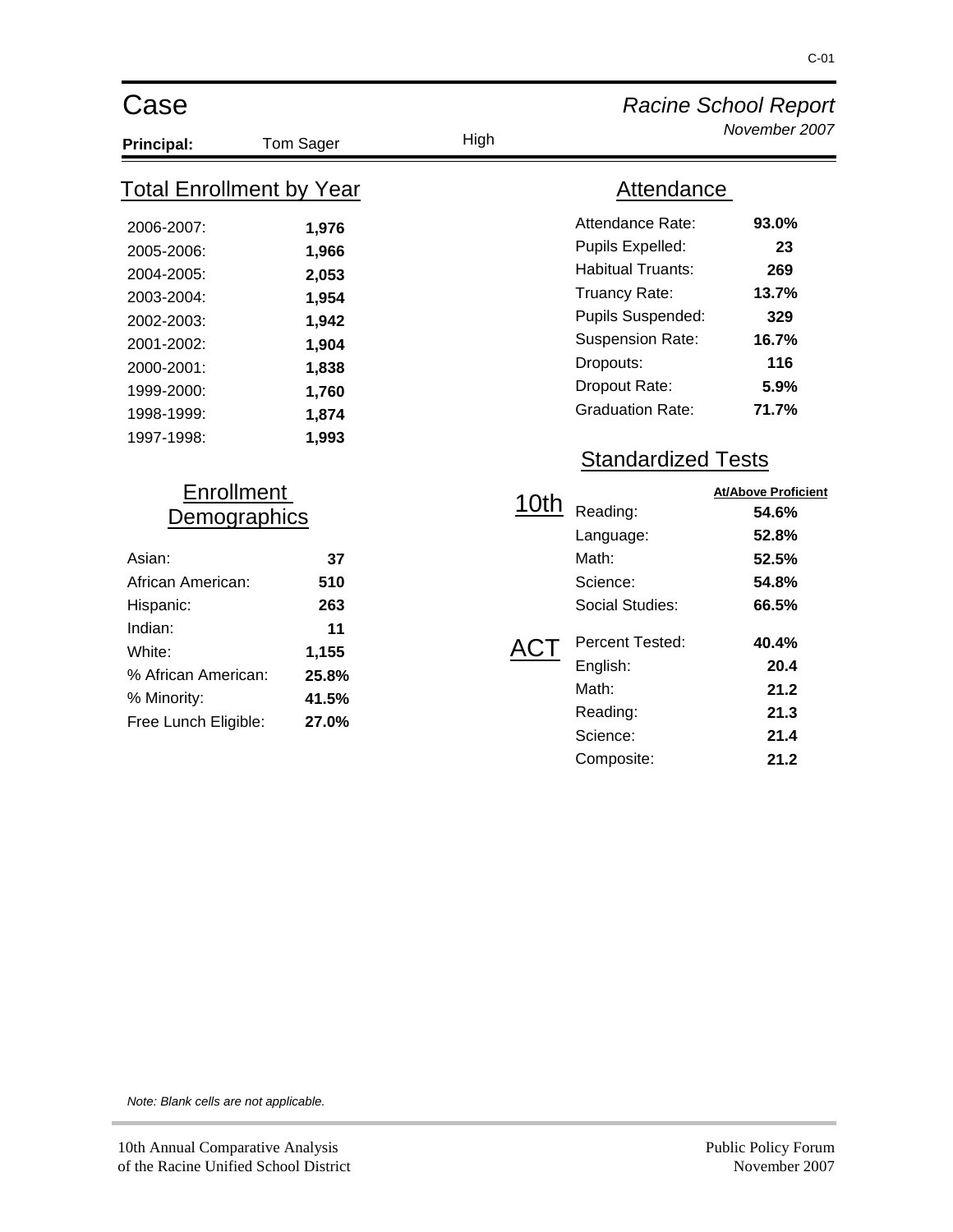# Case High

*Racine School Report*

*November 2007*

**Principal:** Tom Sager

## Total Enrollment by Year

| Year | Enrollment |
|---|---|
| 2006-2007: | **1,976** |
| 2005-2006: | **1,966** |
| 2004-2005: | **2,053** |
| 2003-2004: | **1,954** |
| 2002-2003: | **1,942** |
| 2001-2002: | **1,904** |
| 2000-2001: | **1,838** |
| 1999-2000: | **1,760** |
| 1998-1999: | **1,874** |
| 1997-1998: | **1,993** |

## Enrollment Demographics

| Group | Value |
|---|---|
| Asian: | **37** |
| African American: | **510** |
| Hispanic: | **263** |
| Indian: | **11** |
| White: | **1,155** |
| % African American: | **25.8%** |
| % Minority: | **41.5%** |
| Free Lunch Eligible: | **27.0%** |

## Attendance

| Measure | Value |
|---|---|
| Attendance Rate: | **93.0%** |
| Pupils Expelled: | **23** |
| Habitual Truants: | **269** |
| Truancy Rate: | **13.7%** |
| Pupils Suspended: | **329** |
| Suspension Rate: | **16.7%** |
| Dropouts: | **116** |
| Dropout Rate: | **5.9%** |
| Graduation Rate: | **71.7%** |

## Standardized Tests

### 10th

| Subject | At/Above Proficient |
|---|---|
| Reading: | **54.6%** |
| Language: | **52.8%** |
| Math: | **52.5%** |
| Science: | **54.8%** |
| Social Studies: | **66.5%** |

### ACT

| Measure | Value |
|---|---|
| Percent Tested: | **40.4%** |
| English: | **20.4** |
| Math: | **21.2** |
| Reading: | **21.3** |
| Science: | **21.4** |
| Composite: | **21.2** |

*Note: Blank cells are not applicable.*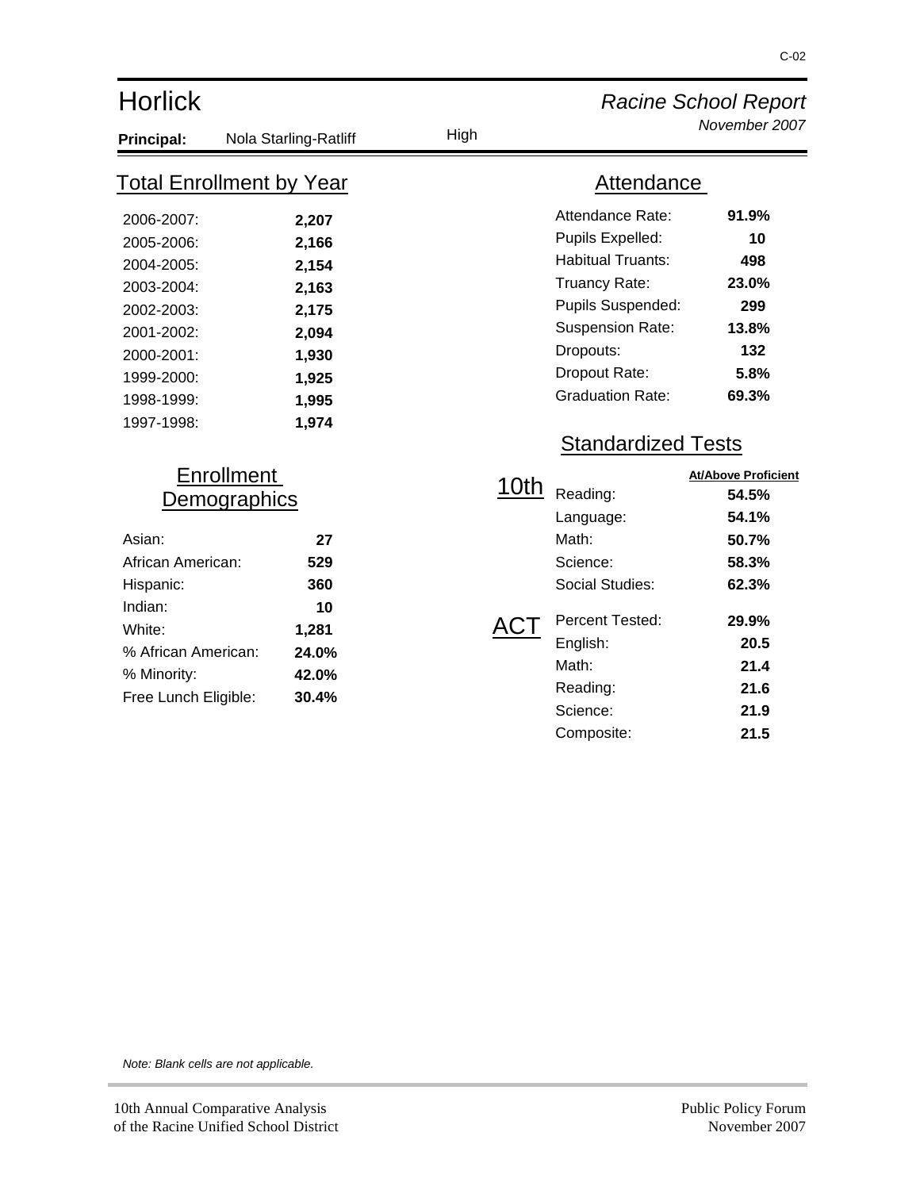# Horlick

*Racine School Report*
*November 2007*

**Principal:** Nola Starling-Ratliff

High

## Total Enrollment by Year

| Year | Enrollment |
|---|---|
| 2006-2007: | **2,207** |
| 2005-2006: | **2,166** |
| 2004-2005: | **2,154** |
| 2003-2004: | **2,163** |
| 2002-2003: | **2,175** |
| 2001-2002: | **2,094** |
| 2000-2001: | **1,930** |
| 1999-2000: | **1,925** |
| 1998-1999: | **1,995** |
| 1997-1998: | **1,974** |

## Enrollment Demographics

| | |
|---|---|
| Asian: | **27** |
| African American: | **529** |
| Hispanic: | **360** |
| Indian: | **10** |
| White: | **1,281** |
| % African American: | **24.0%** |
| % Minority: | **42.0%** |
| Free Lunch Eligible: | **30.4%** |

## Attendance

| | |
|---|---|
| Attendance Rate: | **91.9%** |
| Pupils Expelled: | **10** |
| Habitual Truants: | **498** |
| Truancy Rate: | **23.0%** |
| Pupils Suspended: | **299** |
| Suspension Rate: | **13.8%** |
| Dropouts: | **132** |
| Dropout Rate: | **5.8%** |
| Graduation Rate: | **69.3%** |

## Standardized Tests

| | | At/Above Proficient |
|---|---|---|
| 10th | Reading: | **54.5%** |
| | Language: | **54.1%** |
| | Math: | **50.7%** |
| | Science: | **58.3%** |
| | Social Studies: | **62.3%** |
| ACT | Percent Tested: | **29.9%** |
| | English: | **20.5** |
| | Math: | **21.4** |
| | Reading: | **21.6** |
| | Science: | **21.9** |
| | Composite: | **21.5** |

*Note: Blank cells are not applicable.*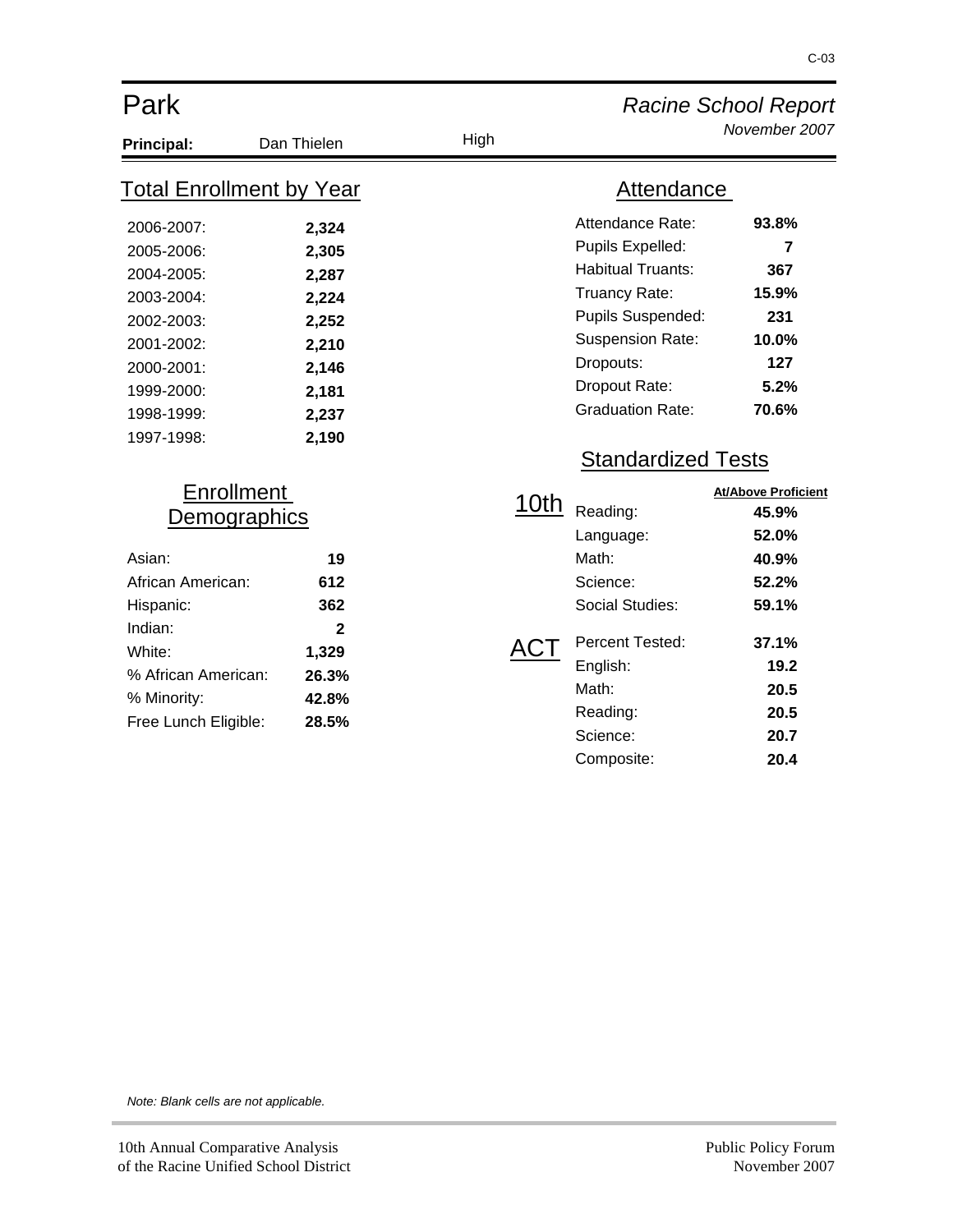# Park

*Racine School Report*
*November 2007*

**Principal:** Dan Thielen — High

## Total Enrollment by Year

| Year | Enrollment |
|---|---|
| 2006-2007: | **2,324** |
| 2005-2006: | **2,305** |
| 2004-2005: | **2,287** |
| 2003-2004: | **2,224** |
| 2002-2003: | **2,252** |
| 2001-2002: | **2,210** |
| 2000-2001: | **2,146** |
| 1999-2000: | **2,181** |
| 1998-1999: | **2,237** |
| 1997-1998: | **2,190** |

## Enrollment Demographics

| | |
|---|---|
| Asian: | **19** |
| African American: | **612** |
| Hispanic: | **362** |
| Indian: | **2** |
| White: | **1,329** |
| % African American: | **26.3%** |
| % Minority: | **42.8%** |
| Free Lunch Eligible: | **28.5%** |

## Attendance

| | |
|---|---|
| Attendance Rate: | **93.8%** |
| Pupils Expelled: | **7** |
| Habitual Truants: | **367** |
| Truancy Rate: | **15.9%** |
| Pupils Suspended: | **231** |
| Suspension Rate: | **10.0%** |
| Dropouts: | **127** |
| Dropout Rate: | **5.2%** |
| Graduation Rate: | **70.6%** |

## Standardized Tests

| | | At/Above Proficient |
|---|---|---|
| 10th | Reading: | **45.9%** |
| | Language: | **52.0%** |
| | Math: | **40.9%** |
| | Science: | **52.2%** |
| | Social Studies: | **59.1%** |
| ACT | Percent Tested: | **37.1%** |
| | English: | **19.2** |
| | Math: | **20.5** |
| | Reading: | **20.5** |
| | Science: | **20.7** |
| | Composite: | **20.4** |

*Note: Blank cells are not applicable.*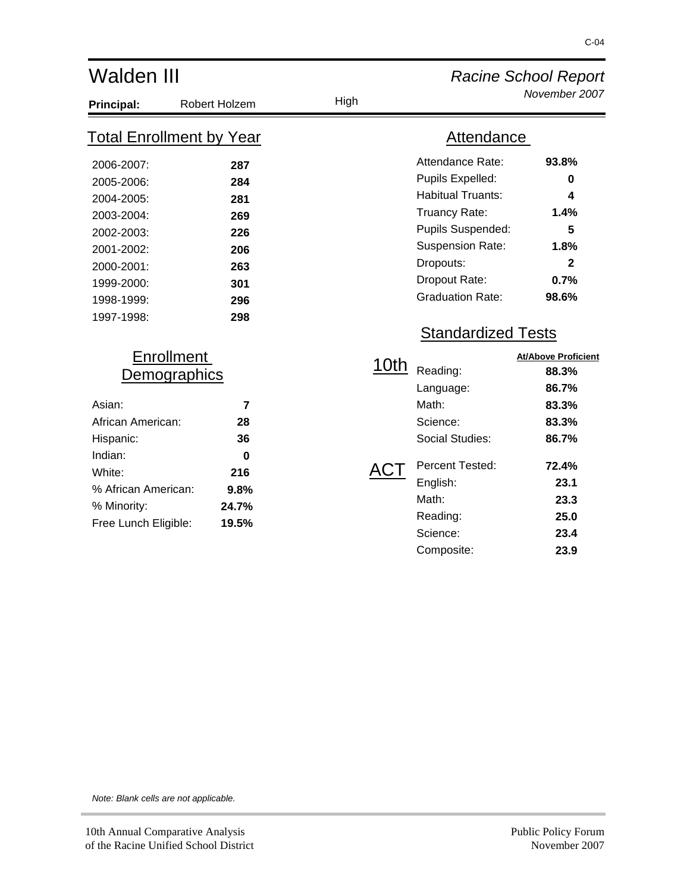# Walden III

*Racine School Report*
*November 2007*

**Principal:** Robert Holzem — High

## Total Enrollment by Year

| Year | Enrollment |
|---|---|
| 2006-2007: | **287** |
| 2005-2006: | **284** |
| 2004-2005: | **281** |
| 2003-2004: | **269** |
| 2002-2003: | **226** |
| 2001-2002: | **206** |
| 2000-2001: | **263** |
| 1999-2000: | **301** |
| 1998-1999: | **296** |
| 1997-1998: | **298** |

## Enrollment Demographics

| Category | Value |
|---|---|
| Asian: | **7** |
| African American: | **28** |
| Hispanic: | **36** |
| Indian: | **0** |
| White: | **216** |
| % African American: | **9.8%** |
| % Minority: | **24.7%** |
| Free Lunch Eligible: | **19.5%** |

## Attendance

| Measure | Value |
|---|---|
| Attendance Rate: | **93.8%** |
| Pupils Expelled: | **0** |
| Habitual Truants: | **4** |
| Truancy Rate: | **1.4%** |
| Pupils Suspended: | **5** |
| Suspension Rate: | **1.8%** |
| Dropouts: | **2** |
| Dropout Rate: | **0.7%** |
| Graduation Rate: | **98.6%** |

## Standardized Tests

### 10th

| Subject | At/Above Proficient |
|---|---|
| Reading: | **88.3%** |
| Language: | **86.7%** |
| Math: | **83.3%** |
| Science: | **83.3%** |
| Social Studies: | **86.7%** |

### ACT

| Measure | Value |
|---|---|
| Percent Tested: | **72.4%** |
| English: | **23.1** |
| Math: | **23.3** |
| Reading: | **25.0** |
| Science: | **23.4** |
| Composite: | **23.9** |

*Note: Blank cells are not applicable.*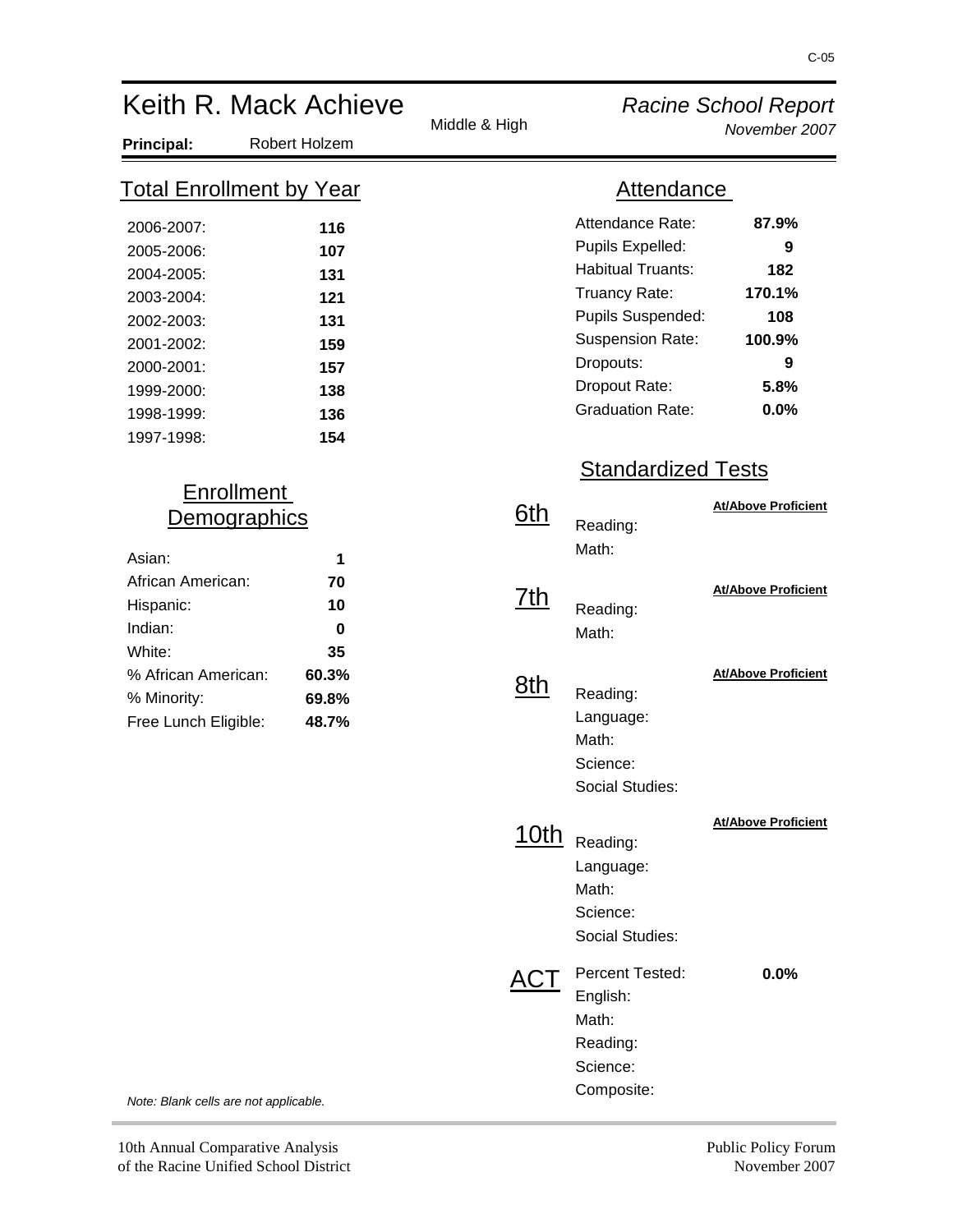# Keith R. Mack Achieve

Middle & High

*Racine School Report*
*November 2007*

**Principal:** Robert Holzem

## Total Enrollment by Year

| Year | Enrollment |
|---|---|
| 2006-2007: | **116** |
| 2005-2006: | **107** |
| 2004-2005: | **131** |
| 2003-2004: | **121** |
| 2002-2003: | **131** |
| 2001-2002: | **159** |
| 2000-2001: | **157** |
| 1999-2000: | **138** |
| 1998-1999: | **136** |
| 1997-1998: | **154** |

## Enrollment Demographics

| | |
|---|---|
| Asian: | **1** |
| African American: | **70** |
| Hispanic: | **10** |
| Indian: | **0** |
| White: | **35** |
| % African American: | **60.3%** |
| % Minority: | **69.8%** |
| Free Lunch Eligible: | **48.7%** |

## Attendance

| | |
|---|---|
| Attendance Rate: | **87.9%** |
| Pupils Expelled: | **9** |
| Habitual Truants: | **182** |
| Truancy Rate: | **170.1%** |
| Pupils Suspended: | **108** |
| Suspension Rate: | **100.9%** |
| Dropouts: | **9** |
| Dropout Rate: | **5.8%** |
| Graduation Rate: | **0.0%** |

## Standardized Tests

| Grade | Subject | At/Above Proficient |
|---|---|---|
| 6th | Reading: | |
| | Math: | |
| 7th | Reading: | |
| | Math: | |
| 8th | Reading: | |
| | Language: | |
| | Math: | |
| | Science: | |
| | Social Studies: | |
| 10th | Reading: | |
| | Language: | |
| | Math: | |
| | Science: | |
| | Social Studies: | |
| ACT | Percent Tested: | **0.0%** |
| | English: | |
| | Math: | |
| | Reading: | |
| | Science: | |
| | Composite: | |

*Note: Blank cells are not applicable.*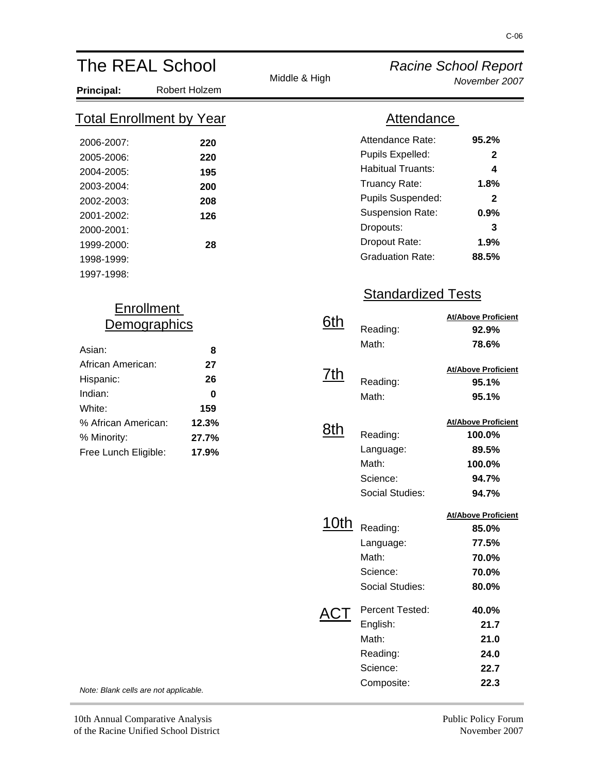# The REAL School

Middle & High

*Racine School Report*
*November 2007*

**Principal:** Robert Holzem

## Total Enrollment by Year

| Year | Enrollment |
|---|---|
| 2006-2007: | **220** |
| 2005-2006: | **220** |
| 2004-2005: | **195** |
| 2003-2004: | **200** |
| 2002-2003: | **208** |
| 2001-2002: | **126** |
| 2000-2001: | |
| 1999-2000: | **28** |
| 1998-1999: | |
| 1997-1998: | |

## Enrollment Demographics

| Group | Value |
|---|---|
| Asian: | **8** |
| African American: | **27** |
| Hispanic: | **26** |
| Indian: | **0** |
| White: | **159** |
| % African American: | **12.3%** |
| % Minority: | **27.7%** |
| Free Lunch Eligible: | **17.9%** |

## Attendance

| Measure | Value |
|---|---|
| Attendance Rate: | **95.2%** |
| Pupils Expelled: | **2** |
| Habitual Truants: | **4** |
| Truancy Rate: | **1.8%** |
| Pupils Suspended: | **2** |
| Suspension Rate: | **0.9%** |
| Dropouts: | **3** |
| Dropout Rate: | **1.9%** |
| Graduation Rate: | **88.5%** |

## Standardized Tests

### 6th

| Subject | At/Above Proficient |
|---|---|
| Reading: | **92.9%** |
| Math: | **78.6%** |

### 7th

| Subject | At/Above Proficient |
|---|---|
| Reading: | **95.1%** |
| Math: | **95.1%** |

### 8th

| Subject | At/Above Proficient |
|---|---|
| Reading: | **100.0%** |
| Language: | **89.5%** |
| Math: | **100.0%** |
| Science: | **94.7%** |
| Social Studies: | **94.7%** |

### 10th

| Subject | At/Above Proficient |
|---|---|
| Reading: | **85.0%** |
| Language: | **77.5%** |
| Math: | **70.0%** |
| Science: | **70.0%** |
| Social Studies: | **80.0%** |

### ACT

| Measure | Value |
|---|---|
| Percent Tested: | **40.0%** |
| English: | **21.7** |
| Math: | **21.0** |
| Reading: | **24.0** |
| Science: | **22.7** |
| Composite: | **22.3** |

*Note: Blank cells are not applicable.*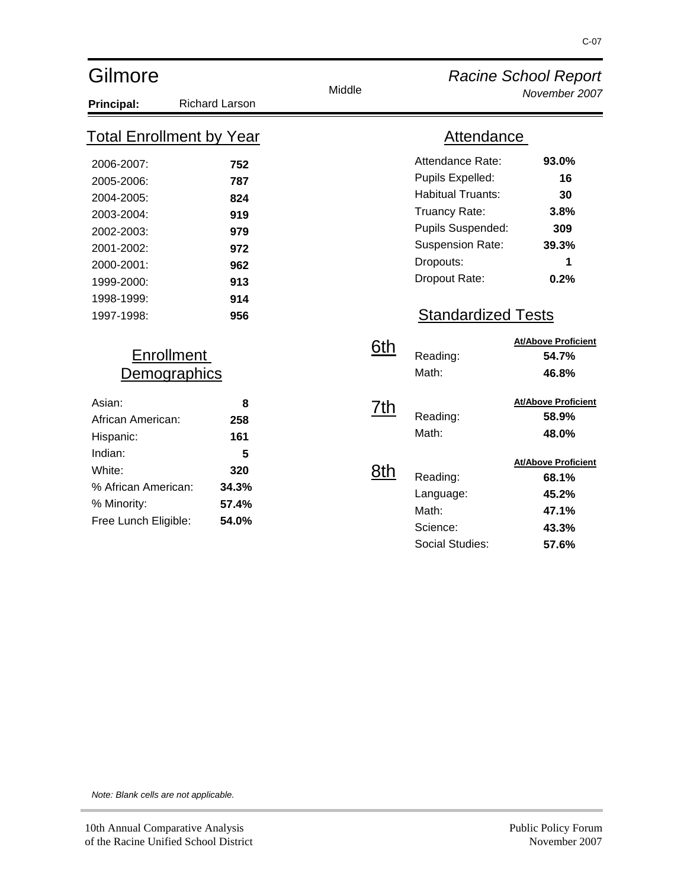# Gilmore

Middle

*Racine School Report*

*November 2007*

**Principal:** Richard Larson

## Total Enrollment by Year

| Year | Enrollment |
|---|---|
| 2006-2007: | **752** |
| 2005-2006: | **787** |
| 2004-2005: | **824** |
| 2003-2004: | **919** |
| 2002-2003: | **979** |
| 2001-2002: | **972** |
| 2000-2001: | **962** |
| 1999-2000: | **913** |
| 1998-1999: | **914** |
| 1997-1998: | **956** |

## Enrollment Demographics

| Group | Value |
|---|---|
| Asian: | **8** |
| African American: | **258** |
| Hispanic: | **161** |
| Indian: | **5** |
| White: | **320** |
| % African American: | **34.3%** |
| % Minority: | **57.4%** |
| Free Lunch Eligible: | **54.0%** |

## Attendance

| Measure | Value |
|---|---|
| Attendance Rate: | **93.0%** |
| Pupils Expelled: | **16** |
| Habitual Truants: | **30** |
| Truancy Rate: | **3.8%** |
| Pupils Suspended: | **309** |
| Suspension Rate: | **39.3%** |
| Dropouts: | **1** |
| Dropout Rate: | **0.2%** |

## Standardized Tests

### 6th

| Subject | At/Above Proficient |
|---|---|
| Reading: | **54.7%** |
| Math: | **46.8%** |

### 7th

| Subject | At/Above Proficient |
|---|---|
| Reading: | **58.9%** |
| Math: | **48.0%** |

### 8th

| Subject | At/Above Proficient |
|---|---|
| Reading: | **68.1%** |
| Language: | **45.2%** |
| Math: | **47.1%** |
| Science: | **43.3%** |
| Social Studies: | **57.6%** |

*Note: Blank cells are not applicable.*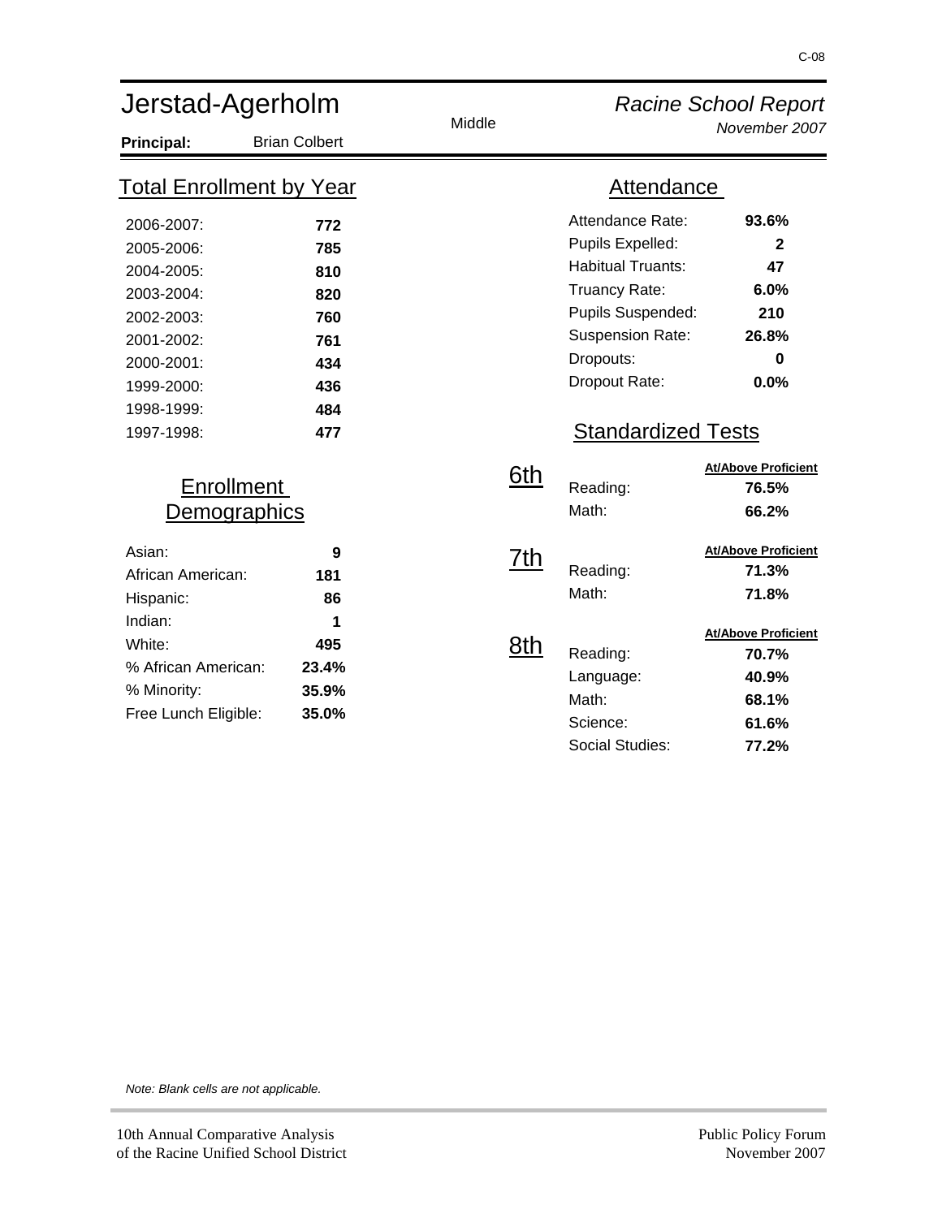# Jerstad-Agerholm

Middle

*Racine School Report*
*November 2007*

**Principal:** Brian Colbert

## Total Enrollment by Year

| Year | Enrollment |
|---|---|
| 2006-2007: | **772** |
| 2005-2006: | **785** |
| 2004-2005: | **810** |
| 2003-2004: | **820** |
| 2002-2003: | **760** |
| 2001-2002: | **761** |
| 2000-2001: | **434** |
| 1999-2000: | **436** |
| 1998-1999: | **484** |
| 1997-1998: | **477** |

## Enrollment Demographics

| | |
|---|---|
| Asian: | **9** |
| African American: | **181** |
| Hispanic: | **86** |
| Indian: | **1** |
| White: | **495** |
| % African American: | **23.4%** |
| % Minority: | **35.9%** |
| Free Lunch Eligible: | **35.0%** |

## Attendance

| | |
|---|---|
| Attendance Rate: | **93.6%** |
| Pupils Expelled: | **2** |
| Habitual Truants: | **47** |
| Truancy Rate: | **6.0%** |
| Pupils Suspended: | **210** |
| Suspension Rate: | **26.8%** |
| Dropouts: | **0** |
| Dropout Rate: | **0.0%** |

## Standardized Tests

| Grade | Subject | At/Above Proficient |
|---|---|---|
| 6th | Reading: | **76.5%** |
| | Math: | **66.2%** |
| 7th | Reading: | **71.3%** |
| | Math: | **71.8%** |
| 8th | Reading: | **70.7%** |
| | Language: | **40.9%** |
| | Math: | **68.1%** |
| | Science: | **61.6%** |
| | Social Studies: | **77.2%** |

*Note: Blank cells are not applicable.*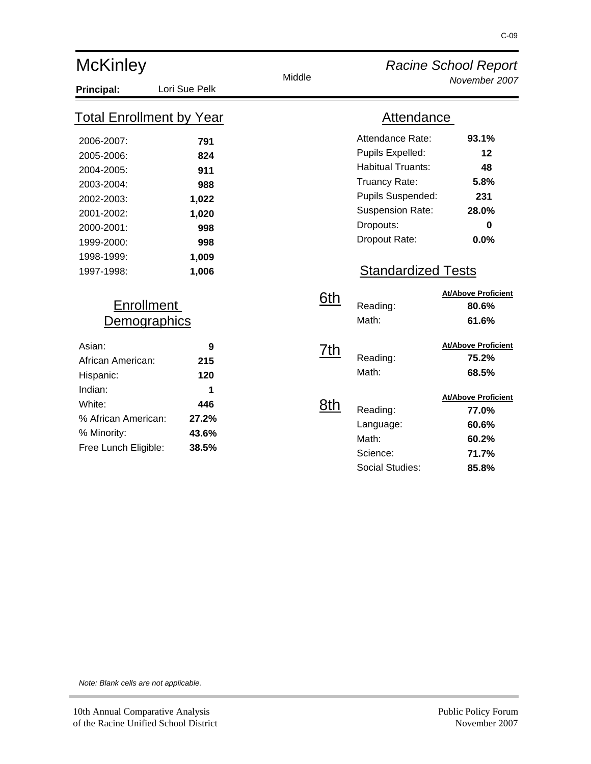# McKinley

Middle

*Racine School Report*
*November 2007*

**Principal:** Lori Sue Pelk

## Total Enrollment by Year

| Year | Enrollment |
|---|---|
| 2006-2007: | **791** |
| 2005-2006: | **824** |
| 2004-2005: | **911** |
| 2003-2004: | **988** |
| 2002-2003: | **1,022** |
| 2001-2002: | **1,020** |
| 2000-2001: | **998** |
| 1999-2000: | **998** |
| 1998-1999: | **1,009** |
| 1997-1998: | **1,006** |

## Enrollment Demographics

| Group | Value |
|---|---|
| Asian: | **9** |
| African American: | **215** |
| Hispanic: | **120** |
| Indian: | **1** |
| White: | **446** |
| % African American: | **27.2%** |
| % Minority: | **43.6%** |
| Free Lunch Eligible: | **38.5%** |

## Attendance

| Measure | Value |
|---|---|
| Attendance Rate: | **93.1%** |
| Pupils Expelled: | **12** |
| Habitual Truants: | **48** |
| Truancy Rate: | **5.8%** |
| Pupils Suspended: | **231** |
| Suspension Rate: | **28.0%** |
| Dropouts: | **0** |
| Dropout Rate: | **0.0%** |

## Standardized Tests

### 6th

| Subject | At/Above Proficient |
|---|---|
| Reading: | **80.6%** |
| Math: | **61.6%** |

### 7th

| Subject | At/Above Proficient |
|---|---|
| Reading: | **75.2%** |
| Math: | **68.5%** |

### 8th

| Subject | At/Above Proficient |
|---|---|
| Reading: | **77.0%** |
| Language: | **60.6%** |
| Math: | **60.2%** |
| Science: | **71.7%** |
| Social Studies: | **85.8%** |

*Note: Blank cells are not applicable.*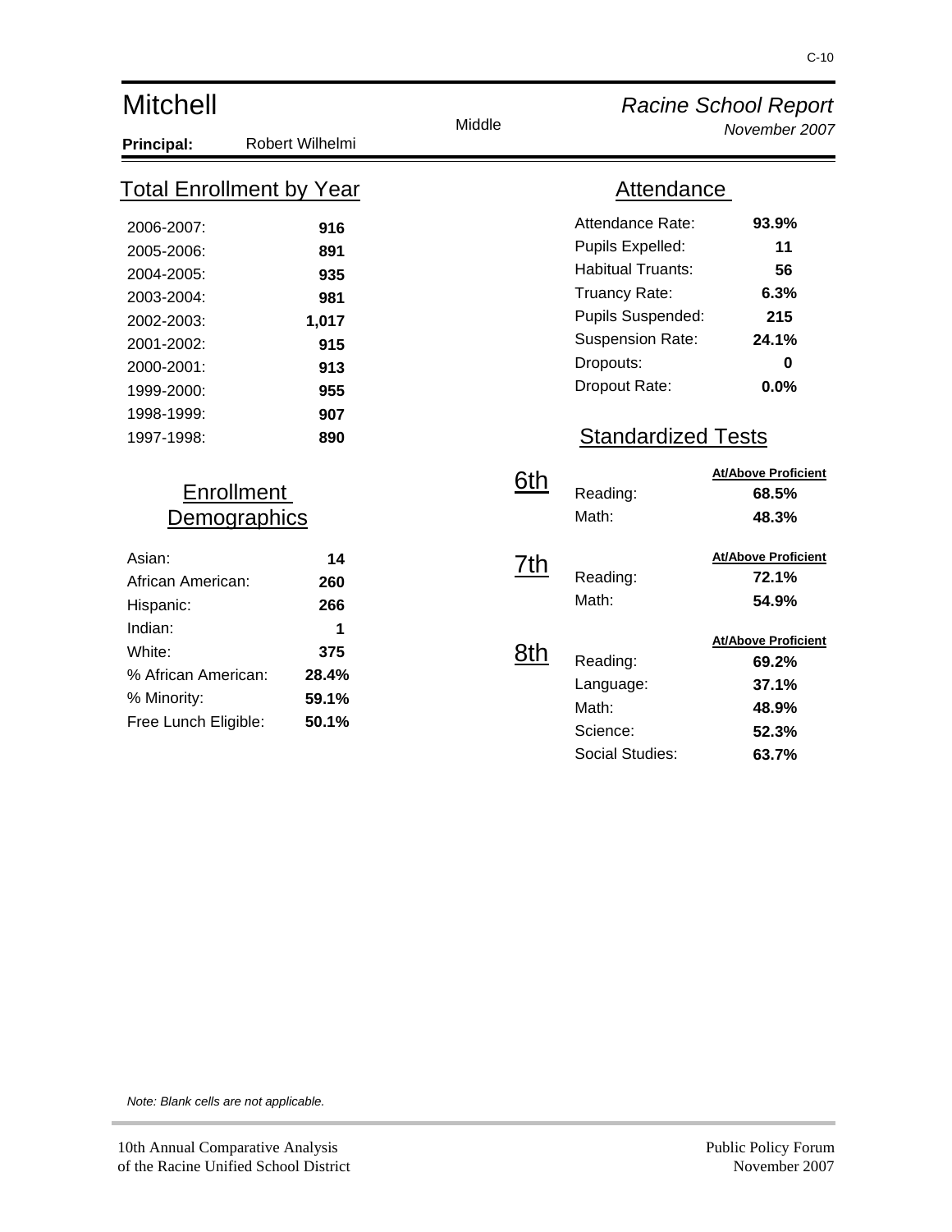# Mitchell

Middle

*Racine School Report*
*November 2007*

**Principal:** Robert Wilhelmi

## Total Enrollment by Year

| Year | Enrollment |
|---|---|
| 2006-2007: | **916** |
| 2005-2006: | **891** |
| 2004-2005: | **935** |
| 2003-2004: | **981** |
| 2002-2003: | **1,017** |
| 2001-2002: | **915** |
| 2000-2001: | **913** |
| 1999-2000: | **955** |
| 1998-1999: | **907** |
| 1997-1998: | **890** |

## Enrollment Demographics

| | |
|---|---|
| Asian: | **14** |
| African American: | **260** |
| Hispanic: | **266** |
| Indian: | **1** |
| White: | **375** |
| % African American: | **28.4%** |
| % Minority: | **59.1%** |
| Free Lunch Eligible: | **50.1%** |

## Attendance

| | |
|---|---|
| Attendance Rate: | **93.9%** |
| Pupils Expelled: | **11** |
| Habitual Truants: | **56** |
| Truancy Rate: | **6.3%** |
| Pupils Suspended: | **215** |
| Suspension Rate: | **24.1%** |
| Dropouts: | **0** |
| Dropout Rate: | **0.0%** |

## Standardized Tests

### 6th

| | At/Above Proficient |
|---|---|
| Reading: | **68.5%** |
| Math: | **48.3%** |

### 7th

| | At/Above Proficient |
|---|---|
| Reading: | **72.1%** |
| Math: | **54.9%** |

### 8th

| | At/Above Proficient |
|---|---|
| Reading: | **69.2%** |
| Language: | **37.1%** |
| Math: | **48.9%** |
| Science: | **52.3%** |
| Social Studies: | **63.7%** |

*Note: Blank cells are not applicable.*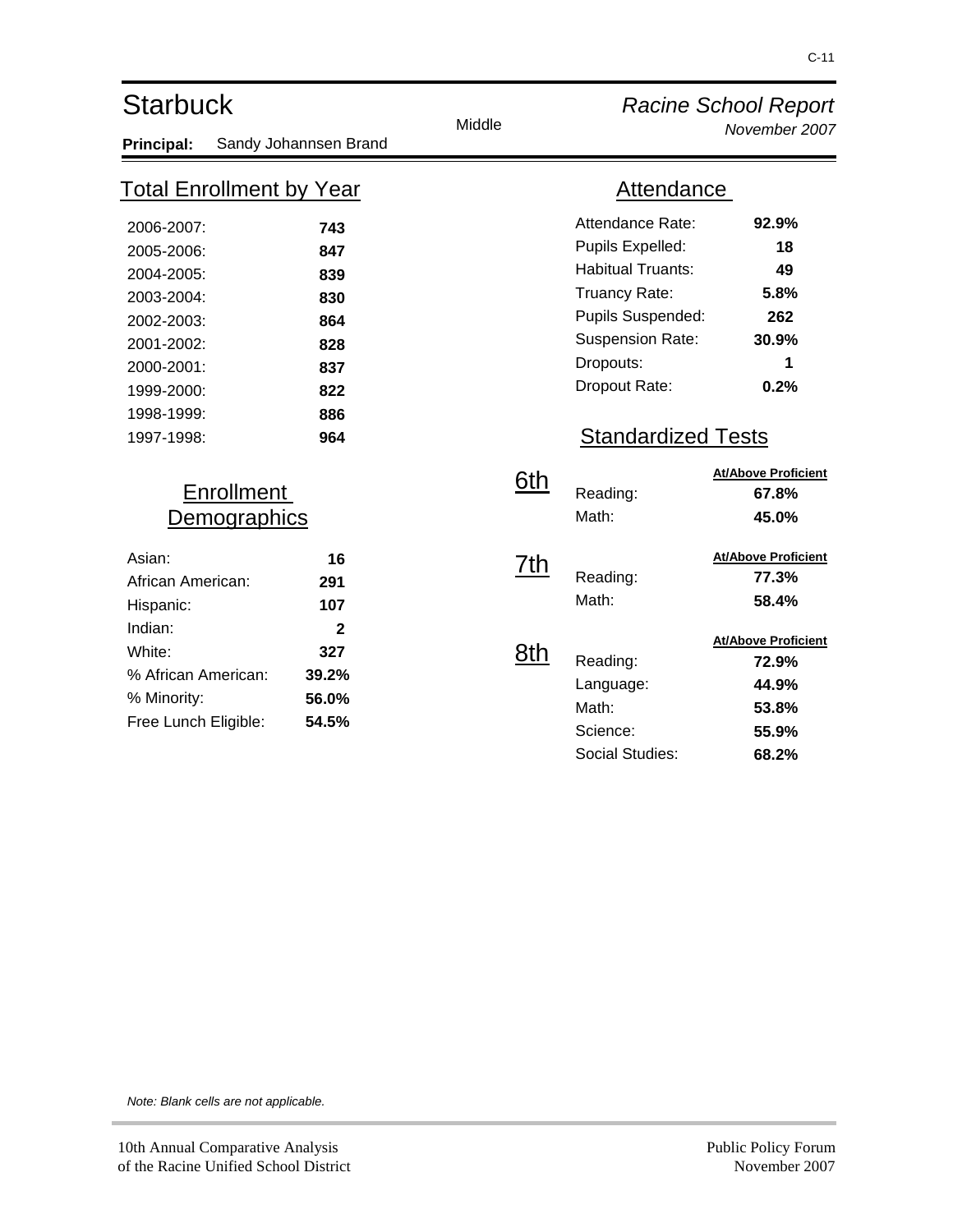# Starbuck

Middle

*Racine School Report*
*November 2007*

**Principal:** Sandy Johannsen Brand

## Total Enrollment by Year

| Year | Enrollment |
|---|---|
| 2006-2007: | **743** |
| 2005-2006: | **847** |
| 2004-2005: | **839** |
| 2003-2004: | **830** |
| 2002-2003: | **864** |
| 2001-2002: | **828** |
| 2000-2001: | **837** |
| 1999-2000: | **822** |
| 1998-1999: | **886** |
| 1997-1998: | **964** |

## Enrollment Demographics

| | |
|---|---|
| Asian: | **16** |
| African American: | **291** |
| Hispanic: | **107** |
| Indian: | **2** |
| White: | **327** |
| % African American: | **39.2%** |
| % Minority: | **56.0%** |
| Free Lunch Eligible: | **54.5%** |

## Attendance

| | |
|---|---|
| Attendance Rate: | **92.9%** |
| Pupils Expelled: | **18** |
| Habitual Truants: | **49** |
| Truancy Rate: | **5.8%** |
| Pupils Suspended: | **262** |
| Suspension Rate: | **30.9%** |
| Dropouts: | **1** |
| Dropout Rate: | **0.2%** |

## Standardized Tests

### 6th

| | At/Above Proficient |
|---|---|
| Reading: | **67.8%** |
| Math: | **45.0%** |

### 7th

| | At/Above Proficient |
|---|---|
| Reading: | **77.3%** |
| Math: | **58.4%** |

### 8th

| | At/Above Proficient |
|---|---|
| Reading: | **72.9%** |
| Language: | **44.9%** |
| Math: | **53.8%** |
| Science: | **55.9%** |
| Social Studies: | **68.2%** |

*Note: Blank cells are not applicable.*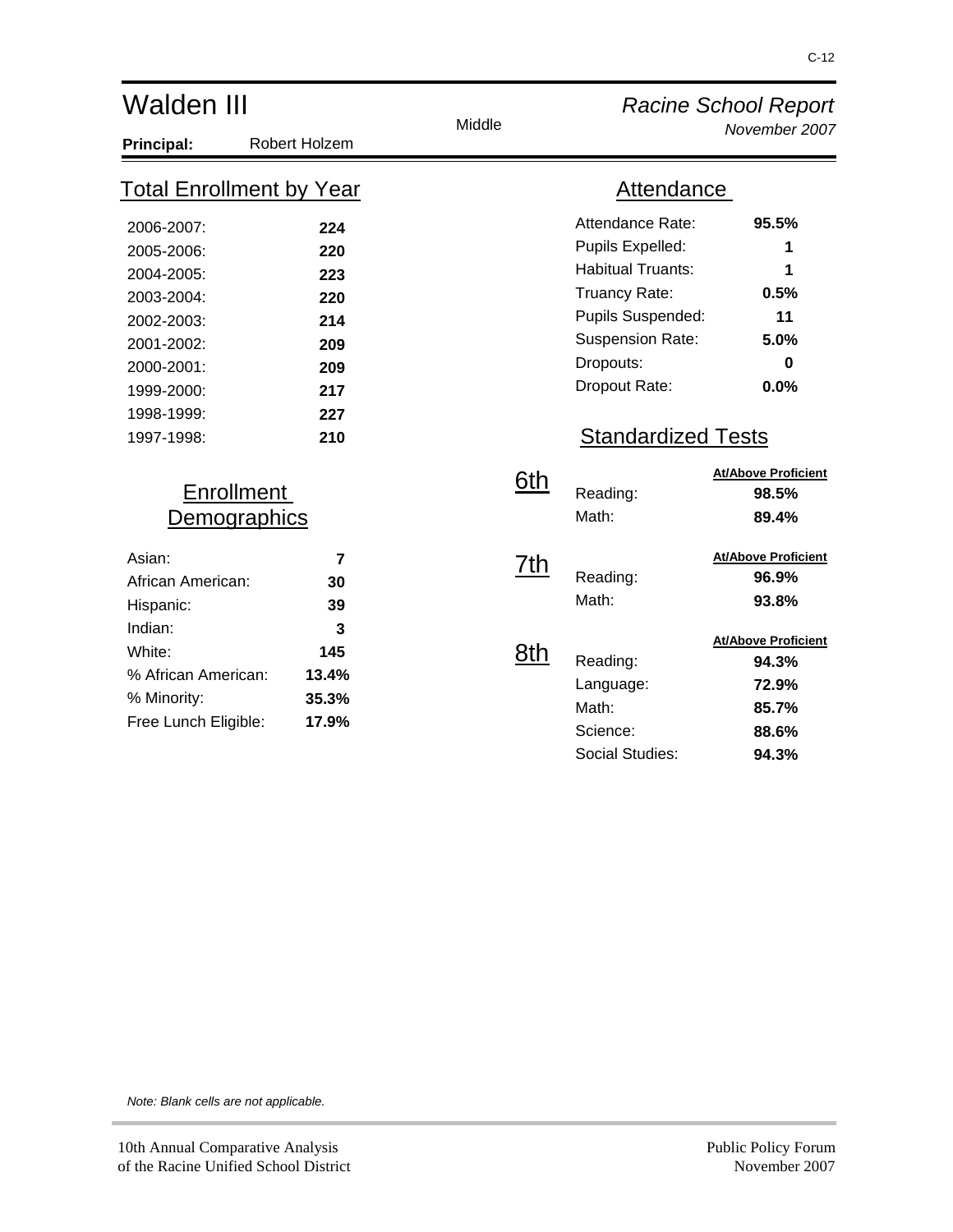# Walden III

Middle

*Racine School Report*

*November 2007*

**Principal:** Robert Holzem

## Total Enrollment by Year

| Year | Enrollment |
|---|---|
| 2006-2007: | **224** |
| 2005-2006: | **220** |
| 2004-2005: | **223** |
| 2003-2004: | **220** |
| 2002-2003: | **214** |
| 2001-2002: | **209** |
| 2000-2001: | **209** |
| 1999-2000: | **217** |
| 1998-1999: | **227** |
| 1997-1998: | **210** |

## Enrollment Demographics

| Category | Value |
|---|---|
| Asian: | **7** |
| African American: | **30** |
| Hispanic: | **39** |
| Indian: | **3** |
| White: | **145** |
| % African American: | **13.4%** |
| % Minority: | **35.3%** |
| Free Lunch Eligible: | **17.9%** |

## Attendance

| Measure | Value |
|---|---|
| Attendance Rate: | **95.5%** |
| Pupils Expelled: | **1** |
| Habitual Truants: | **1** |
| Truancy Rate: | **0.5%** |
| Pupils Suspended: | **11** |
| Suspension Rate: | **5.0%** |
| Dropouts: | **0** |
| Dropout Rate: | **0.0%** |

## Standardized Tests

### 6th

| Subject | At/Above Proficient |
|---|---|
| Reading: | **98.5%** |
| Math: | **89.4%** |

### 7th

| Subject | At/Above Proficient |
|---|---|
| Reading: | **96.9%** |
| Math: | **93.8%** |

### 8th

| Subject | At/Above Proficient |
|---|---|
| Reading: | **94.3%** |
| Language: | **72.9%** |
| Math: | **85.7%** |
| Science: | **88.6%** |
| Social Studies: | **94.3%** |

*Note: Blank cells are not applicable.*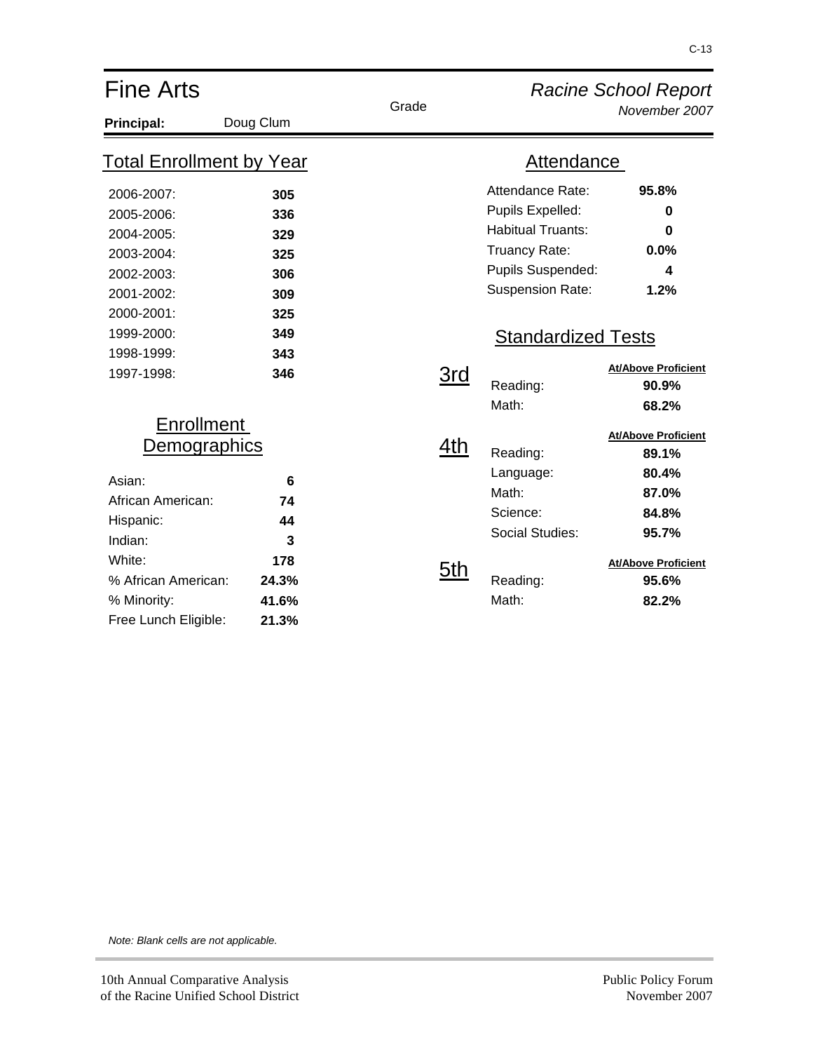# Fine Arts

*Racine School Report*
*November 2007*

**Principal:** Doug Clum

## Total Enrollment by Year

| Year | Enrollment |
|---|---|
| 2006-2007: | **305** |
| 2005-2006: | **336** |
| 2004-2005: | **329** |
| 2003-2004: | **325** |
| 2002-2003: | **306** |
| 2001-2002: | **309** |
| 2000-2001: | **325** |
| 1999-2000: | **349** |
| 1998-1999: | **343** |
| 1997-1998: | **346** |

## Enrollment Demographics

| | |
|---|---|
| Asian: | **6** |
| African American: | **74** |
| Hispanic: | **44** |
| Indian: | **3** |
| White: | **178** |
| % African American: | **24.3%** |
| % Minority: | **41.6%** |
| Free Lunch Eligible: | **21.3%** |

## Attendance

| | |
|---|---|
| Attendance Rate: | **95.8%** |
| Pupils Expelled: | **0** |
| Habitual Truants: | **0** |
| Truancy Rate: | **0.0%** |
| Pupils Suspended: | **4** |
| Suspension Rate: | **1.2%** |

## Standardized Tests

| Grade | Subject | At/Above Proficient |
|---|---|---|
| 3rd | Reading: | **90.9%** |
| | Math: | **68.2%** |
| 4th | Reading: | **89.1%** |
| | Language: | **80.4%** |
| | Math: | **87.0%** |
| | Science: | **84.8%** |
| | Social Studies: | **95.7%** |
| 5th | Reading: | **95.6%** |
| | Math: | **82.2%** |

*Note: Blank cells are not applicable.*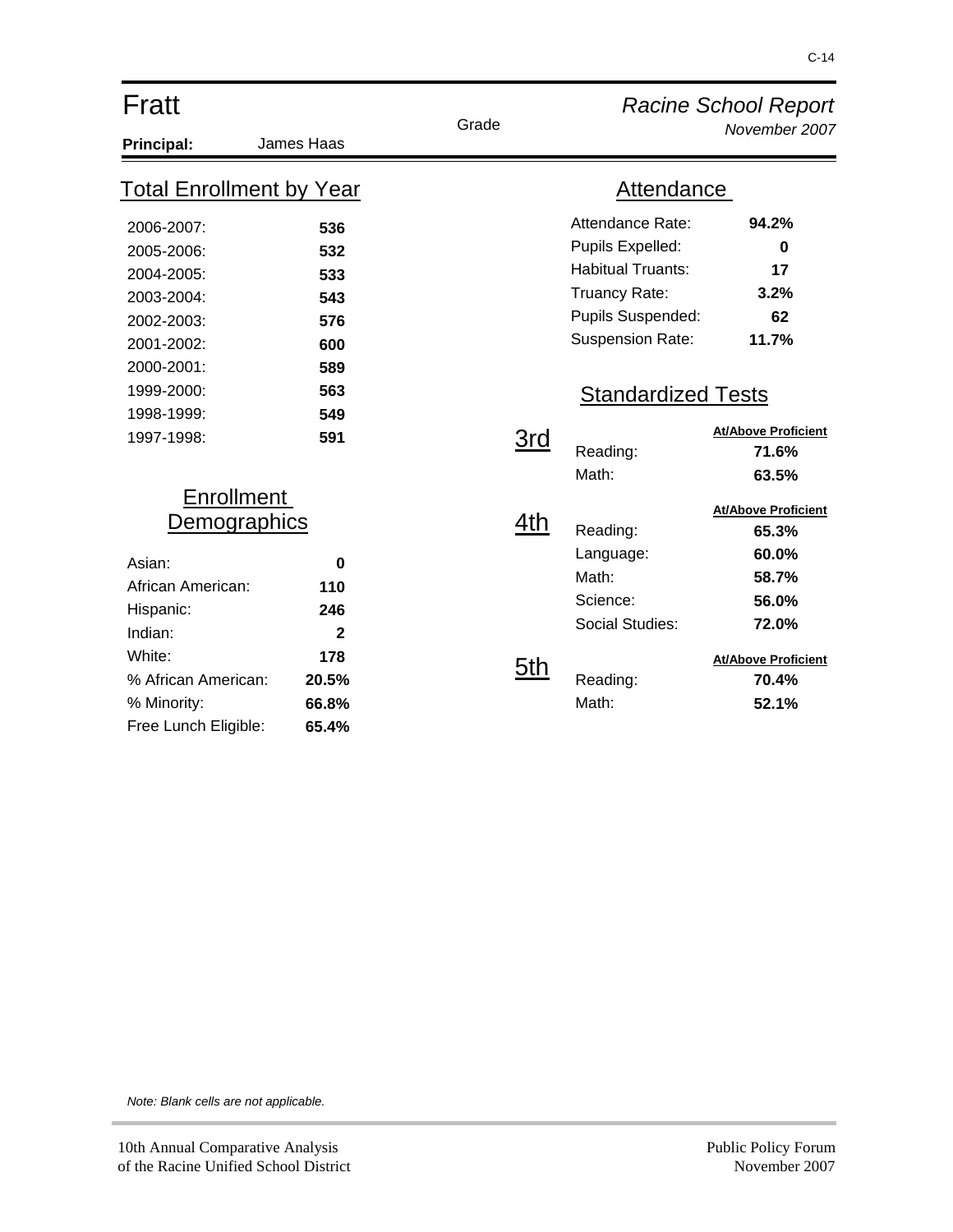# Fratt

*Racine School Report*
*November 2007*

**Principal:** James Haas

## Total Enrollment by Year

| Year | Enrollment |
|---|---|
| 2006-2007: | **536** |
| 2005-2006: | **532** |
| 2004-2005: | **533** |
| 2003-2004: | **543** |
| 2002-2003: | **576** |
| 2001-2002: | **600** |
| 2000-2001: | **589** |
| 1999-2000: | **563** |
| 1998-1999: | **549** |
| 1997-1998: | **591** |

## Enrollment Demographics

| Group | Value |
|---|---|
| Asian: | **0** |
| African American: | **110** |
| Hispanic: | **246** |
| Indian: | **2** |
| White: | **178** |
| % African American: | **20.5%** |
| % Minority: | **66.8%** |
| Free Lunch Eligible: | **65.4%** |

## Attendance

| Measure | Value |
|---|---|
| Attendance Rate: | **94.2%** |
| Pupils Expelled: | **0** |
| Habitual Truants: | **17** |
| Truancy Rate: | **3.2%** |
| Pupils Suspended: | **62** |
| Suspension Rate: | **11.7%** |

## Standardized Tests

| Grade | Subject | At/Above Proficient |
|---|---|---|
| 3rd | Reading: | **71.6%** |
| | Math: | **63.5%** |
| 4th | Reading: | **65.3%** |
| | Language: | **60.0%** |
| | Math: | **58.7%** |
| | Science: | **56.0%** |
| | Social Studies: | **72.0%** |
| 5th | Reading: | **70.4%** |
| | Math: | **52.1%** |

*Note: Blank cells are not applicable.*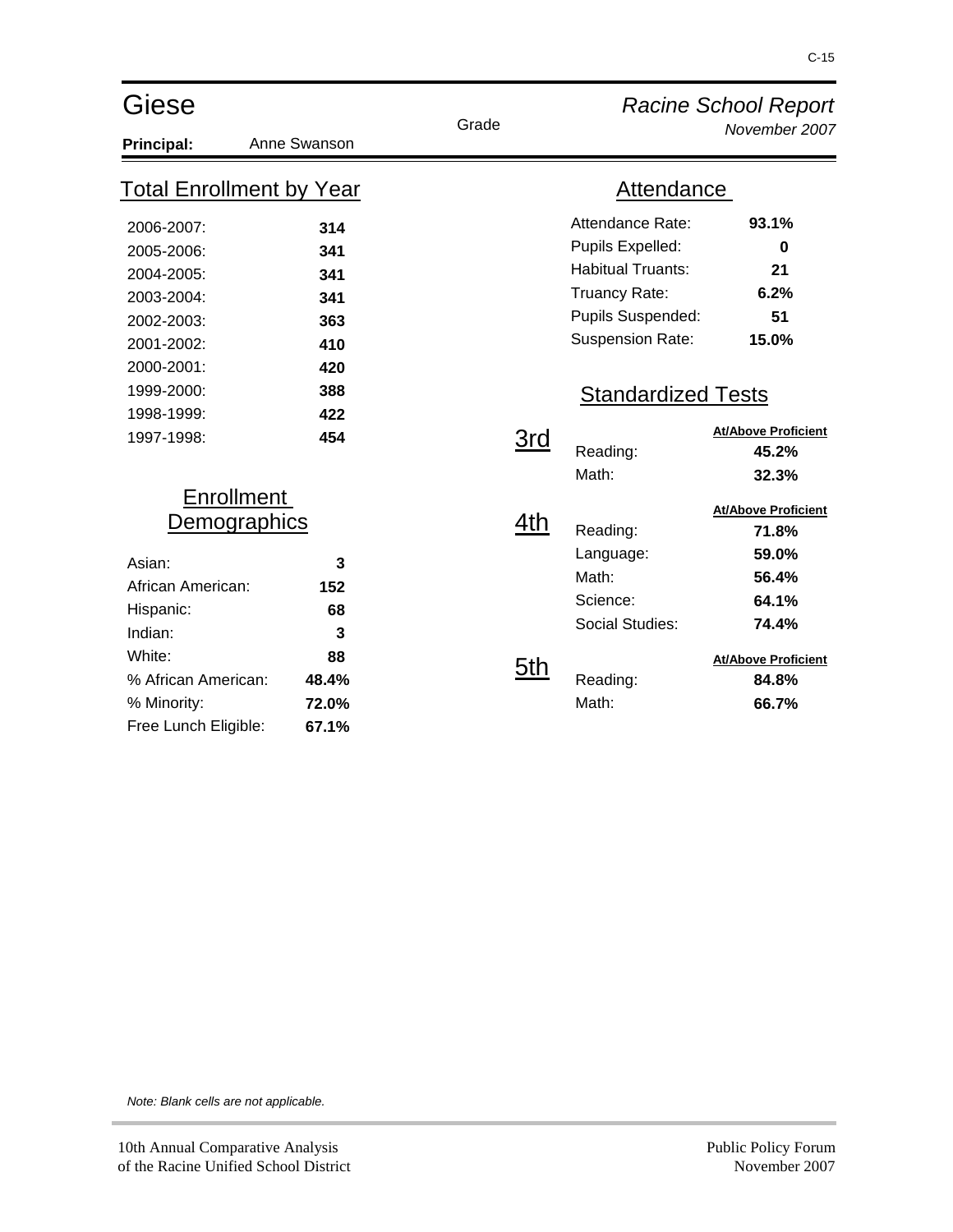# Giese

*Racine School Report*
*November 2007*

**Principal:** Anne Swanson

## Total Enrollment by Year

| Year | Enrollment |
|---|---|
| 2006-2007: | **314** |
| 2005-2006: | **341** |
| 2004-2005: | **341** |
| 2003-2004: | **341** |
| 2002-2003: | **363** |
| 2001-2002: | **410** |
| 2000-2001: | **420** |
| 1999-2000: | **388** |
| 1998-1999: | **422** |
| 1997-1998: | **454** |

## Enrollment Demographics

| | |
|---|---|
| Asian: | **3** |
| African American: | **152** |
| Hispanic: | **68** |
| Indian: | **3** |
| White: | **88** |
| % African American: | **48.4%** |
| % Minority: | **72.0%** |
| Free Lunch Eligible: | **67.1%** |

## Attendance

| | |
|---|---|
| Attendance Rate: | **93.1%** |
| Pupils Expelled: | **0** |
| Habitual Truants: | **21** |
| Truancy Rate: | **6.2%** |
| Pupils Suspended: | **51** |
| Suspension Rate: | **15.0%** |

## Standardized Tests

| Grade | Subject | At/Above Proficient |
|---|---|---|
| 3rd | Reading: | **45.2%** |
| | Math: | **32.3%** |
| 4th | Reading: | **71.8%** |
| | Language: | **59.0%** |
| | Math: | **56.4%** |
| | Science: | **64.1%** |
| | Social Studies: | **74.4%** |
| 5th | Reading: | **84.8%** |
| | Math: | **66.7%** |

*Note: Blank cells are not applicable.*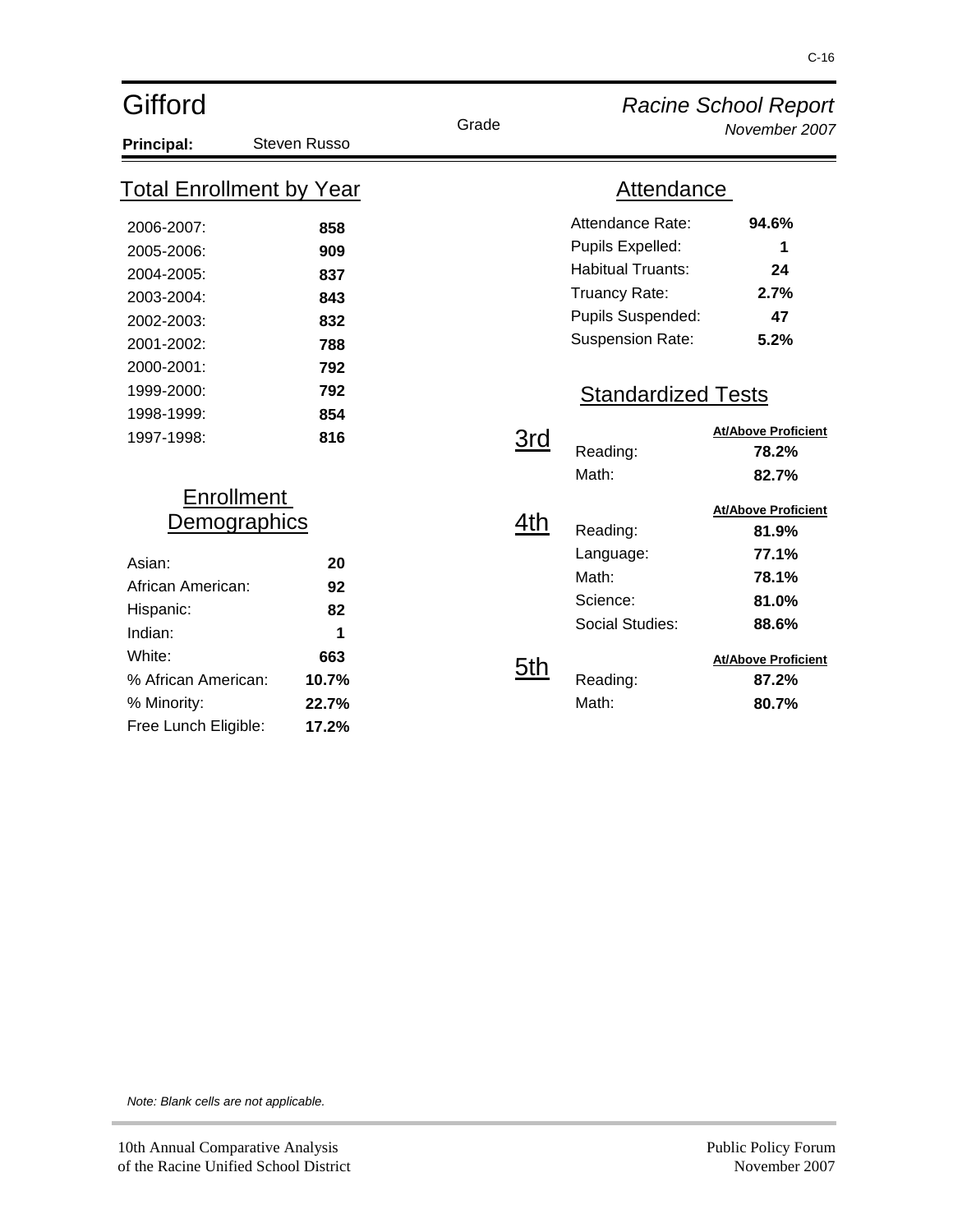# Gifford

**Principal:** Steven Russo

Grade

*Racine School Report*
*November 2007*

## Total Enrollment by Year

| Year | Enrollment |
|---|---|
| 2006-2007: | **858** |
| 2005-2006: | **909** |
| 2004-2005: | **837** |
| 2003-2004: | **843** |
| 2002-2003: | **832** |
| 2001-2002: | **788** |
| 2000-2001: | **792** |
| 1999-2000: | **792** |
| 1998-1999: | **854** |
| 1997-1998: | **816** |

## Enrollment Demographics

| | |
|---|---|
| Asian: | **20** |
| African American: | **92** |
| Hispanic: | **82** |
| Indian: | **1** |
| White: | **663** |
| % African American: | **10.7%** |
| % Minority: | **22.7%** |
| Free Lunch Eligible: | **17.2%** |

## Attendance

| | |
|---|---|
| Attendance Rate: | **94.6%** |
| Pupils Expelled: | **1** |
| Habitual Truants: | **24** |
| Truancy Rate: | **2.7%** |
| Pupils Suspended: | **47** |
| Suspension Rate: | **5.2%** |

## Standardized Tests

| Grade | Subject | At/Above Proficient |
|---|---|---|
| 3rd | Reading: | **78.2%** |
| | Math: | **82.7%** |
| 4th | Reading: | **81.9%** |
| | Language: | **77.1%** |
| | Math: | **78.1%** |
| | Science: | **81.0%** |
| | Social Studies: | **88.6%** |
| 5th | Reading: | **87.2%** |
| | Math: | **80.7%** |

*Note: Blank cells are not applicable.*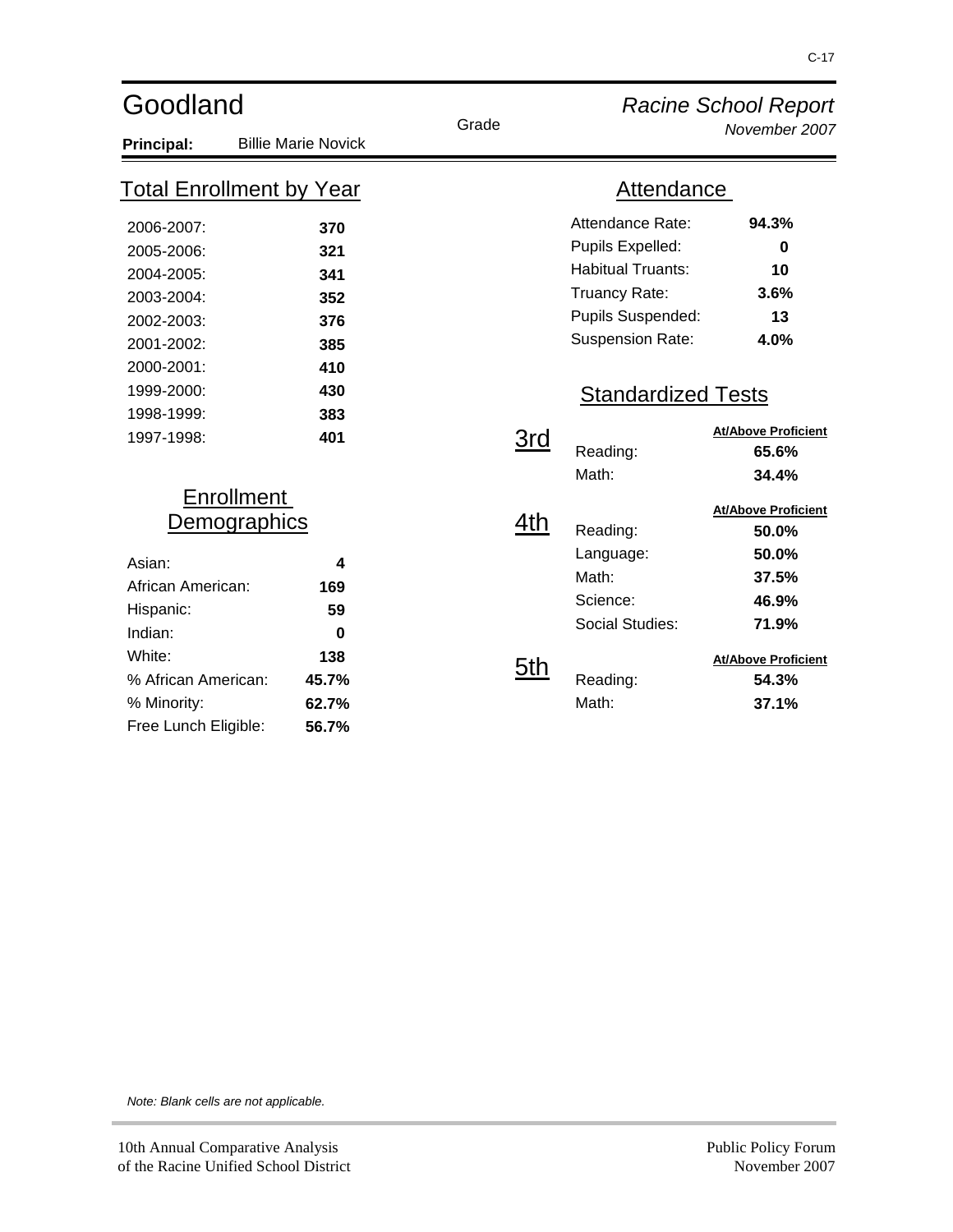# Goodland

*Racine School Report*
*November 2007*

**Principal:** Billie Marie Novick

## Total Enrollment by Year

| Year | Enrollment |
|---|---|
| 2006-2007: | **370** |
| 2005-2006: | **321** |
| 2004-2005: | **341** |
| 2003-2004: | **352** |
| 2002-2003: | **376** |
| 2001-2002: | **385** |
| 2000-2001: | **410** |
| 1999-2000: | **430** |
| 1998-1999: | **383** |
| 1997-1998: | **401** |

## Enrollment Demographics

| | |
|---|---|
| Asian: | **4** |
| African American: | **169** |
| Hispanic: | **59** |
| Indian: | **0** |
| White: | **138** |
| % African American: | **45.7%** |
| % Minority: | **62.7%** |
| Free Lunch Eligible: | **56.7%** |

## Attendance

| | |
|---|---|
| Attendance Rate: | **94.3%** |
| Pupils Expelled: | **0** |
| Habitual Truants: | **10** |
| Truancy Rate: | **3.6%** |
| Pupils Suspended: | **13** |
| Suspension Rate: | **4.0%** |

## Standardized Tests

| Grade | Subject | At/Above Proficient |
|---|---|---|
| 3rd | Reading: | **65.6%** |
| | Math: | **34.4%** |
| 4th | Reading: | **50.0%** |
| | Language: | **50.0%** |
| | Math: | **37.5%** |
| | Science: | **46.9%** |
| | Social Studies: | **71.9%** |
| 5th | Reading: | **54.3%** |
| | Math: | **37.1%** |

*Note: Blank cells are not applicable.*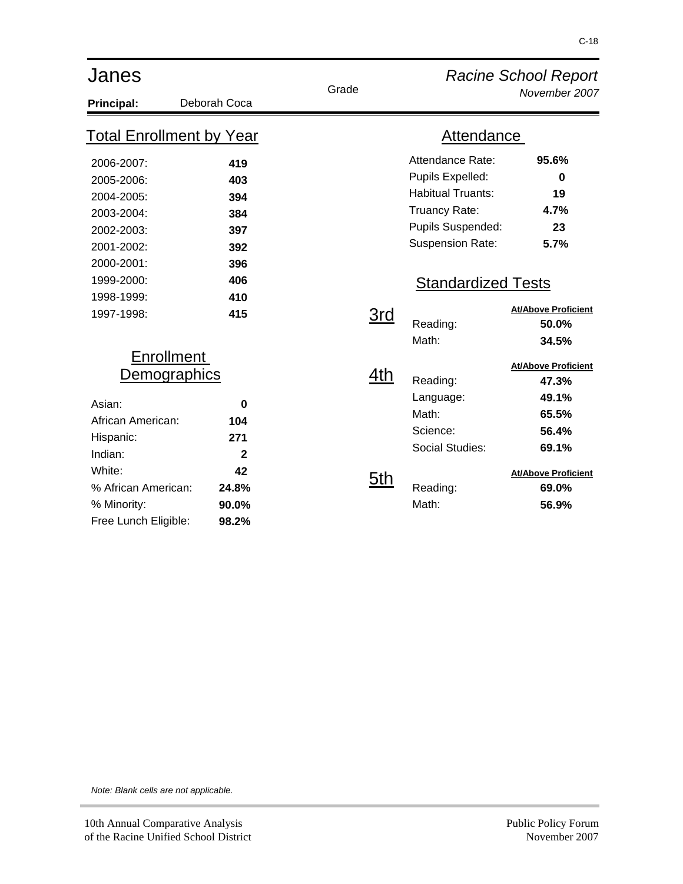# Janes

*Racine School Report*
*November 2007*

**Principal:** Deborah Coca

## Total Enrollment by Year

| Year | Enrollment |
|---|---|
| 2006-2007: | **419** |
| 2005-2006: | **403** |
| 2004-2005: | **394** |
| 2003-2004: | **384** |
| 2002-2003: | **397** |
| 2001-2002: | **392** |
| 2000-2001: | **396** |
| 1999-2000: | **406** |
| 1998-1999: | **410** |
| 1997-1998: | **415** |

## Enrollment Demographics

| | |
|---|---|
| Asian: | **0** |
| African American: | **104** |
| Hispanic: | **271** |
| Indian: | **2** |
| White: | **42** |
| % African American: | **24.8%** |
| % Minority: | **90.0%** |
| Free Lunch Eligible: | **98.2%** |

## Attendance

| | |
|---|---|
| Attendance Rate: | **95.6%** |
| Pupils Expelled: | **0** |
| Habitual Truants: | **19** |
| Truancy Rate: | **4.7%** |
| Pupils Suspended: | **23** |
| Suspension Rate: | **5.7%** |

## Standardized Tests

| Grade | Subject | At/Above Proficient |
|---|---|---|
| 3rd | Reading: | **50.0%** |
| | Math: | **34.5%** |
| 4th | Reading: | **47.3%** |
| | Language: | **49.1%** |
| | Math: | **65.5%** |
| | Science: | **56.4%** |
| | Social Studies: | **69.1%** |
| 5th | Reading: | **69.0%** |
| | Math: | **56.9%** |

*Note: Blank cells are not applicable.*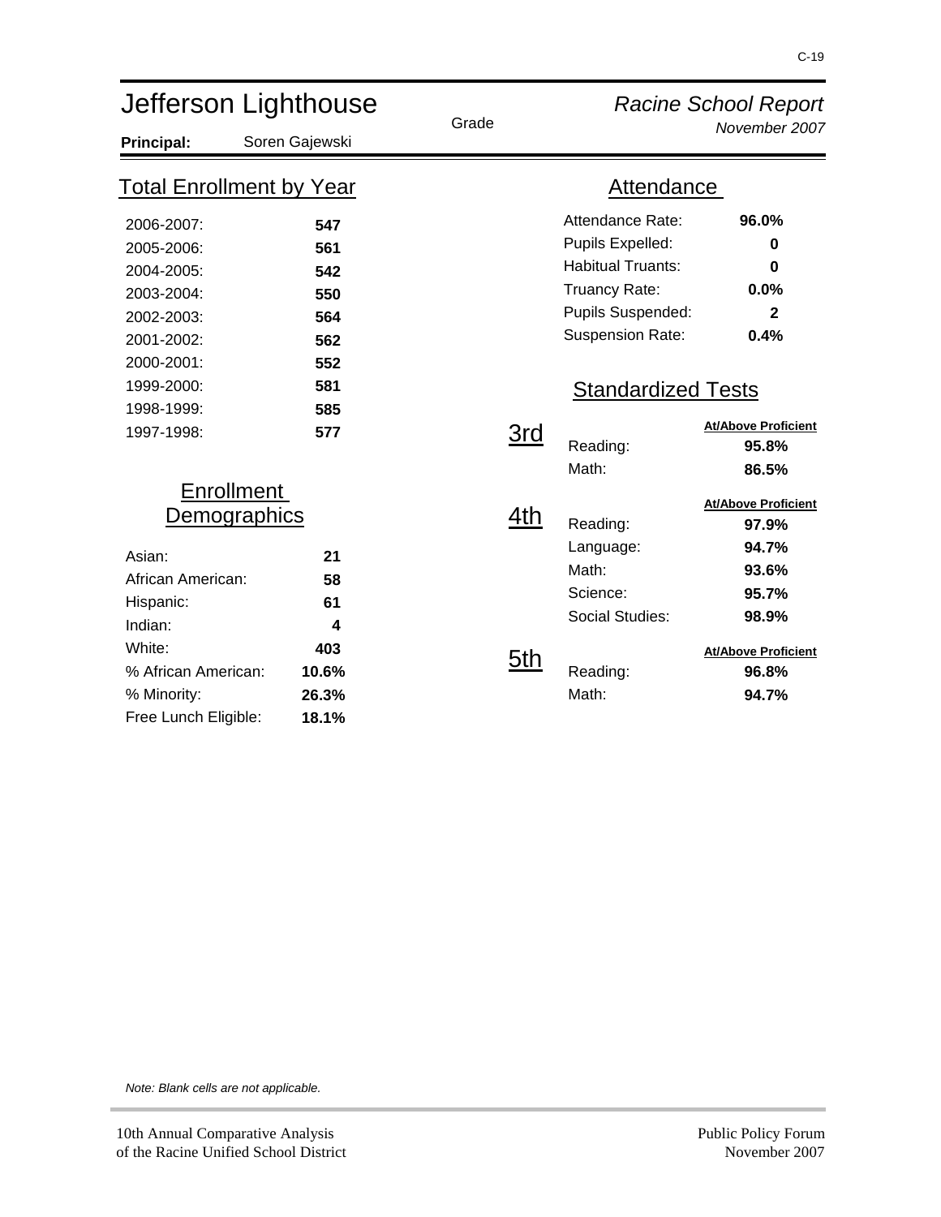# Jefferson Lighthouse

**Principal:** Soren Gajewski

*Racine School Report*
*November 2007*

## Total Enrollment by Year

| Year | Enrollment |
|---|---|
| 2006-2007: | **547** |
| 2005-2006: | **561** |
| 2004-2005: | **542** |
| 2003-2004: | **550** |
| 2002-2003: | **564** |
| 2001-2002: | **562** |
| 2000-2001: | **552** |
| 1999-2000: | **581** |
| 1998-1999: | **585** |
| 1997-1998: | **577** |

## Enrollment Demographics

| | |
|---|---|
| Asian: | **21** |
| African American: | **58** |
| Hispanic: | **61** |
| Indian: | **4** |
| White: | **403** |
| % African American: | **10.6%** |
| % Minority: | **26.3%** |
| Free Lunch Eligible: | **18.1%** |

## Attendance

| | |
|---|---|
| Attendance Rate: | **96.0%** |
| Pupils Expelled: | **0** |
| Habitual Truants: | **0** |
| Truancy Rate: | **0.0%** |
| Pupils Suspended: | **2** |
| Suspension Rate: | **0.4%** |

## Standardized Tests

| Grade | Subject | At/Above Proficient |
|---|---|---|
| 3rd | Reading: | **95.8%** |
| | Math: | **86.5%** |
| 4th | Reading: | **97.9%** |
| | Language: | **94.7%** |
| | Math: | **93.6%** |
| | Science: | **95.7%** |
| | Social Studies: | **98.9%** |
| 5th | Reading: | **96.8%** |
| | Math: | **94.7%** |

*Note: Blank cells are not applicable.*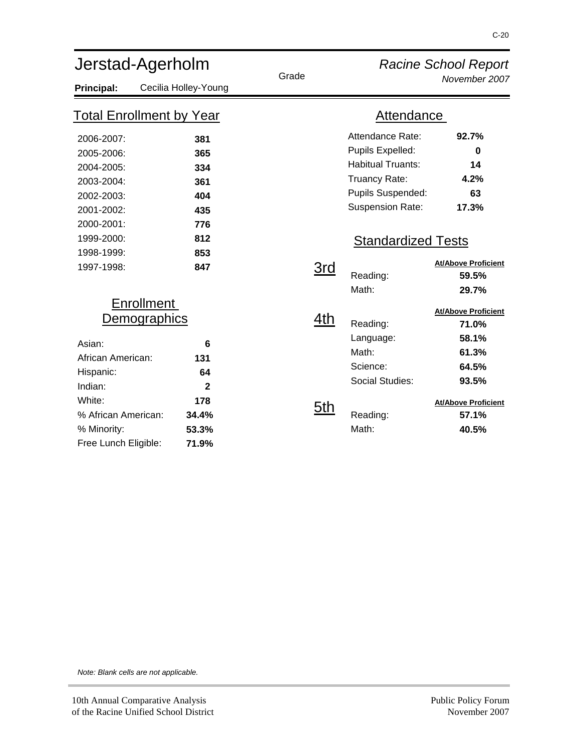# Jerstad-Agerholm

Grade

*Racine School Report*
*November 2007*

**Principal:** Cecilia Holley-Young

## Total Enrollment by Year

| Year | Enrollment |
|---|---|
| 2006-2007: | **381** |
| 2005-2006: | **365** |
| 2004-2005: | **334** |
| 2003-2004: | **361** |
| 2002-2003: | **404** |
| 2001-2002: | **435** |
| 2000-2001: | **776** |
| 1999-2000: | **812** |
| 1998-1999: | **853** |
| 1997-1998: | **847** |

## Enrollment Demographics

| Group | Value |
|---|---|
| Asian: | **6** |
| African American: | **131** |
| Hispanic: | **64** |
| Indian: | **2** |
| White: | **178** |
| % African American: | **34.4%** |
| % Minority: | **53.3%** |
| Free Lunch Eligible: | **71.9%** |

## Attendance

| Measure | Value |
|---|---|
| Attendance Rate: | **92.7%** |
| Pupils Expelled: | **0** |
| Habitual Truants: | **14** |
| Truancy Rate: | **4.2%** |
| Pupils Suspended: | **63** |
| Suspension Rate: | **17.3%** |

## Standardized Tests

| Grade | Subject | At/Above Proficient |
|---|---|---|
| 3rd | Reading: | **59.5%** |
| | Math: | **29.7%** |
| 4th | Reading: | **71.0%** |
| | Language: | **58.1%** |
| | Math: | **61.3%** |
| | Science: | **64.5%** |
| | Social Studies: | **93.5%** |
| 5th | Reading: | **57.1%** |
| | Math: | **40.5%** |

*Note: Blank cells are not applicable.*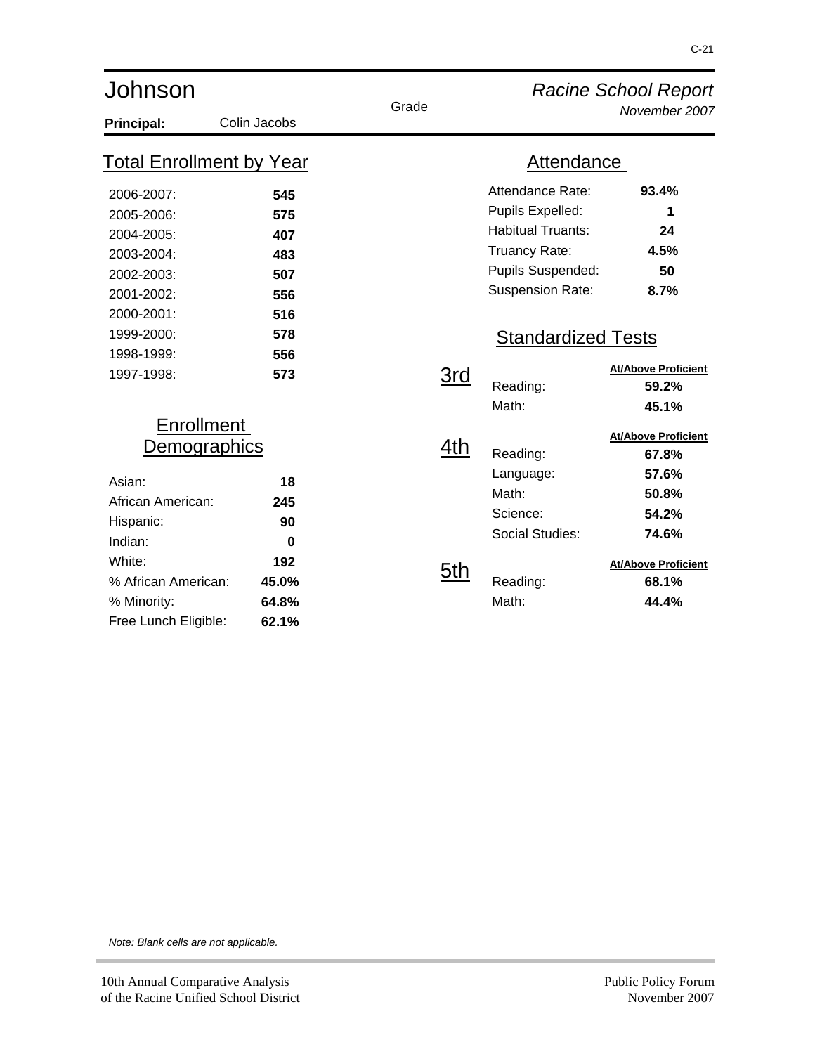# Johnson

*Racine School Report*
*November 2007*

**Principal:** Colin Jacobs

## Total Enrollment by Year

| Year | Enrollment |
|---|---|
| 2006-2007: | **545** |
| 2005-2006: | **575** |
| 2004-2005: | **407** |
| 2003-2004: | **483** |
| 2002-2003: | **507** |
| 2001-2002: | **556** |
| 2000-2001: | **516** |
| 1999-2000: | **578** |
| 1998-1999: | **556** |
| 1997-1998: | **573** |

## Enrollment Demographics

| | |
|---|---|
| Asian: | **18** |
| African American: | **245** |
| Hispanic: | **90** |
| Indian: | **0** |
| White: | **192** |
| % African American: | **45.0%** |
| % Minority: | **64.8%** |
| Free Lunch Eligible: | **62.1%** |

## Attendance

| | |
|---|---|
| Attendance Rate: | **93.4%** |
| Pupils Expelled: | **1** |
| Habitual Truants: | **24** |
| Truancy Rate: | **4.5%** |
| Pupils Suspended: | **50** |
| Suspension Rate: | **8.7%** |

## Standardized Tests

| Grade | Subject | At/Above Proficient |
|---|---|---|
| 3rd | Reading: | **59.2%** |
| | Math: | **45.1%** |
| 4th | Reading: | **67.8%** |
| | Language: | **57.6%** |
| | Math: | **50.8%** |
| | Science: | **54.2%** |
| | Social Studies: | **74.6%** |
| 5th | Reading: | **68.1%** |
| | Math: | **44.4%** |

*Note: Blank cells are not applicable.*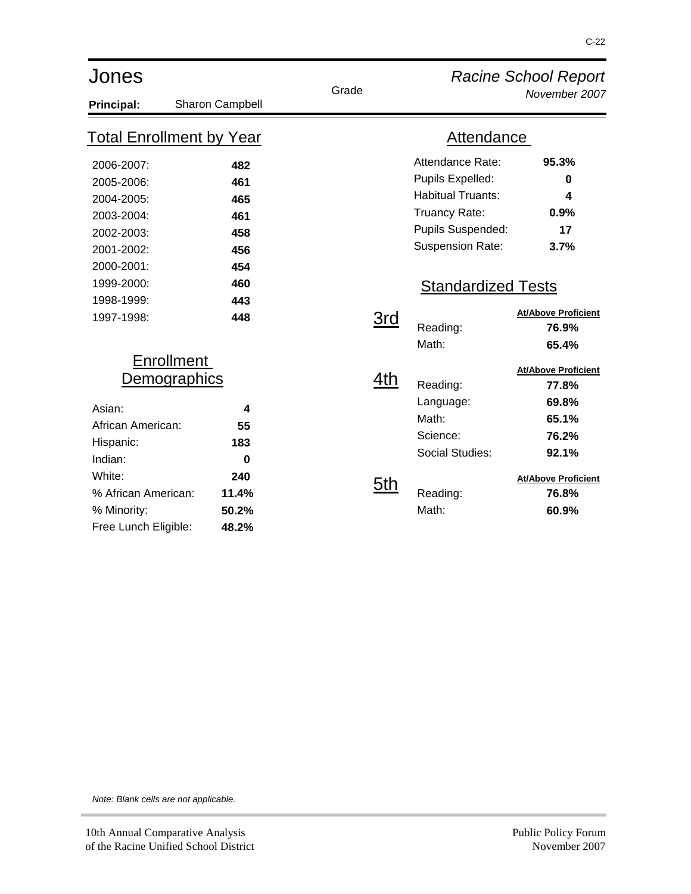# Jones

*Racine School Report*
*November 2007*

**Principal:** Sharon Campbell

## Total Enrollment by Year

| Year | Enrollment |
|---|---|
| 2006-2007: | **482** |
| 2005-2006: | **461** |
| 2004-2005: | **465** |
| 2003-2004: | **461** |
| 2002-2003: | **458** |
| 2001-2002: | **456** |
| 2000-2001: | **454** |
| 1999-2000: | **460** |
| 1998-1999: | **443** |
| 1997-1998: | **448** |

## Enrollment Demographics

| | |
|---|---|
| Asian: | **4** |
| African American: | **55** |
| Hispanic: | **183** |
| Indian: | **0** |
| White: | **240** |
| % African American: | **11.4%** |
| % Minority: | **50.2%** |
| Free Lunch Eligible: | **48.2%** |

## Attendance

| | |
|---|---|
| Attendance Rate: | **95.3%** |
| Pupils Expelled: | **0** |
| Habitual Truants: | **4** |
| Truancy Rate: | **0.9%** |
| Pupils Suspended: | **17** |
| Suspension Rate: | **3.7%** |

## Standardized Tests

| Grade | Subject | At/Above Proficient |
|---|---|---|
| 3rd | Reading: | **76.9%** |
| | Math: | **65.4%** |
| 4th | Reading: | **77.8%** |
| | Language: | **69.8%** |
| | Math: | **65.1%** |
| | Science: | **76.2%** |
| | Social Studies: | **92.1%** |
| 5th | Reading: | **76.8%** |
| | Math: | **60.9%** |

*Note: Blank cells are not applicable.*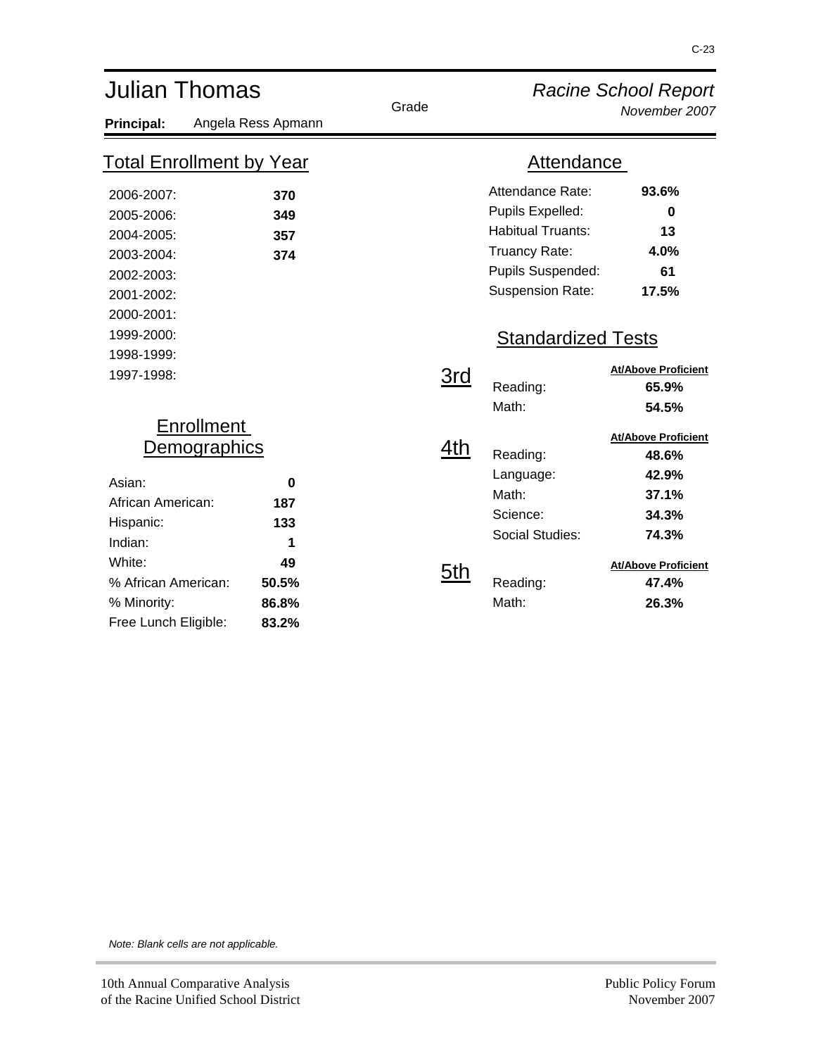# Julian Thomas

*Racine School Report*
*November 2007*

**Principal:** Angela Ress Apmann

## Total Enrollment by Year

| Year | Enrollment |
|---|---|
| 2006-2007: | **370** |
| 2005-2006: | **349** |
| 2004-2005: | **357** |
| 2003-2004: | **374** |
| 2002-2003: | |
| 2001-2002: | |
| 2000-2001: | |
| 1999-2000: | |
| 1998-1999: | |
| 1997-1998: | |

## Enrollment Demographics

| | |
|---|---|
| Asian: | **0** |
| African American: | **187** |
| Hispanic: | **133** |
| Indian: | **1** |
| White: | **49** |
| % African American: | **50.5%** |
| % Minority: | **86.8%** |
| Free Lunch Eligible: | **83.2%** |

## Attendance

| | |
|---|---|
| Attendance Rate: | **93.6%** |
| Pupils Expelled: | **0** |
| Habitual Truants: | **13** |
| Truancy Rate: | **4.0%** |
| Pupils Suspended: | **61** |
| Suspension Rate: | **17.5%** |

## Standardized Tests

| Grade | Subject | At/Above Proficient |
|---|---|---|
| 3rd | Reading: | **65.9%** |
| | Math: | **54.5%** |
| 4th | Reading: | **48.6%** |
| | Language: | **42.9%** |
| | Math: | **37.1%** |
| | Science: | **34.3%** |
| | Social Studies: | **74.3%** |
| 5th | Reading: | **47.4%** |
| | Math: | **26.3%** |

*Note: Blank cells are not applicable.*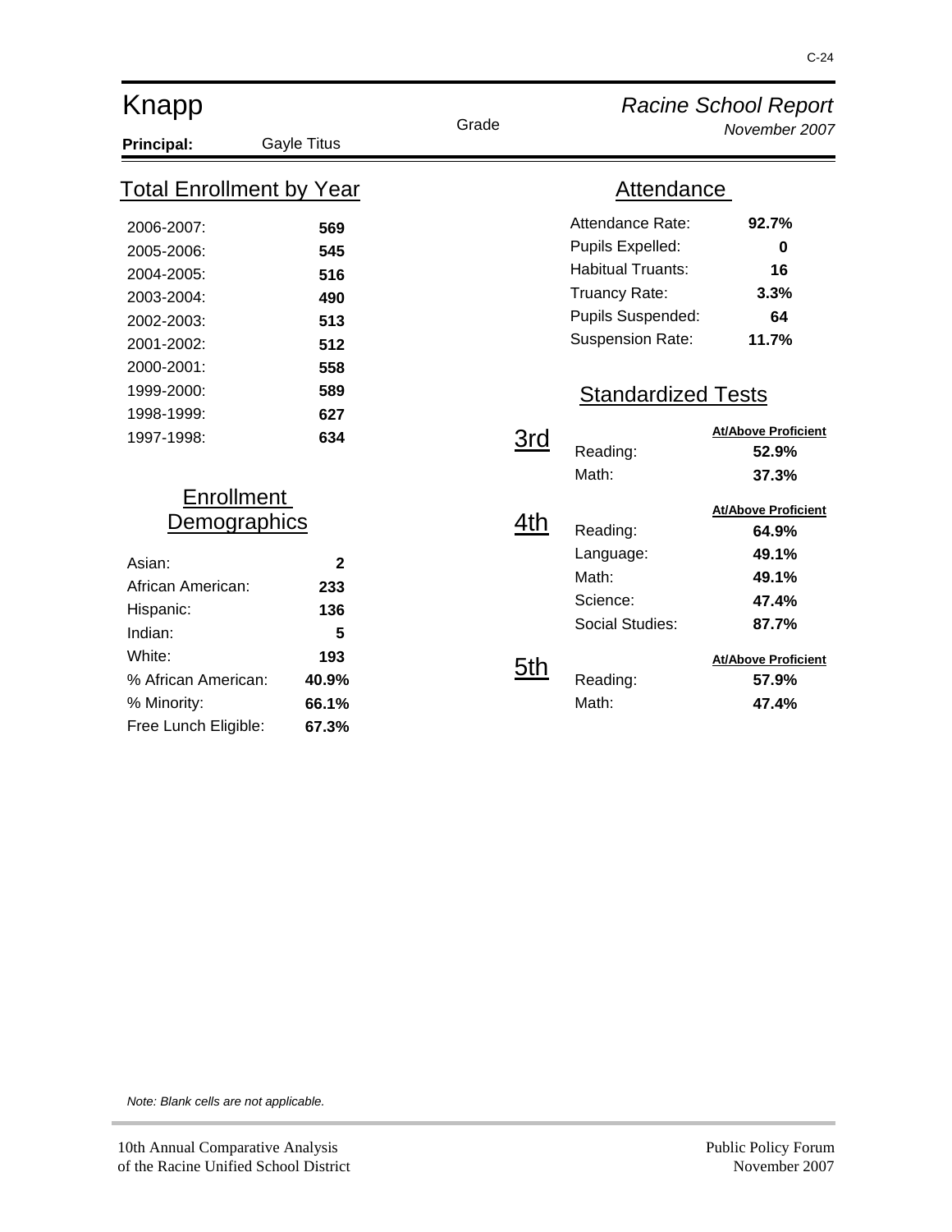# Knapp

*Racine School Report*
*November 2007*

**Principal:** Gayle Titus

## Total Enrollment by Year

| Year | Enrollment |
|---|---|
| 2006-2007: | **569** |
| 2005-2006: | **545** |
| 2004-2005: | **516** |
| 2003-2004: | **490** |
| 2002-2003: | **513** |
| 2001-2002: | **512** |
| 2000-2001: | **558** |
| 1999-2000: | **589** |
| 1998-1999: | **627** |
| 1997-1998: | **634** |

## Enrollment Demographics

| | |
|---|---|
| Asian: | **2** |
| African American: | **233** |
| Hispanic: | **136** |
| Indian: | **5** |
| White: | **193** |
| % African American: | **40.9%** |
| % Minority: | **66.1%** |
| Free Lunch Eligible: | **67.3%** |

## Attendance

| | |
|---|---|
| Attendance Rate: | **92.7%** |
| Pupils Expelled: | **0** |
| Habitual Truants: | **16** |
| Truancy Rate: | **3.3%** |
| Pupils Suspended: | **64** |
| Suspension Rate: | **11.7%** |

## Standardized Tests

| Grade | Subject | At/Above Proficient |
|---|---|---|
| 3rd | Reading: | **52.9%** |
| | Math: | **37.3%** |
| 4th | Reading: | **64.9%** |
| | Language: | **49.1%** |
| | Math: | **49.1%** |
| | Science: | **47.4%** |
| | Social Studies: | **87.7%** |
| 5th | Reading: | **57.9%** |
| | Math: | **47.4%** |

*Note: Blank cells are not applicable.*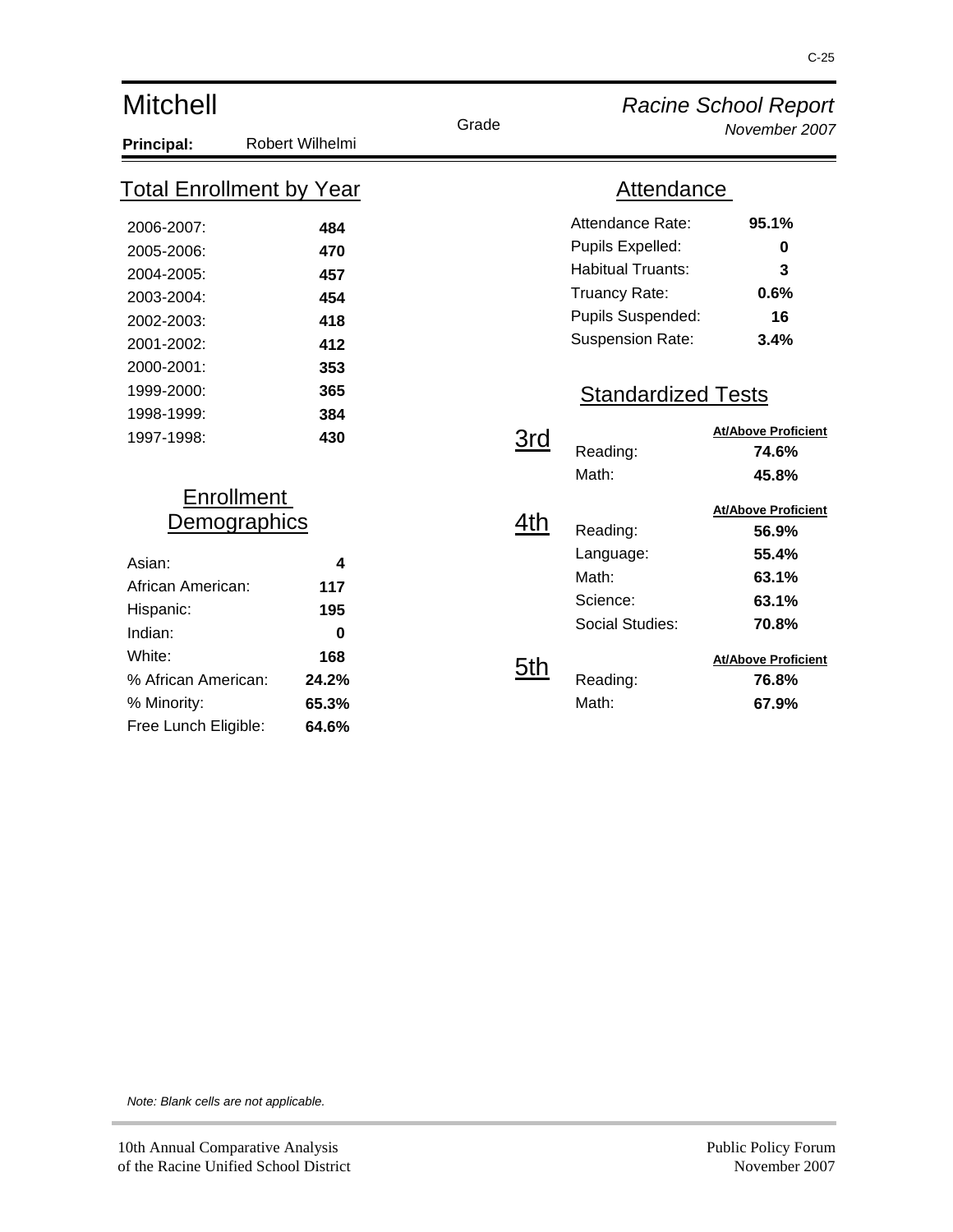# Mitchell

*Racine School Report*
*November 2007*

**Principal:** Robert Wilhelmi

## Total Enrollment by Year

| Year | Enrollment |
|---|---|
| 2006-2007: | **484** |
| 2005-2006: | **470** |
| 2004-2005: | **457** |
| 2003-2004: | **454** |
| 2002-2003: | **418** |
| 2001-2002: | **412** |
| 2000-2001: | **353** |
| 1999-2000: | **365** |
| 1998-1999: | **384** |
| 1997-1998: | **430** |

## Enrollment Demographics

| | |
|---|---|
| Asian: | **4** |
| African American: | **117** |
| Hispanic: | **195** |
| Indian: | **0** |
| White: | **168** |
| % African American: | **24.2%** |
| % Minority: | **65.3%** |
| Free Lunch Eligible: | **64.6%** |

## Attendance

| | |
|---|---|
| Attendance Rate: | **95.1%** |
| Pupils Expelled: | **0** |
| Habitual Truants: | **3** |
| Truancy Rate: | **0.6%** |
| Pupils Suspended: | **16** |
| Suspension Rate: | **3.4%** |

## Standardized Tests

| Grade | Subject | At/Above Proficient |
|---|---|---|
| 3rd | Reading: | **74.6%** |
| | Math: | **45.8%** |
| 4th | Reading: | **56.9%** |
| | Language: | **55.4%** |
| | Math: | **63.1%** |
| | Science: | **63.1%** |
| | Social Studies: | **70.8%** |
| 5th | Reading: | **76.8%** |
| | Math: | **67.9%** |

*Note: Blank cells are not applicable.*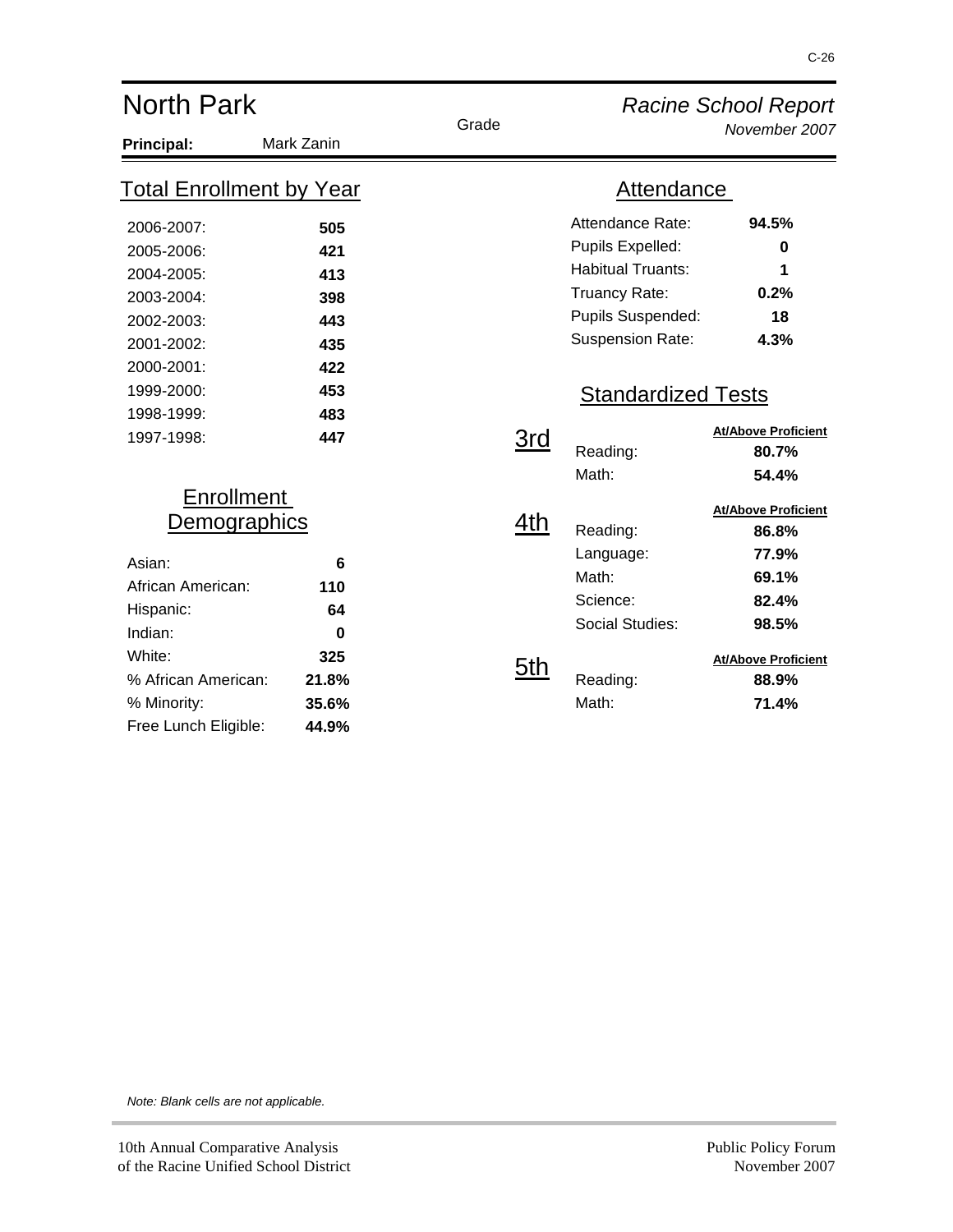# North Park

*Racine School Report*
*November 2007*

**Principal:** Mark Zanin

Grade

## Total Enrollment by Year

| Year | Enrollment |
|---|---|
| 2006-2007: | **505** |
| 2005-2006: | **421** |
| 2004-2005: | **413** |
| 2003-2004: | **398** |
| 2002-2003: | **443** |
| 2001-2002: | **435** |
| 2000-2001: | **422** |
| 1999-2000: | **453** |
| 1998-1999: | **483** |
| 1997-1998: | **447** |

## Enrollment Demographics

| | |
|---|---|
| Asian: | **6** |
| African American: | **110** |
| Hispanic: | **64** |
| Indian: | **0** |
| White: | **325** |
| % African American: | **21.8%** |
| % Minority: | **35.6%** |
| Free Lunch Eligible: | **44.9%** |

## Attendance

| | |
|---|---|
| Attendance Rate: | **94.5%** |
| Pupils Expelled: | **0** |
| Habitual Truants: | **1** |
| Truancy Rate: | **0.2%** |
| Pupils Suspended: | **18** |
| Suspension Rate: | **4.3%** |

## Standardized Tests

| Grade | Subject | At/Above Proficient |
|---|---|---|
| 3rd | Reading: | **80.7%** |
| | Math: | **54.4%** |
| 4th | Reading: | **86.8%** |
| | Language: | **77.9%** |
| | Math: | **69.1%** |
| | Science: | **82.4%** |
| | Social Studies: | **98.5%** |
| 5th | Reading: | **88.9%** |
| | Math: | **71.4%** |

*Note: Blank cells are not applicable.*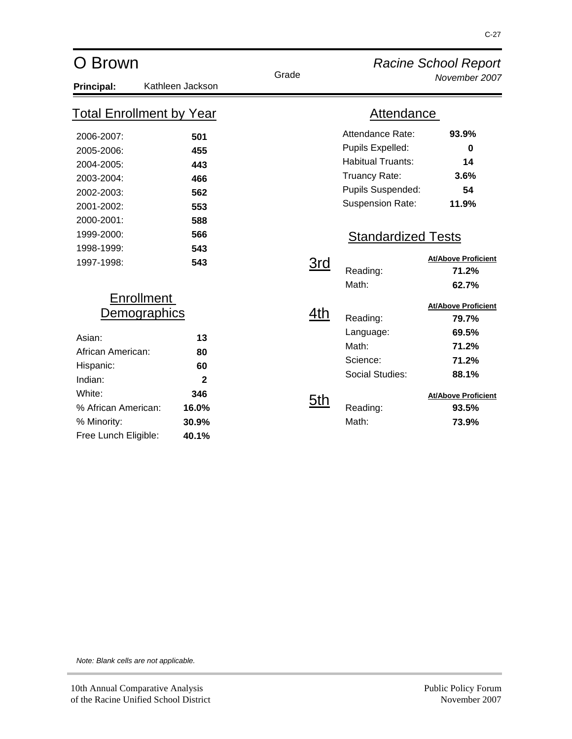# O Brown

*Racine School Report*
*November 2007*

**Principal:** Kathleen Jackson

## Total Enrollment by Year

| Year | Enrollment |
|---|---|
| 2006-2007: | **501** |
| 2005-2006: | **455** |
| 2004-2005: | **443** |
| 2003-2004: | **466** |
| 2002-2003: | **562** |
| 2001-2002: | **553** |
| 2000-2001: | **588** |
| 1999-2000: | **566** |
| 1998-1999: | **543** |
| 1997-1998: | **543** |

## Enrollment Demographics

| | |
|---|---|
| Asian: | **13** |
| African American: | **80** |
| Hispanic: | **60** |
| Indian: | **2** |
| White: | **346** |
| % African American: | **16.0%** |
| % Minority: | **30.9%** |
| Free Lunch Eligible: | **40.1%** |

## Attendance

| | |
|---|---|
| Attendance Rate: | **93.9%** |
| Pupils Expelled: | **0** |
| Habitual Truants: | **14** |
| Truancy Rate: | **3.6%** |
| Pupils Suspended: | **54** |
| Suspension Rate: | **11.9%** |

## Standardized Tests

| Grade | Subject | At/Above Proficient |
|---|---|---|
| 3rd | Reading: | **71.2%** |
| | Math: | **62.7%** |
| 4th | Reading: | **79.7%** |
| | Language: | **69.5%** |
| | Math: | **71.2%** |
| | Science: | **71.2%** |
| | Social Studies: | **88.1%** |
| 5th | Reading: | **93.5%** |
| | Math: | **73.9%** |

*Note: Blank cells are not applicable.*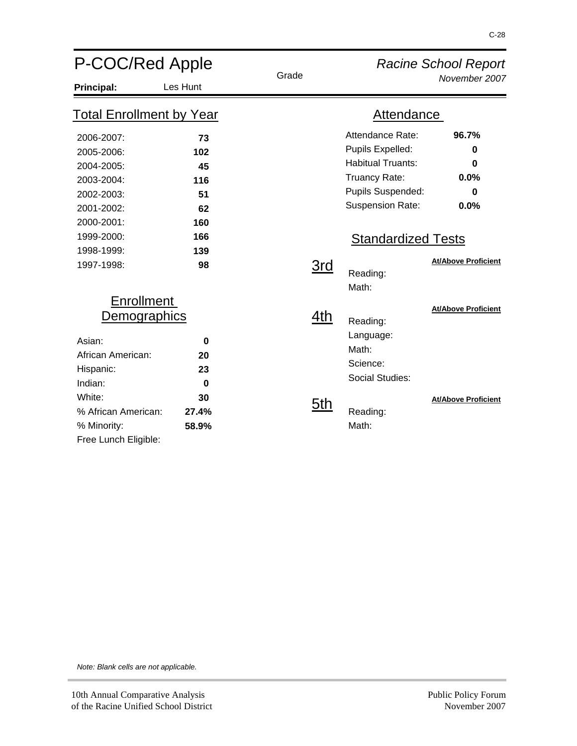# P-COC/Red Apple

*Racine School Report*
*November 2007*

**Principal:** Les Hunt

## Total Enrollment by Year

| Year | Enrollment |
|---|---|
| 2006-2007: | **73** |
| 2005-2006: | **102** |
| 2004-2005: | **45** |
| 2003-2004: | **116** |
| 2002-2003: | **51** |
| 2001-2002: | **62** |
| 2000-2001: | **160** |
| 1999-2000: | **166** |
| 1998-1999: | **139** |
| 1997-1998: | **98** |

## Enrollment Demographics

| | |
|---|---|
| Asian: | **0** |
| African American: | **20** |
| Hispanic: | **23** |
| Indian: | **0** |
| White: | **30** |
| % African American: | **27.4%** |
| % Minority: | **58.9%** |
| Free Lunch Eligible: | |

## Attendance

| | |
|---|---|
| Attendance Rate: | **96.7%** |
| Pupils Expelled: | **0** |
| Habitual Truants: | **0** |
| Truancy Rate: | **0.0%** |
| Pupils Suspended: | **0** |
| Suspension Rate: | **0.0%** |

## Standardized Tests

| Grade | Subject | At/Above Proficient |
|---|---|---|
| 3rd | Reading: | |
| | Math: | |
| 4th | Reading: | |
| | Language: | |
| | Math: | |
| | Science: | |
| | Social Studies: | |
| 5th | Reading: | |
| | Math: | |

*Note: Blank cells are not applicable.*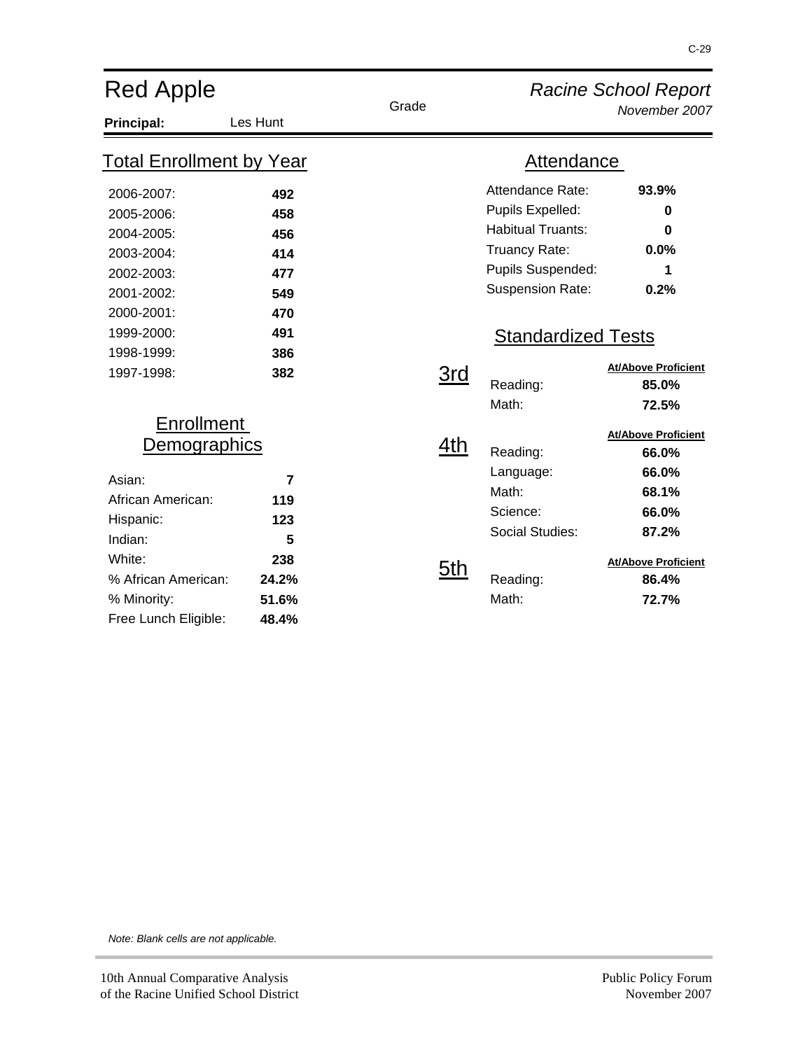# Red Apple

**Principal:** Les Hunt

*Racine School Report*
*November 2007*

## Total Enrollment by Year

| Year | Enrollment |
|---|---|
| 2006-2007: | **492** |
| 2005-2006: | **458** |
| 2004-2005: | **456** |
| 2003-2004: | **414** |
| 2002-2003: | **477** |
| 2001-2002: | **549** |
| 2000-2001: | **470** |
| 1999-2000: | **491** |
| 1998-1999: | **386** |
| 1997-1998: | **382** |

## Enrollment Demographics

| Group | Value |
|---|---|
| Asian: | **7** |
| African American: | **119** |
| Hispanic: | **123** |
| Indian: | **5** |
| White: | **238** |
| % African American: | **24.2%** |
| % Minority: | **51.6%** |
| Free Lunch Eligible: | **48.4%** |

## Attendance

| Measure | Value |
|---|---|
| Attendance Rate: | **93.9%** |
| Pupils Expelled: | **0** |
| Habitual Truants: | **0** |
| Truancy Rate: | **0.0%** |
| Pupils Suspended: | **1** |
| Suspension Rate: | **0.2%** |

## Standardized Tests

| Grade | Subject | At/Above Proficient |
|---|---|---|
| 3rd | Reading: | **85.0%** |
| | Math: | **72.5%** |
| 4th | Reading: | **66.0%** |
| | Language: | **66.0%** |
| | Math: | **68.1%** |
| | Science: | **66.0%** |
| | Social Studies: | **87.2%** |
| 5th | Reading: | **86.4%** |
| | Math: | **72.7%** |

*Note: Blank cells are not applicable.*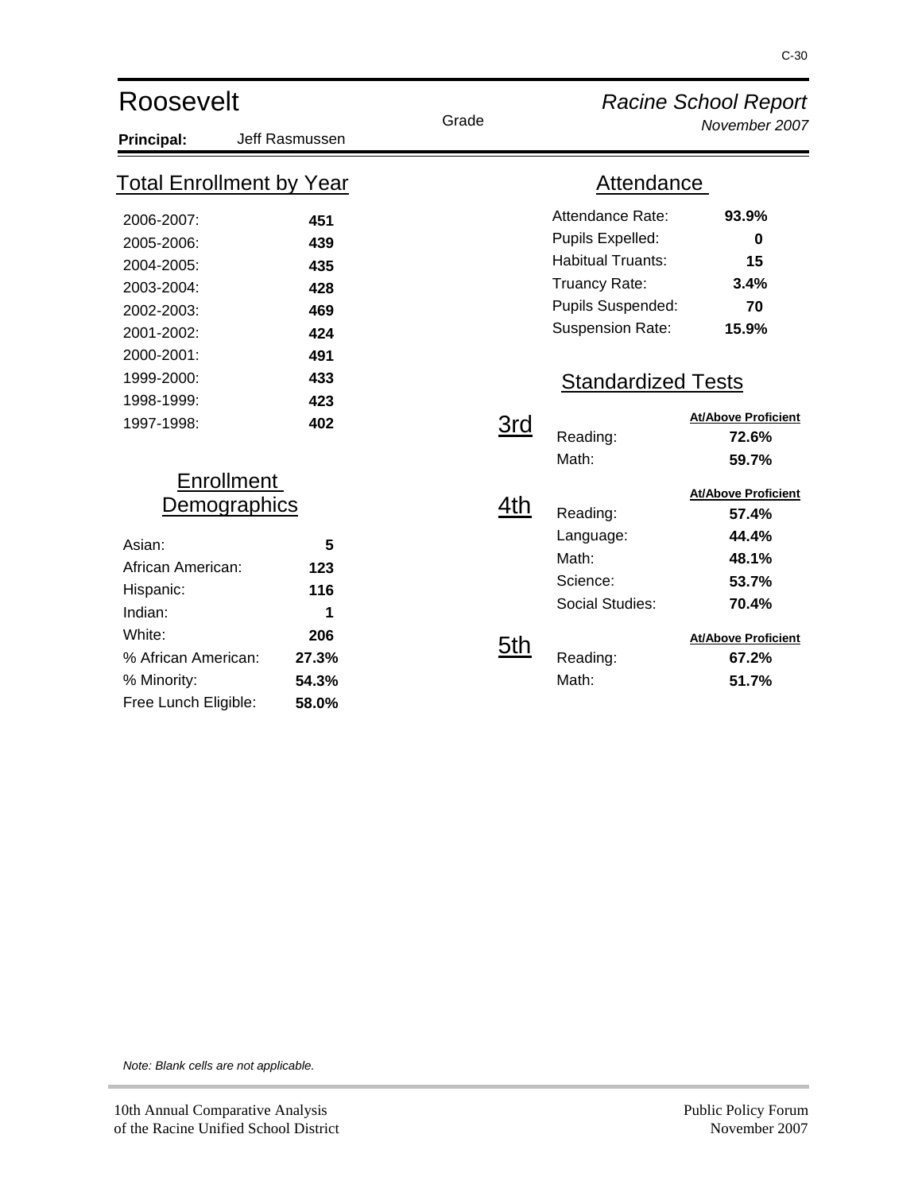# Roosevelt

*Racine School Report*
*November 2007*

**Principal:** Jeff Rasmussen

## Total Enrollment by Year

| Year | Enrollment |
|---|---|
| 2006-2007: | **451** |
| 2005-2006: | **439** |
| 2004-2005: | **435** |
| 2003-2004: | **428** |
| 2002-2003: | **469** |
| 2001-2002: | **424** |
| 2000-2001: | **491** |
| 1999-2000: | **433** |
| 1998-1999: | **423** |
| 1997-1998: | **402** |

## Enrollment Demographics

| | |
|---|---|
| Asian: | **5** |
| African American: | **123** |
| Hispanic: | **116** |
| Indian: | **1** |
| White: | **206** |
| % African American: | **27.3%** |
| % Minority: | **54.3%** |
| Free Lunch Eligible: | **58.0%** |

## Attendance

| | |
|---|---|
| Attendance Rate: | **93.9%** |
| Pupils Expelled: | **0** |
| Habitual Truants: | **15** |
| Truancy Rate: | **3.4%** |
| Pupils Suspended: | **70** |
| Suspension Rate: | **15.9%** |

## Standardized Tests

| Grade | Subject | At/Above Proficient |
|---|---|---|
| 3rd | Reading: | **72.6%** |
| | Math: | **59.7%** |
| 4th | Reading: | **57.4%** |
| | Language: | **44.4%** |
| | Math: | **48.1%** |
| | Science: | **53.7%** |
| | Social Studies: | **70.4%** |
| 5th | Reading: | **67.2%** |
| | Math: | **51.7%** |

*Note: Blank cells are not applicable.*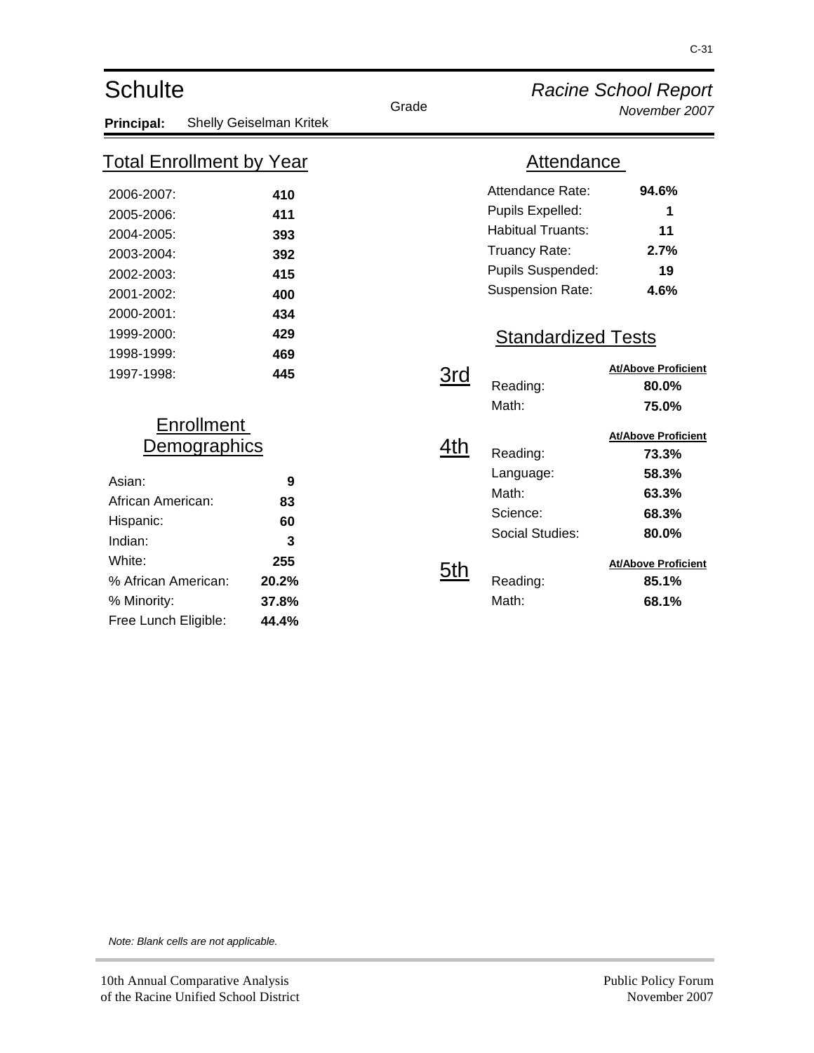# Schulte

*Racine School Report*
*November 2007*

**Principal:** Shelly Geiselman Kritek

## Total Enrollment by Year

| Year | Enrollment |
|---|---|
| 2006-2007: | **410** |
| 2005-2006: | **411** |
| 2004-2005: | **393** |
| 2003-2004: | **392** |
| 2002-2003: | **415** |
| 2001-2002: | **400** |
| 2000-2001: | **434** |
| 1999-2000: | **429** |
| 1998-1999: | **469** |
| 1997-1998: | **445** |

## Enrollment Demographics

| | |
|---|---|
| Asian: | **9** |
| African American: | **83** |
| Hispanic: | **60** |
| Indian: | **3** |
| White: | **255** |
| % African American: | **20.2%** |
| % Minority: | **37.8%** |
| Free Lunch Eligible: | **44.4%** |

## Attendance

| | |
|---|---|
| Attendance Rate: | **94.6%** |
| Pupils Expelled: | **1** |
| Habitual Truants: | **11** |
| Truancy Rate: | **2.7%** |
| Pupils Suspended: | **19** |
| Suspension Rate: | **4.6%** |

## Standardized Tests

| Grade | Subject | At/Above Proficient |
|---|---|---|
| 3rd | Reading: | **80.0%** |
| | Math: | **75.0%** |
| 4th | Reading: | **73.3%** |
| | Language: | **58.3%** |
| | Math: | **63.3%** |
| | Science: | **68.3%** |
| | Social Studies: | **80.0%** |
| 5th | Reading: | **85.1%** |
| | Math: | **68.1%** |

*Note: Blank cells are not applicable.*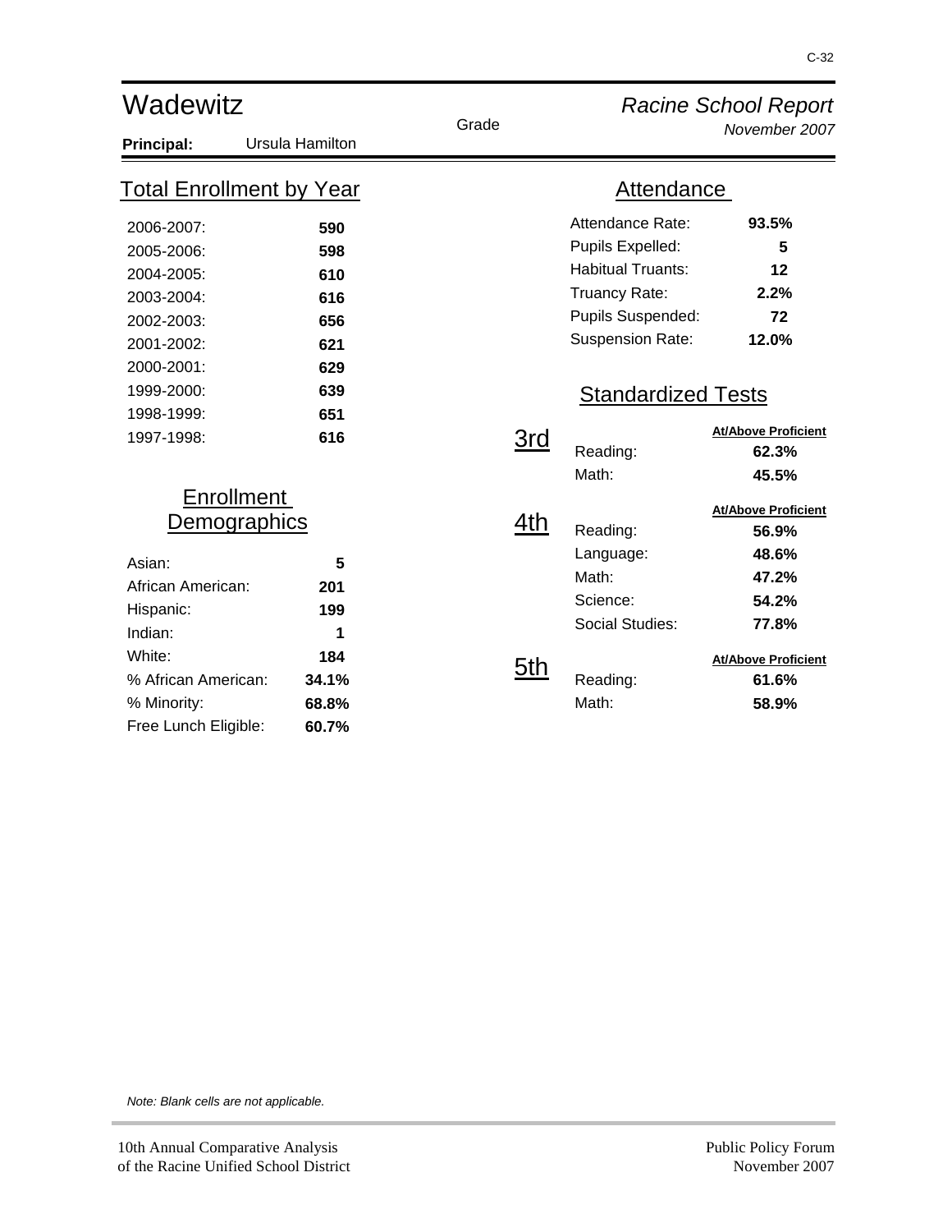# Wadewitz

*Racine School Report*
*November 2007*

**Principal:** Ursula Hamilton

## Total Enrollment by Year

| Year | Enrollment |
|---|---|
| 2006-2007: | **590** |
| 2005-2006: | **598** |
| 2004-2005: | **610** |
| 2003-2004: | **616** |
| 2002-2003: | **656** |
| 2001-2002: | **621** |
| 2000-2001: | **629** |
| 1999-2000: | **639** |
| 1998-1999: | **651** |
| 1997-1998: | **616** |

## Enrollment Demographics

| | |
|---|---|
| Asian: | **5** |
| African American: | **201** |
| Hispanic: | **199** |
| Indian: | **1** |
| White: | **184** |
| % African American: | **34.1%** |
| % Minority: | **68.8%** |
| Free Lunch Eligible: | **60.7%** |

## Attendance

| | |
|---|---|
| Attendance Rate: | **93.5%** |
| Pupils Expelled: | **5** |
| Habitual Truants: | **12** |
| Truancy Rate: | **2.2%** |
| Pupils Suspended: | **72** |
| Suspension Rate: | **12.0%** |

## Standardized Tests

| Grade | Subject | At/Above Proficient |
|---|---|---|
| 3rd | Reading: | **62.3%** |
| | Math: | **45.5%** |
| 4th | Reading: | **56.9%** |
| | Language: | **48.6%** |
| | Math: | **47.2%** |
| | Science: | **54.2%** |
| | Social Studies: | **77.8%** |
| 5th | Reading: | **61.6%** |
| | Math: | **58.9%** |

*Note: Blank cells are not applicable.*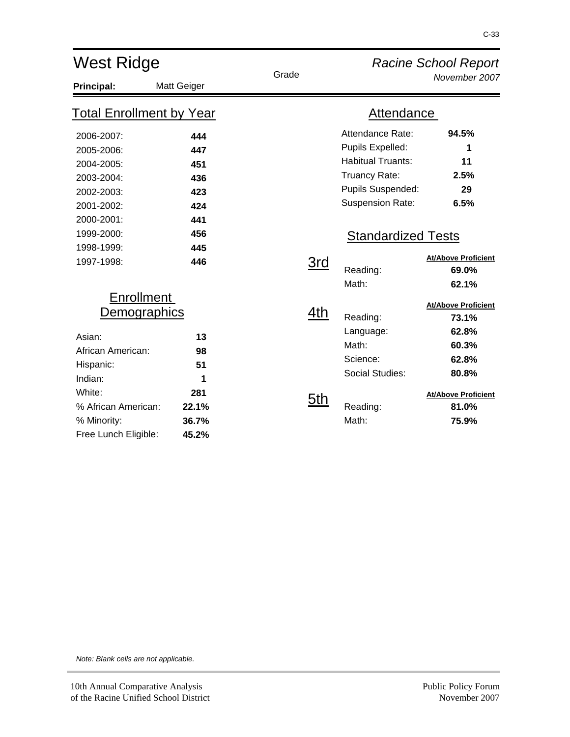# West Ridge

*Racine School Report*
*November 2007*

**Principal:** Matt Geiger

Grade

## Total Enrollment by Year

| Year | Enrollment |
|---|---|
| 2006-2007: | **444** |
| 2005-2006: | **447** |
| 2004-2005: | **451** |
| 2003-2004: | **436** |
| 2002-2003: | **423** |
| 2001-2002: | **424** |
| 2000-2001: | **441** |
| 1999-2000: | **456** |
| 1998-1999: | **445** |
| 1997-1998: | **446** |

## Enrollment Demographics

| | |
|---|---|
| Asian: | **13** |
| African American: | **98** |
| Hispanic: | **51** |
| Indian: | **1** |
| White: | **281** |
| % African American: | **22.1%** |
| % Minority: | **36.7%** |
| Free Lunch Eligible: | **45.2%** |

## Attendance

| | |
|---|---|
| Attendance Rate: | **94.5%** |
| Pupils Expelled: | **1** |
| Habitual Truants: | **11** |
| Truancy Rate: | **2.5%** |
| Pupils Suspended: | **29** |
| Suspension Rate: | **6.5%** |

## Standardized Tests

### 3rd

| | At/Above Proficient |
|---|---|
| Reading: | **69.0%** |
| Math: | **62.1%** |

### 4th

| | At/Above Proficient |
|---|---|
| Reading: | **73.1%** |
| Language: | **62.8%** |
| Math: | **60.3%** |
| Science: | **62.8%** |
| Social Studies: | **80.8%** |

### 5th

| | At/Above Proficient |
|---|---|
| Reading: | **81.0%** |
| Math: | **75.9%** |

*Note: Blank cells are not applicable.*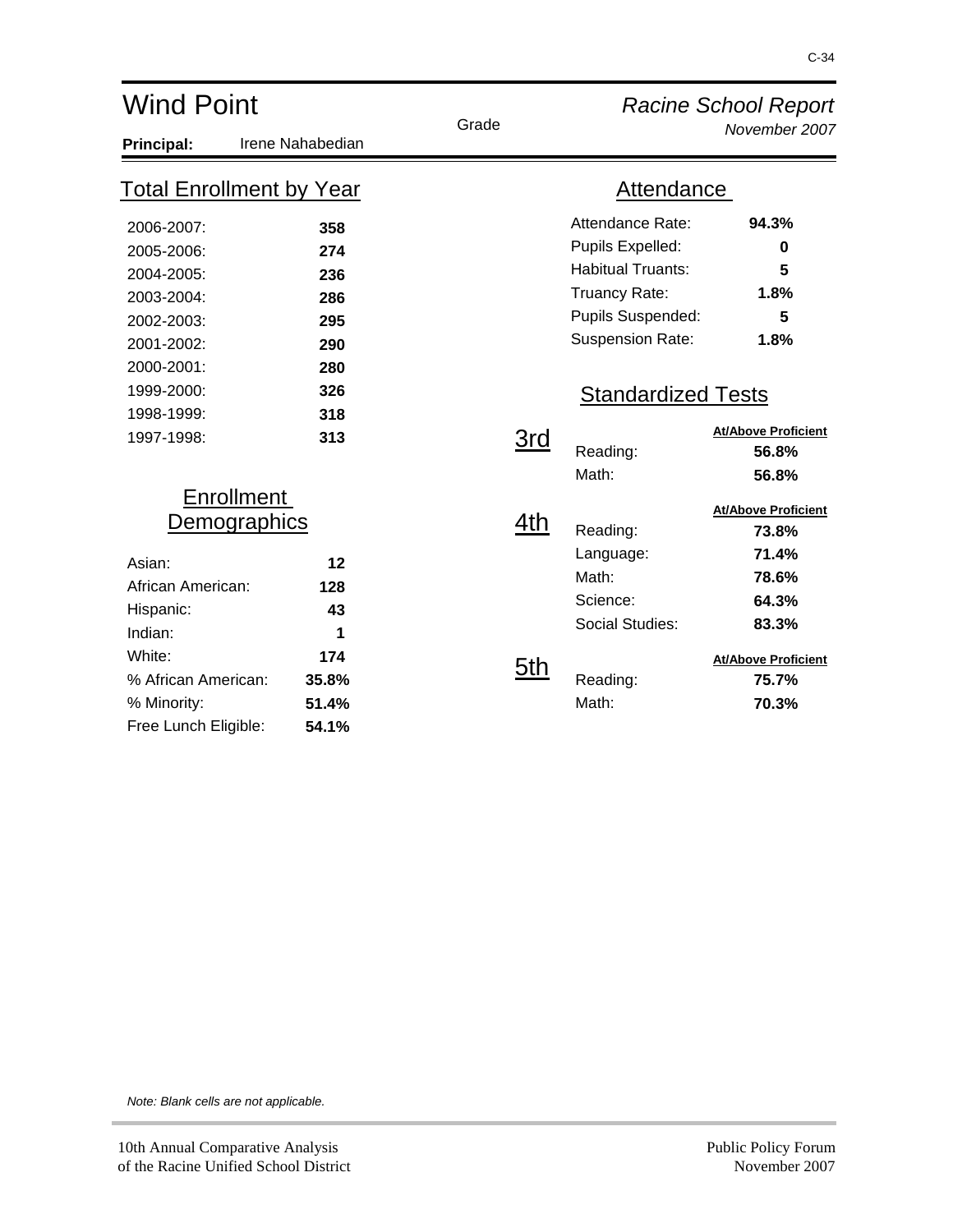# Wind Point

*Racine School Report*
*November 2007*

**Principal:** Irene Nahabedian

Grade

## Total Enrollment by Year

| | |
|---|---|
| 2006-2007: | **358** |
| 2005-2006: | **274** |
| 2004-2005: | **236** |
| 2003-2004: | **286** |
| 2002-2003: | **295** |
| 2001-2002: | **290** |
| 2000-2001: | **280** |
| 1999-2000: | **326** |
| 1998-1999: | **318** |
| 1997-1998: | **313** |

## Enrollment Demographics

| | |
|---|---|
| Asian: | **12** |
| African American: | **128** |
| Hispanic: | **43** |
| Indian: | **1** |
| White: | **174** |
| % African American: | **35.8%** |
| % Minority: | **51.4%** |
| Free Lunch Eligible: | **54.1%** |

## Attendance

| | |
|---|---|
| Attendance Rate: | **94.3%** |
| Pupils Expelled: | **0** |
| Habitual Truants: | **5** |
| Truancy Rate: | **1.8%** |
| Pupils Suspended: | **5** |
| Suspension Rate: | **1.8%** |

## Standardized Tests

### 3rd

| | At/Above Proficient |
|---|---|
| Reading: | **56.8%** |
| Math: | **56.8%** |

### 4th

| | At/Above Proficient |
|---|---|
| Reading: | **73.8%** |
| Language: | **71.4%** |
| Math: | **78.6%** |
| Science: | **64.3%** |
| Social Studies: | **83.3%** |

### 5th

| | At/Above Proficient |
|---|---|
| Reading: | **75.7%** |
| Math: | **70.3%** |

*Note: Blank cells are not applicable.*